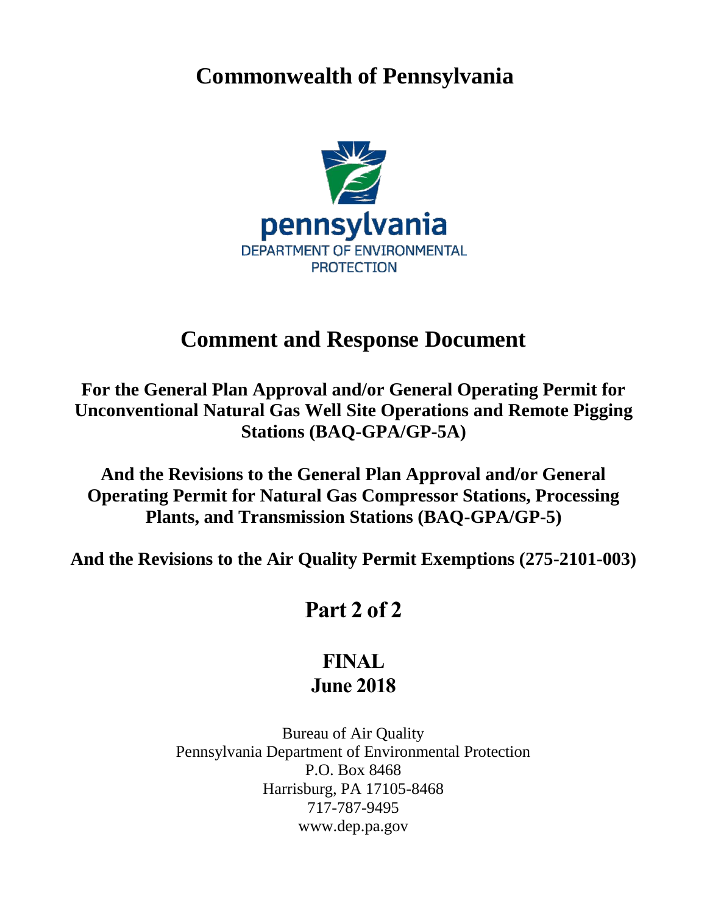# Commonwealth of Pennsylvania

pennsylvania
DEPARTMENT OF ENVIRONMENTAL PROTECTION

# Comment and Response Document

**For the General Plan Approval and/or General Operating Permit for Unconventional Natural Gas Well Site Operations and Remote Pigging Stations (BAQ-GPA/GP-5A)**

**And the Revisions to the General Plan Approval and/or General Operating Permit for Natural Gas Compressor Stations, Processing Plants, and Transmission Stations (BAQ-GPA/GP-5)**

**And the Revisions to the Air Quality Permit Exemptions (275-2101-003)**

## Part 2 of 2

## FINAL
## June 2018

Bureau of Air Quality
Pennsylvania Department of Environmental Protection
P.O. Box 8468
Harrisburg, PA 17105-8468
717-787-9495
www.dep.pa.gov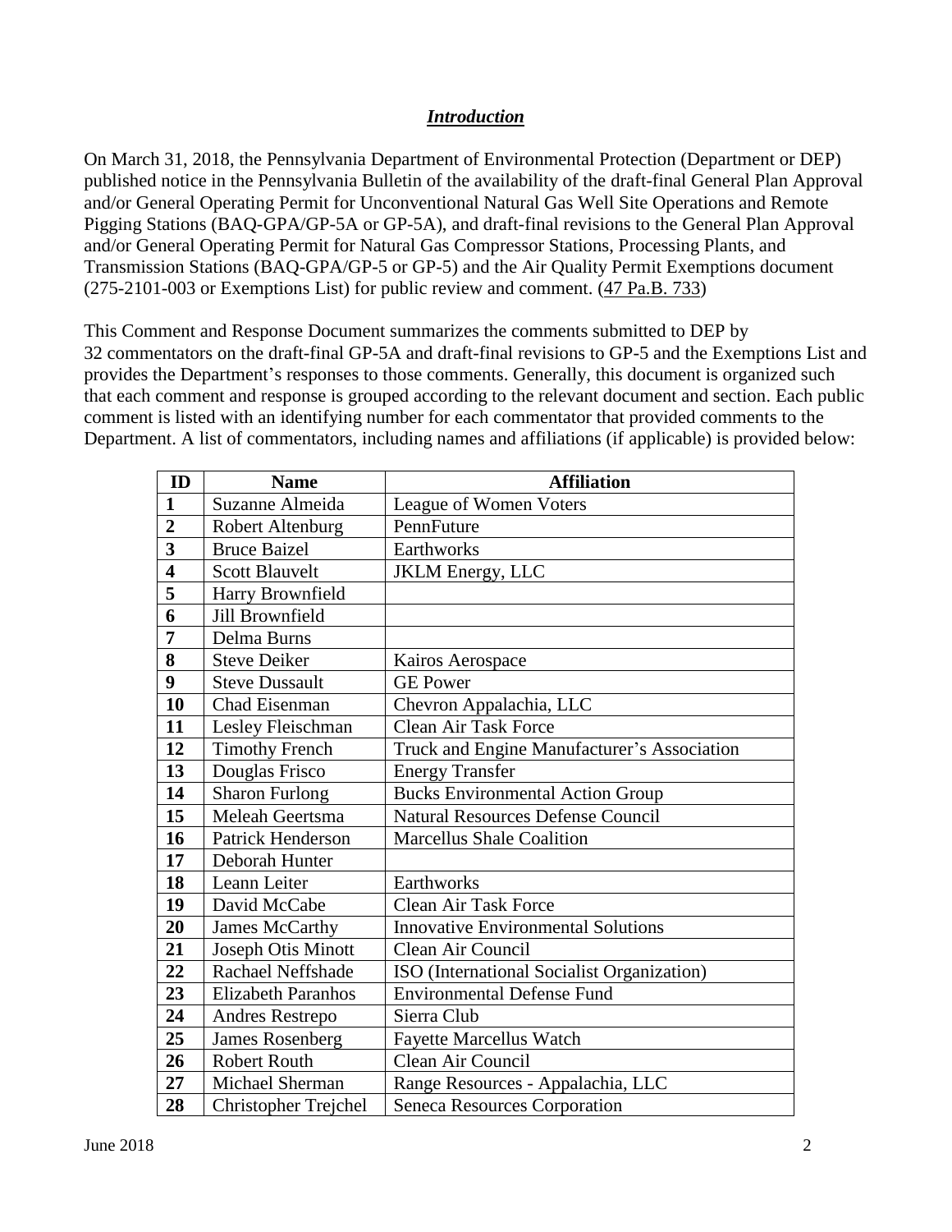## ***Introduction***

On March 31, 2018, the Pennsylvania Department of Environmental Protection (Department or DEP) published notice in the Pennsylvania Bulletin of the availability of the draft-final General Plan Approval and/or General Operating Permit for Unconventional Natural Gas Well Site Operations and Remote Pigging Stations (BAQ-GPA/GP-5A or GP-5A), and draft-final revisions to the General Plan Approval and/or General Operating Permit for Natural Gas Compressor Stations, Processing Plants, and Transmission Stations (BAQ-GPA/GP-5 or GP-5) and the Air Quality Permit Exemptions document (275-2101-003 or Exemptions List) for public review and comment. (47 Pa.B. 733)

This Comment and Response Document summarizes the comments submitted to DEP by 32 commentators on the draft-final GP-5A and draft-final revisions to GP-5 and the Exemptions List and provides the Department's responses to those comments. Generally, this document is organized such that each comment and response is grouped according to the relevant document and section. Each public comment is listed with an identifying number for each commentator that provided comments to the Department. A list of commentators, including names and affiliations (if applicable) is provided below:

| ID | Name | Affiliation |
|---|---|---|
| 1 | Suzanne Almeida | League of Women Voters |
| 2 | Robert Altenburg | PennFuture |
| 3 | Bruce Baizel | Earthworks |
| 4 | Scott Blauvelt | JKLM Energy, LLC |
| 5 | Harry Brownfield | |
| 6 | Jill Brownfield | |
| 7 | Delma Burns | |
| 8 | Steve Deiker | Kairos Aerospace |
| 9 | Steve Dussault | GE Power |
| 10 | Chad Eisenman | Chevron Appalachia, LLC |
| 11 | Lesley Fleischman | Clean Air Task Force |
| 12 | Timothy French | Truck and Engine Manufacturer's Association |
| 13 | Douglas Frisco | Energy Transfer |
| 14 | Sharon Furlong | Bucks Environmental Action Group |
| 15 | Meleah Geertsma | Natural Resources Defense Council |
| 16 | Patrick Henderson | Marcellus Shale Coalition |
| 17 | Deborah Hunter | |
| 18 | Leann Leiter | Earthworks |
| 19 | David McCabe | Clean Air Task Force |
| 20 | James McCarthy | Innovative Environmental Solutions |
| 21 | Joseph Otis Minott | Clean Air Council |
| 22 | Rachael Neffshade | ISO (International Socialist Organization) |
| 23 | Elizabeth Paranhos | Environmental Defense Fund |
| 24 | Andres Restrepo | Sierra Club |
| 25 | James Rosenberg | Fayette Marcellus Watch |
| 26 | Robert Routh | Clean Air Council |
| 27 | Michael Sherman | Range Resources - Appalachia, LLC |
| 28 | Christopher Trejchel | Seneca Resources Corporation |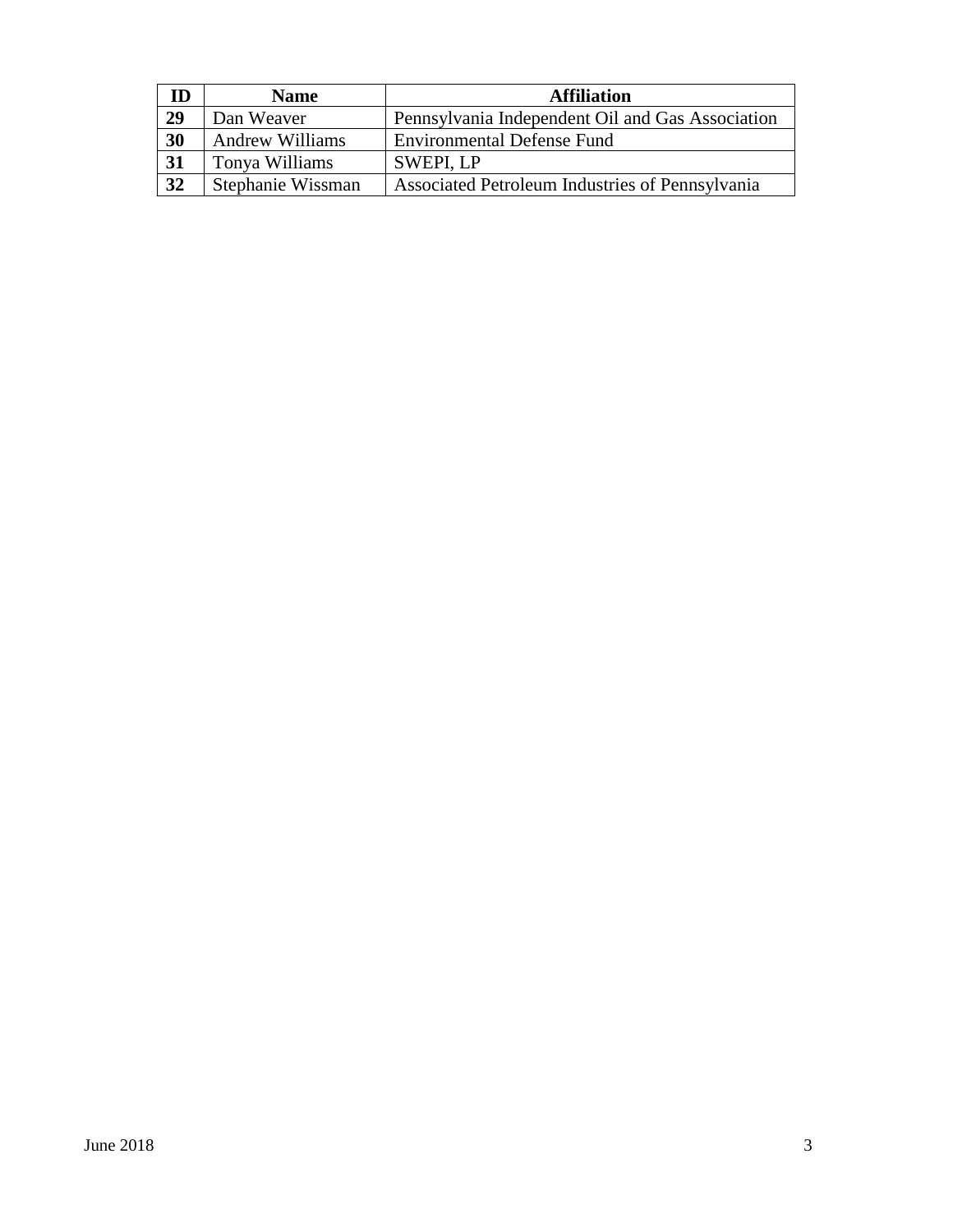| ID | Name | Affiliation |
|---|---|---|
| **29** | Dan Weaver | Pennsylvania Independent Oil and Gas Association |
| **30** | Andrew Williams | Environmental Defense Fund |
| **31** | Tonya Williams | SWEPI, LP |
| **32** | Stephanie Wissman | Associated Petroleum Industries of Pennsylvania |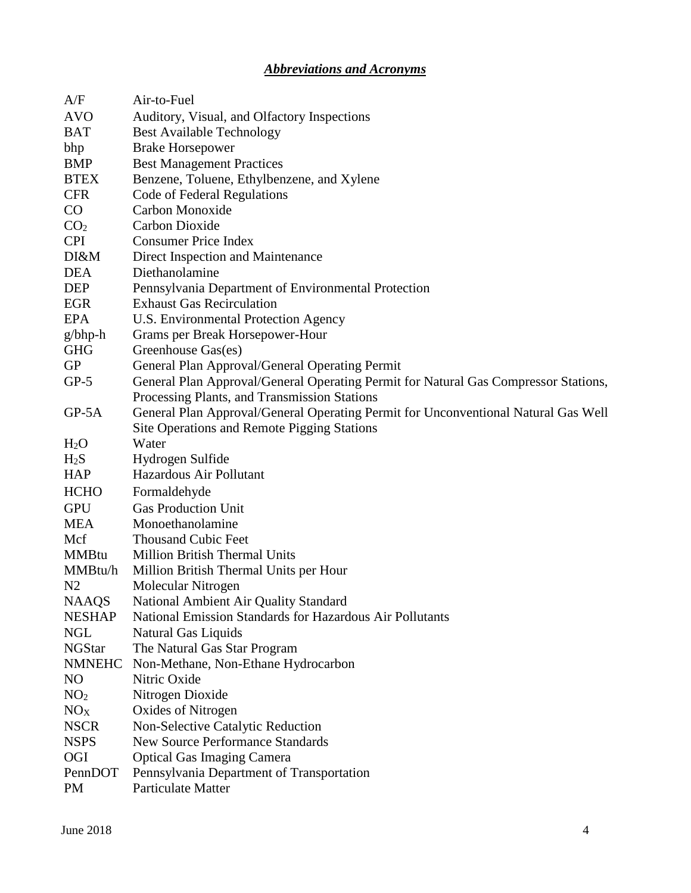## ***Abbreviations and Acronyms***

| | |
|---|---|
| A/F | Air-to-Fuel |
| AVO | Auditory, Visual, and Olfactory Inspections |
| BAT | Best Available Technology |
| bhp | Brake Horsepower |
| BMP | Best Management Practices |
| BTEX | Benzene, Toluene, Ethylbenzene, and Xylene |
| CFR | Code of Federal Regulations |
| CO | Carbon Monoxide |
| $CO_2$ | Carbon Dioxide |
| CPI | Consumer Price Index |
| DI&M | Direct Inspection and Maintenance |
| DEA | Diethanolamine |
| DEP | Pennsylvania Department of Environmental Protection |
| EGR | Exhaust Gas Recirculation |
| EPA | U.S. Environmental Protection Agency |
| g/bhp-h | Grams per Break Horsepower-Hour |
| GHG | Greenhouse Gas(es) |
| GP | General Plan Approval/General Operating Permit |
| GP-5 | General Plan Approval/General Operating Permit for Natural Gas Compressor Stations, Processing Plants, and Transmission Stations |
| GP-5A | General Plan Approval/General Operating Permit for Unconventional Natural Gas Well Site Operations and Remote Pigging Stations |
| $H_2O$ | Water |
| $H_2S$ | Hydrogen Sulfide |
| HAP | Hazardous Air Pollutant |
| HCHO | Formaldehyde |
| GPU | Gas Production Unit |
| MEA | Monoethanolamine |
| Mcf | Thousand Cubic Feet |
| MMBtu | Million British Thermal Units |
| MMBtu/h | Million British Thermal Units per Hour |
| N2 | Molecular Nitrogen |
| NAAQS | National Ambient Air Quality Standard |
| NESHAP | National Emission Standards for Hazardous Air Pollutants |
| NGL | Natural Gas Liquids |
| NGStar | The Natural Gas Star Program |
| NMNEHC | Non-Methane, Non-Ethane Hydrocarbon |
| NO | Nitric Oxide |
| $NO_2$ | Nitrogen Dioxide |
| $NO_X$ | Oxides of Nitrogen |
| NSCR | Non-Selective Catalytic Reduction |
| NSPS | New Source Performance Standards |
| OGI | Optical Gas Imaging Camera |
| PennDOT | Pennsylvania Department of Transportation |
| PM | Particulate Matter |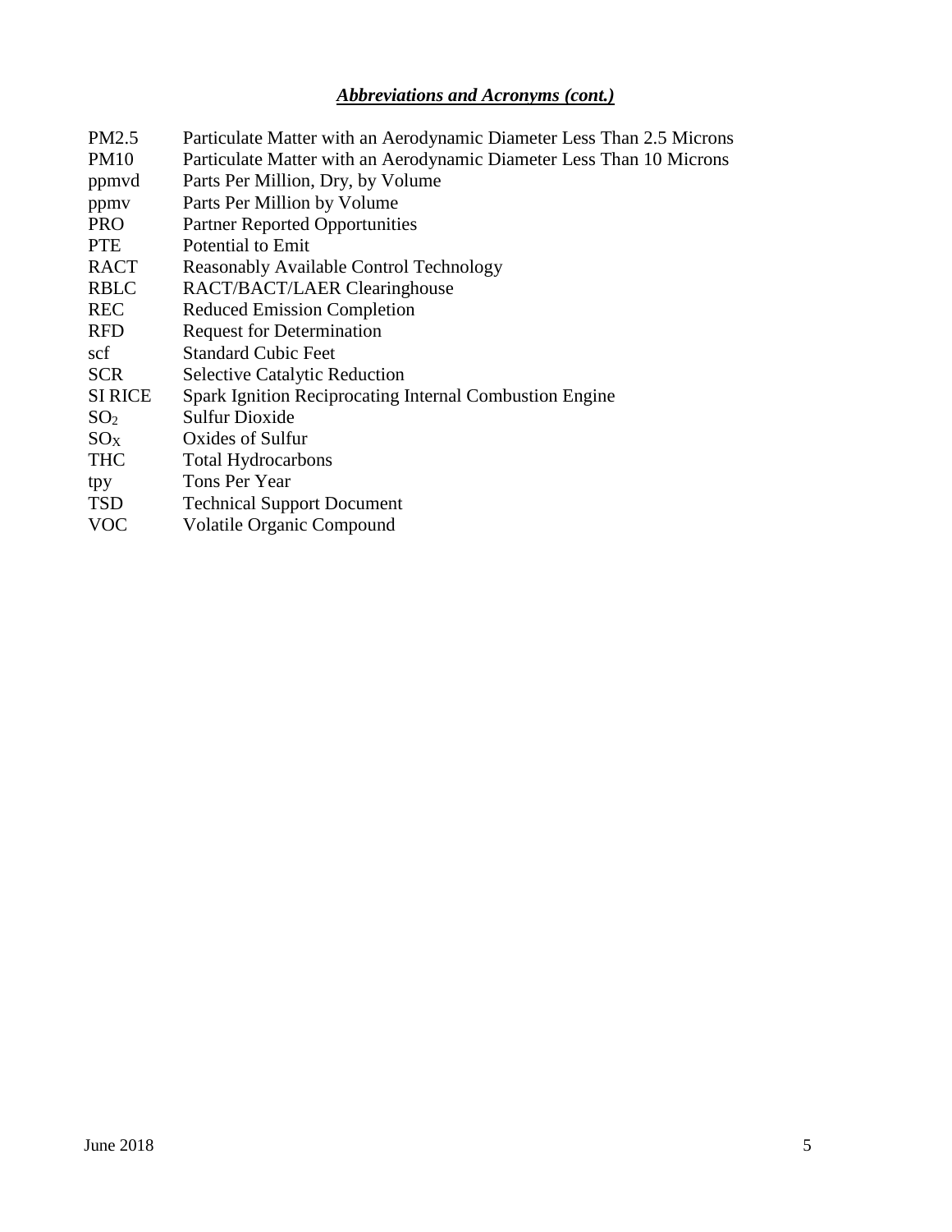***Abbreviations and Acronyms (cont.)***

| | |
|---|---|
| PM2.5 | Particulate Matter with an Aerodynamic Diameter Less Than 2.5 Microns |
| PM10 | Particulate Matter with an Aerodynamic Diameter Less Than 10 Microns |
| ppmvd | Parts Per Million, Dry, by Volume |
| ppmv | Parts Per Million by Volume |
| PRO | Partner Reported Opportunities |
| PTE | Potential to Emit |
| RACT | Reasonably Available Control Technology |
| RBLC | RACT/BACT/LAER Clearinghouse |
| REC | Reduced Emission Completion |
| RFD | Request for Determination |
| scf | Standard Cubic Feet |
| SCR | Selective Catalytic Reduction |
| SI RICE | Spark Ignition Reciprocating Internal Combustion Engine |
| $SO_2$ | Sulfur Dioxide |
| $SO_X$ | Oxides of Sulfur |
| THC | Total Hydrocarbons |
| tpy | Tons Per Year |
| TSD | Technical Support Document |
| VOC | Volatile Organic Compound |

June 2018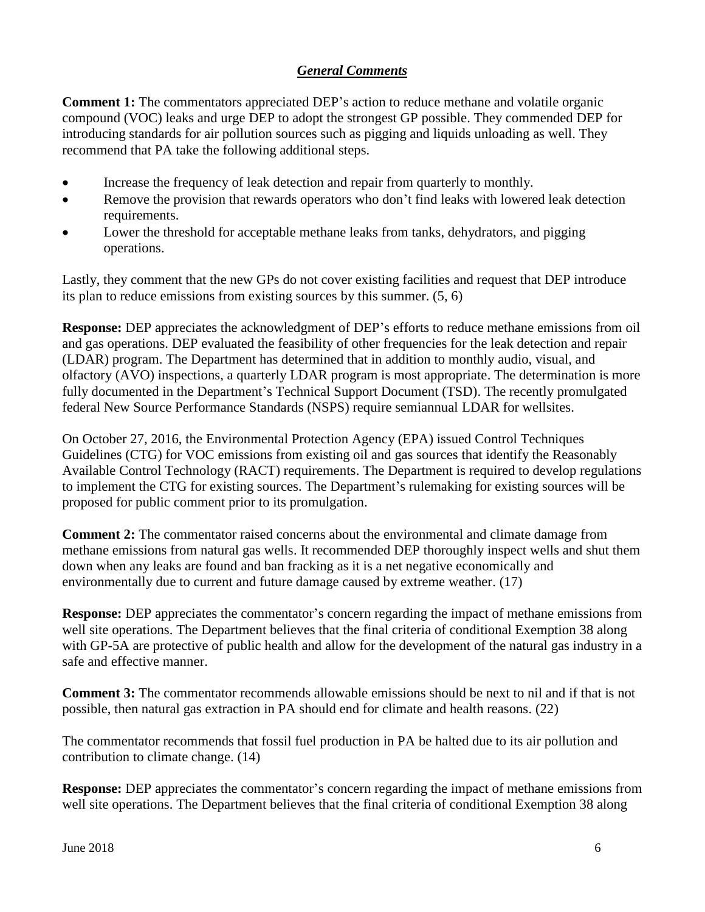## ***General Comments***

**Comment 1:** The commentators appreciated DEP's action to reduce methane and volatile organic compound (VOC) leaks and urge DEP to adopt the strongest GP possible. They commended DEP for introducing standards for air pollution sources such as pigging and liquids unloading as well. They recommend that PA take the following additional steps.

- Increase the frequency of leak detection and repair from quarterly to monthly.
- Remove the provision that rewards operators who don't find leaks with lowered leak detection requirements.
- Lower the threshold for acceptable methane leaks from tanks, dehydrators, and pigging operations.

Lastly, they comment that the new GPs do not cover existing facilities and request that DEP introduce its plan to reduce emissions from existing sources by this summer. (5, 6)

**Response:** DEP appreciates the acknowledgment of DEP's efforts to reduce methane emissions from oil and gas operations. DEP evaluated the feasibility of other frequencies for the leak detection and repair (LDAR) program. The Department has determined that in addition to monthly audio, visual, and olfactory (AVO) inspections, a quarterly LDAR program is most appropriate. The determination is more fully documented in the Department's Technical Support Document (TSD). The recently promulgated federal New Source Performance Standards (NSPS) require semiannual LDAR for wellsites.

On October 27, 2016, the Environmental Protection Agency (EPA) issued Control Techniques Guidelines (CTG) for VOC emissions from existing oil and gas sources that identify the Reasonably Available Control Technology (RACT) requirements. The Department is required to develop regulations to implement the CTG for existing sources. The Department's rulemaking for existing sources will be proposed for public comment prior to its promulgation.

**Comment 2:** The commentator raised concerns about the environmental and climate damage from methane emissions from natural gas wells. It recommended DEP thoroughly inspect wells and shut them down when any leaks are found and ban fracking as it is a net negative economically and environmentally due to current and future damage caused by extreme weather. (17)

**Response:** DEP appreciates the commentator's concern regarding the impact of methane emissions from well site operations. The Department believes that the final criteria of conditional Exemption 38 along with GP-5A are protective of public health and allow for the development of the natural gas industry in a safe and effective manner.

**Comment 3:** The commentator recommends allowable emissions should be next to nil and if that is not possible, then natural gas extraction in PA should end for climate and health reasons. (22)

The commentator recommends that fossil fuel production in PA be halted due to its air pollution and contribution to climate change. (14)

**Response:** DEP appreciates the commentator's concern regarding the impact of methane emissions from well site operations. The Department believes that the final criteria of conditional Exemption 38 along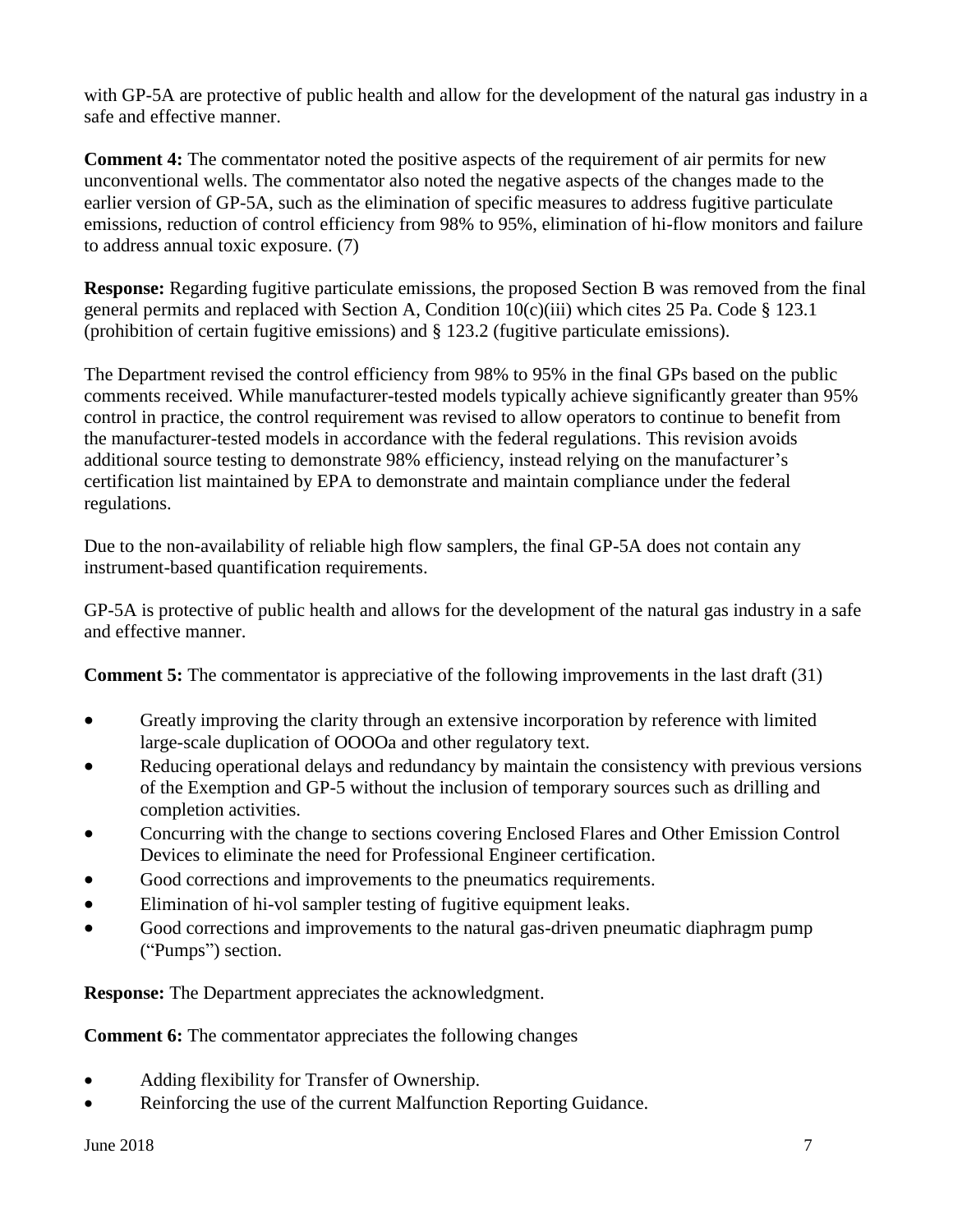with GP-5A are protective of public health and allow for the development of the natural gas industry in a safe and effective manner.

**Comment 4:** The commentator noted the positive aspects of the requirement of air permits for new unconventional wells. The commentator also noted the negative aspects of the changes made to the earlier version of GP-5A, such as the elimination of specific measures to address fugitive particulate emissions, reduction of control efficiency from 98% to 95%, elimination of hi-flow monitors and failure to address annual toxic exposure. (7)

**Response:** Regarding fugitive particulate emissions, the proposed Section B was removed from the final general permits and replaced with Section A, Condition 10(c)(iii) which cites 25 Pa. Code § 123.1 (prohibition of certain fugitive emissions) and § 123.2 (fugitive particulate emissions).

The Department revised the control efficiency from 98% to 95% in the final GPs based on the public comments received. While manufacturer-tested models typically achieve significantly greater than 95% control in practice, the control requirement was revised to allow operators to continue to benefit from the manufacturer-tested models in accordance with the federal regulations. This revision avoids additional source testing to demonstrate 98% efficiency, instead relying on the manufacturer's certification list maintained by EPA to demonstrate and maintain compliance under the federal regulations.

Due to the non-availability of reliable high flow samplers, the final GP-5A does not contain any instrument-based quantification requirements.

GP-5A is protective of public health and allows for the development of the natural gas industry in a safe and effective manner.

**Comment 5:** The commentator is appreciative of the following improvements in the last draft (31)

- Greatly improving the clarity through an extensive incorporation by reference with limited large-scale duplication of OOOOa and other regulatory text.
- Reducing operational delays and redundancy by maintain the consistency with previous versions of the Exemption and GP-5 without the inclusion of temporary sources such as drilling and completion activities.
- Concurring with the change to sections covering Enclosed Flares and Other Emission Control Devices to eliminate the need for Professional Engineer certification.
- Good corrections and improvements to the pneumatics requirements.
- Elimination of hi-vol sampler testing of fugitive equipment leaks.
- Good corrections and improvements to the natural gas-driven pneumatic diaphragm pump ("Pumps") section.

**Response:** The Department appreciates the acknowledgment.

**Comment 6:** The commentator appreciates the following changes

- Adding flexibility for Transfer of Ownership.
- Reinforcing the use of the current Malfunction Reporting Guidance.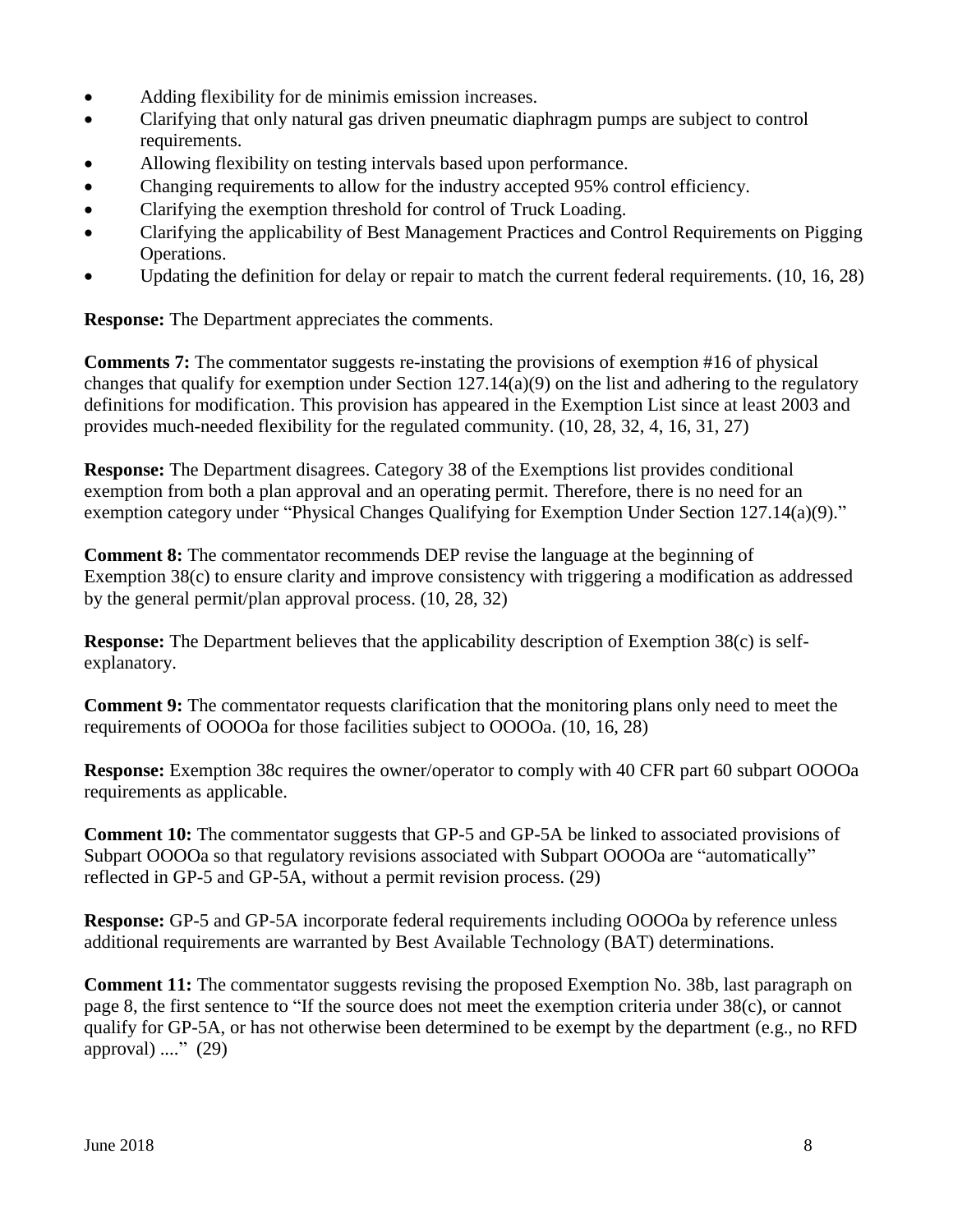- Adding flexibility for de minimis emission increases.
- Clarifying that only natural gas driven pneumatic diaphragm pumps are subject to control requirements.
- Allowing flexibility on testing intervals based upon performance.
- Changing requirements to allow for the industry accepted 95% control efficiency.
- Clarifying the exemption threshold for control of Truck Loading.
- Clarifying the applicability of Best Management Practices and Control Requirements on Pigging Operations.
- Updating the definition for delay or repair to match the current federal requirements. (10, 16, 28)

**Response:** The Department appreciates the comments.

**Comments 7:** The commentator suggests re-instating the provisions of exemption #16 of physical changes that qualify for exemption under Section 127.14(a)(9) on the list and adhering to the regulatory definitions for modification. This provision has appeared in the Exemption List since at least 2003 and provides much-needed flexibility for the regulated community. (10, 28, 32, 4, 16, 31, 27)

**Response:** The Department disagrees. Category 38 of the Exemptions list provides conditional exemption from both a plan approval and an operating permit. Therefore, there is no need for an exemption category under "Physical Changes Qualifying for Exemption Under Section 127.14(a)(9)."

**Comment 8:** The commentator recommends DEP revise the language at the beginning of Exemption 38(c) to ensure clarity and improve consistency with triggering a modification as addressed by the general permit/plan approval process. (10, 28, 32)

**Response:** The Department believes that the applicability description of Exemption 38(c) is self-explanatory.

**Comment 9:** The commentator requests clarification that the monitoring plans only need to meet the requirements of OOOOa for those facilities subject to OOOOa. (10, 16, 28)

**Response:** Exemption 38c requires the owner/operator to comply with 40 CFR part 60 subpart OOOOa requirements as applicable.

**Comment 10:** The commentator suggests that GP-5 and GP-5A be linked to associated provisions of Subpart OOOOa so that regulatory revisions associated with Subpart OOOOa are "automatically" reflected in GP-5 and GP-5A, without a permit revision process. (29)

**Response:** GP-5 and GP-5A incorporate federal requirements including OOOOa by reference unless additional requirements are warranted by Best Available Technology (BAT) determinations.

**Comment 11:** The commentator suggests revising the proposed Exemption No. 38b, last paragraph on page 8, the first sentence to "If the source does not meet the exemption criteria under 38(c), or cannot qualify for GP-5A, or has not otherwise been determined to be exempt by the department (e.g., no RFD approval) ...." (29)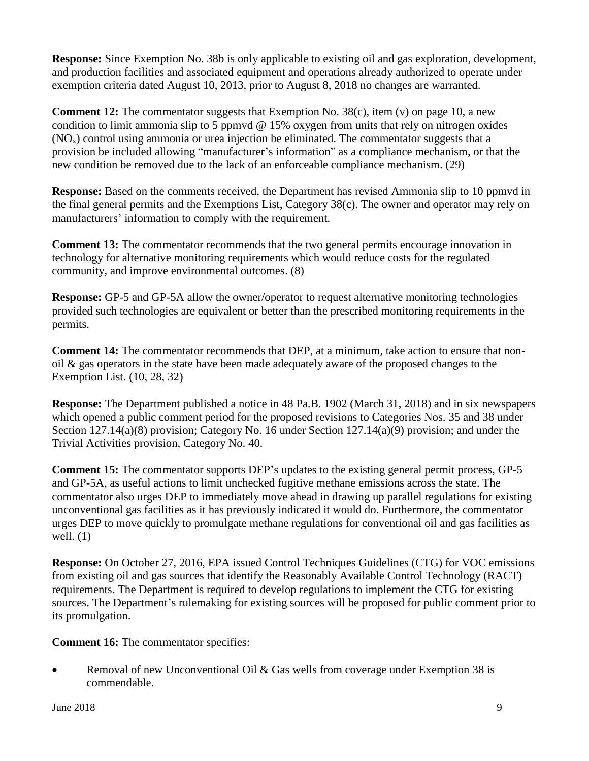**Response:** Since Exemption No. 38b is only applicable to existing oil and gas exploration, development, and production facilities and associated equipment and operations already authorized to operate under exemption criteria dated August 10, 2013, prior to August 8, 2018 no changes are warranted.

**Comment 12:** The commentator suggests that Exemption No. 38(c), item (v) on page 10, a new condition to limit ammonia slip to 5 ppmvd @ 15% oxygen from units that rely on nitrogen oxides ($NO_x$) control using ammonia or urea injection be eliminated. The commentator suggests that a provision be included allowing "manufacturer's information" as a compliance mechanism, or that the new condition be removed due to the lack of an enforceable compliance mechanism. (29)

**Response:** Based on the comments received, the Department has revised Ammonia slip to 10 ppmvd in the final general permits and the Exemptions List, Category 38(c). The owner and operator may rely on manufacturers' information to comply with the requirement.

**Comment 13:** The commentator recommends that the two general permits encourage innovation in technology for alternative monitoring requirements which would reduce costs for the regulated community, and improve environmental outcomes. (8)

**Response:** GP-5 and GP-5A allow the owner/operator to request alternative monitoring technologies provided such technologies are equivalent or better than the prescribed monitoring requirements in the permits.

**Comment 14:** The commentator recommends that DEP, at a minimum, take action to ensure that non-oil & gas operators in the state have been made adequately aware of the proposed changes to the Exemption List. (10, 28, 32)

**Response:** The Department published a notice in 48 Pa.B. 1902 (March 31, 2018) and in six newspapers which opened a public comment period for the proposed revisions to Categories Nos. 35 and 38 under Section 127.14(a)(8) provision; Category No. 16 under Section 127.14(a)(9) provision; and under the Trivial Activities provision, Category No. 40.

**Comment 15:** The commentator supports DEP's updates to the existing general permit process, GP-5 and GP-5A, as useful actions to limit unchecked fugitive methane emissions across the state. The commentator also urges DEP to immediately move ahead in drawing up parallel regulations for existing unconventional gas facilities as it has previously indicated it would do. Furthermore, the commentator urges DEP to move quickly to promulgate methane regulations for conventional oil and gas facilities as well. (1)

**Response:** On October 27, 2016, EPA issued Control Techniques Guidelines (CTG) for VOC emissions from existing oil and gas sources that identify the Reasonably Available Control Technology (RACT) requirements. The Department is required to develop regulations to implement the CTG for existing sources. The Department's rulemaking for existing sources will be proposed for public comment prior to its promulgation.

**Comment 16:** The commentator specifies:

- Removal of new Unconventional Oil & Gas wells from coverage under Exemption 38 is commendable.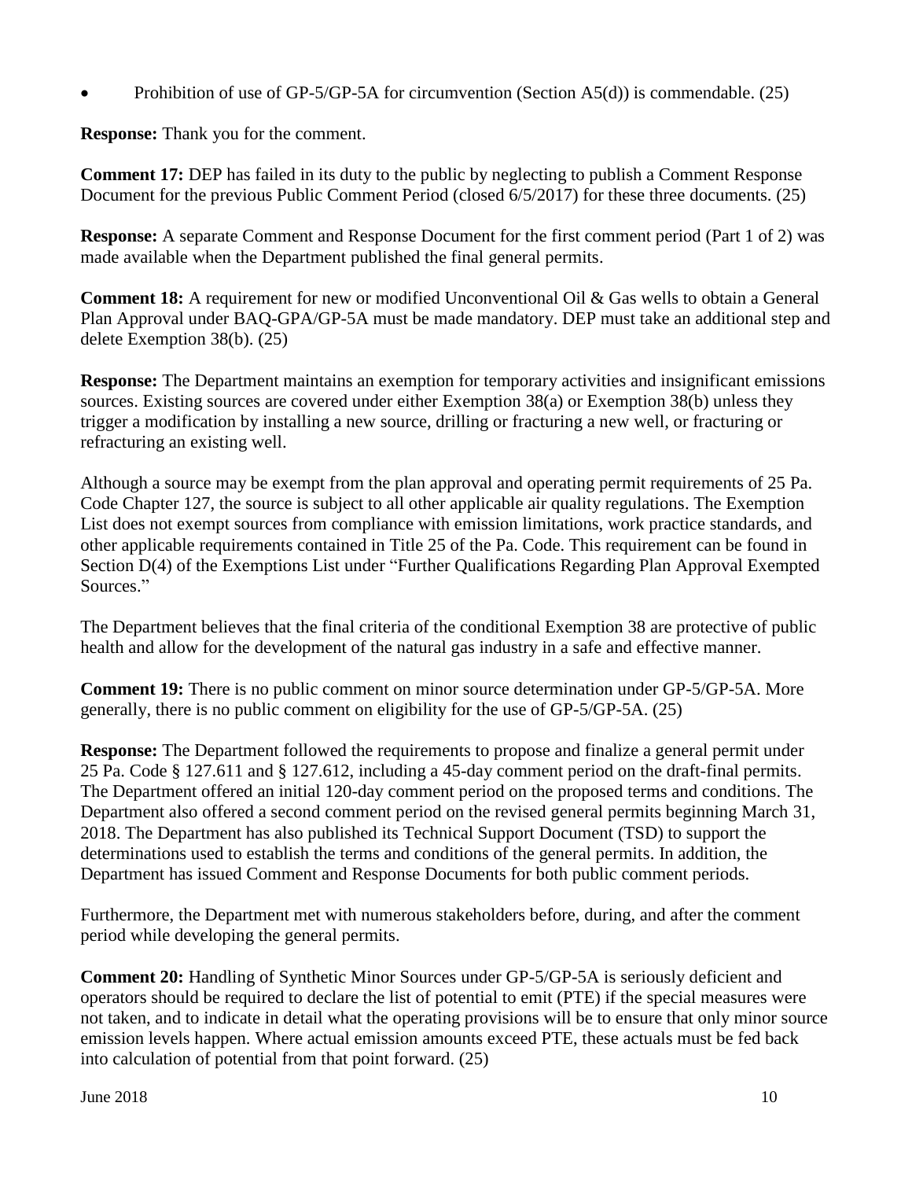- Prohibition of use of GP-5/GP-5A for circumvention (Section A5(d)) is commendable. (25)

**Response:** Thank you for the comment.

**Comment 17:** DEP has failed in its duty to the public by neglecting to publish a Comment Response Document for the previous Public Comment Period (closed 6/5/2017) for these three documents. (25)

**Response:** A separate Comment and Response Document for the first comment period (Part 1 of 2) was made available when the Department published the final general permits.

**Comment 18:** A requirement for new or modified Unconventional Oil & Gas wells to obtain a General Plan Approval under BAQ-GPA/GP-5A must be made mandatory. DEP must take an additional step and delete Exemption 38(b). (25)

**Response:** The Department maintains an exemption for temporary activities and insignificant emissions sources. Existing sources are covered under either Exemption 38(a) or Exemption 38(b) unless they trigger a modification by installing a new source, drilling or fracturing a new well, or fracturing or refracturing an existing well.

Although a source may be exempt from the plan approval and operating permit requirements of 25 Pa. Code Chapter 127, the source is subject to all other applicable air quality regulations. The Exemption List does not exempt sources from compliance with emission limitations, work practice standards, and other applicable requirements contained in Title 25 of the Pa. Code. This requirement can be found in Section D(4) of the Exemptions List under "Further Qualifications Regarding Plan Approval Exempted Sources."

The Department believes that the final criteria of the conditional Exemption 38 are protective of public health and allow for the development of the natural gas industry in a safe and effective manner.

**Comment 19:** There is no public comment on minor source determination under GP-5/GP-5A. More generally, there is no public comment on eligibility for the use of GP-5/GP-5A. (25)

**Response:** The Department followed the requirements to propose and finalize a general permit under 25 Pa. Code § 127.611 and § 127.612, including a 45-day comment period on the draft-final permits. The Department offered an initial 120-day comment period on the proposed terms and conditions. The Department also offered a second comment period on the revised general permits beginning March 31, 2018. The Department has also published its Technical Support Document (TSD) to support the determinations used to establish the terms and conditions of the general permits. In addition, the Department has issued Comment and Response Documents for both public comment periods.

Furthermore, the Department met with numerous stakeholders before, during, and after the comment period while developing the general permits.

**Comment 20:** Handling of Synthetic Minor Sources under GP-5/GP-5A is seriously deficient and operators should be required to declare the list of potential to emit (PTE) if the special measures were not taken, and to indicate in detail what the operating provisions will be to ensure that only minor source emission levels happen. Where actual emission amounts exceed PTE, these actuals must be fed back into calculation of potential from that point forward. (25)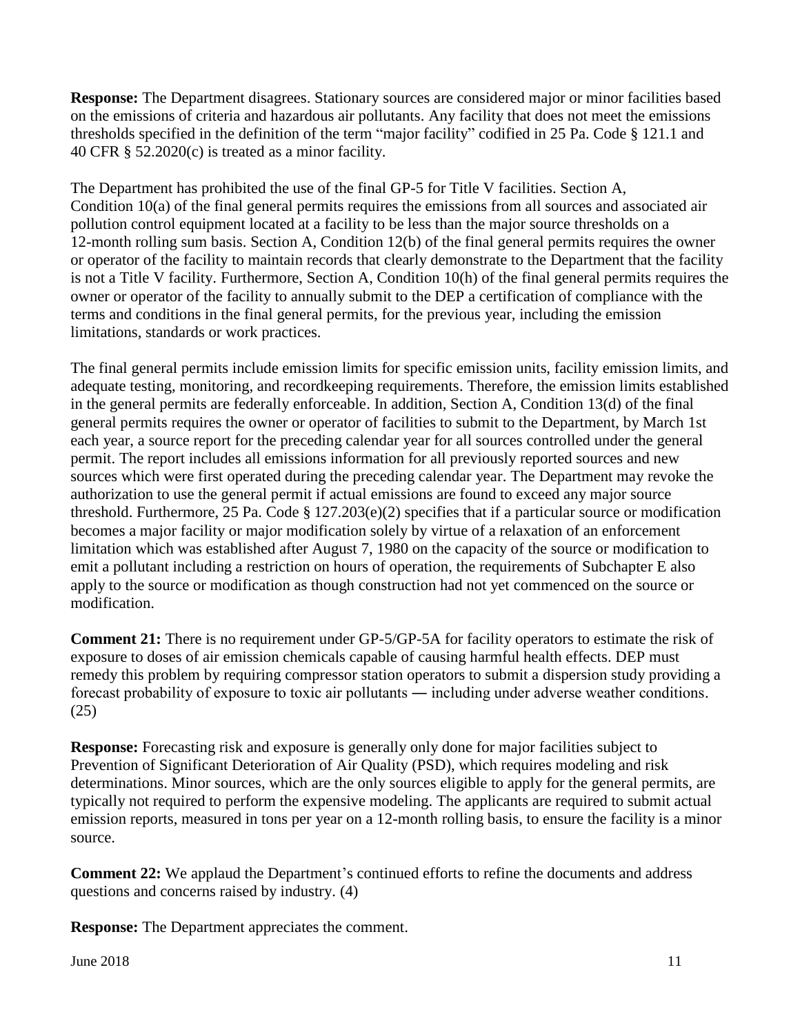**Response:** The Department disagrees. Stationary sources are considered major or minor facilities based on the emissions of criteria and hazardous air pollutants. Any facility that does not meet the emissions thresholds specified in the definition of the term "major facility" codified in 25 Pa. Code § 121.1 and 40 CFR § 52.2020(c) is treated as a minor facility.

The Department has prohibited the use of the final GP-5 for Title V facilities. Section A, Condition 10(a) of the final general permits requires the emissions from all sources and associated air pollution control equipment located at a facility to be less than the major source thresholds on a 12-month rolling sum basis. Section A, Condition 12(b) of the final general permits requires the owner or operator of the facility to maintain records that clearly demonstrate to the Department that the facility is not a Title V facility. Furthermore, Section A, Condition 10(h) of the final general permits requires the owner or operator of the facility to annually submit to the DEP a certification of compliance with the terms and conditions in the final general permits, for the previous year, including the emission limitations, standards or work practices.

The final general permits include emission limits for specific emission units, facility emission limits, and adequate testing, monitoring, and recordkeeping requirements. Therefore, the emission limits established in the general permits are federally enforceable. In addition, Section A, Condition 13(d) of the final general permits requires the owner or operator of facilities to submit to the Department, by March 1st each year, a source report for the preceding calendar year for all sources controlled under the general permit. The report includes all emissions information for all previously reported sources and new sources which were first operated during the preceding calendar year. The Department may revoke the authorization to use the general permit if actual emissions are found to exceed any major source threshold. Furthermore, 25 Pa. Code § 127.203(e)(2) specifies that if a particular source or modification becomes a major facility or major modification solely by virtue of a relaxation of an enforcement limitation which was established after August 7, 1980 on the capacity of the source or modification to emit a pollutant including a restriction on hours of operation, the requirements of Subchapter E also apply to the source or modification as though construction had not yet commenced on the source or modification.

**Comment 21:** There is no requirement under GP-5/GP-5A for facility operators to estimate the risk of exposure to doses of air emission chemicals capable of causing harmful health effects. DEP must remedy this problem by requiring compressor station operators to submit a dispersion study providing a forecast probability of exposure to toxic air pollutants ― including under adverse weather conditions. (25)

**Response:** Forecasting risk and exposure is generally only done for major facilities subject to Prevention of Significant Deterioration of Air Quality (PSD), which requires modeling and risk determinations. Minor sources, which are the only sources eligible to apply for the general permits, are typically not required to perform the expensive modeling. The applicants are required to submit actual emission reports, measured in tons per year on a 12-month rolling basis, to ensure the facility is a minor source.

**Comment 22:** We applaud the Department's continued efforts to refine the documents and address questions and concerns raised by industry. (4)

**Response:** The Department appreciates the comment.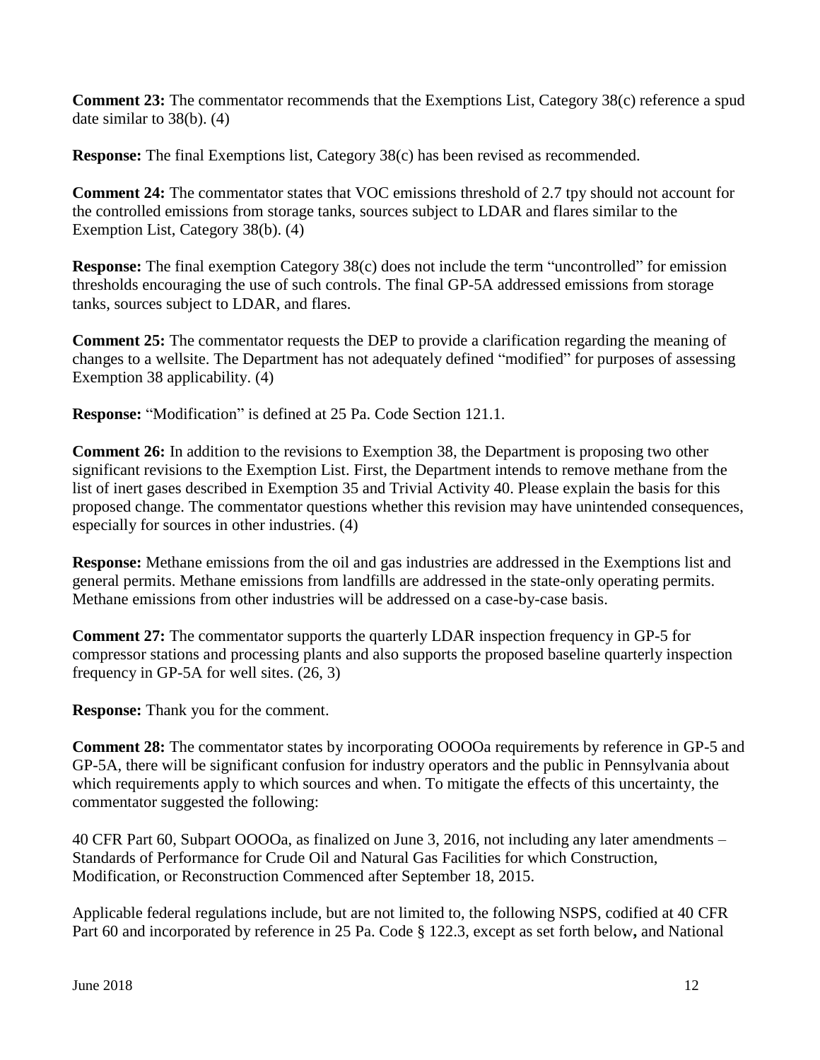**Comment 23:** The commentator recommends that the Exemptions List, Category 38(c) reference a spud date similar to 38(b). (4)

**Response:** The final Exemptions list, Category 38(c) has been revised as recommended.

**Comment 24:** The commentator states that VOC emissions threshold of 2.7 tpy should not account for the controlled emissions from storage tanks, sources subject to LDAR and flares similar to the Exemption List, Category 38(b). (4)

**Response:** The final exemption Category 38(c) does not include the term "uncontrolled" for emission thresholds encouraging the use of such controls. The final GP-5A addressed emissions from storage tanks, sources subject to LDAR, and flares.

**Comment 25:** The commentator requests the DEP to provide a clarification regarding the meaning of changes to a wellsite. The Department has not adequately defined "modified" for purposes of assessing Exemption 38 applicability. (4)

**Response:** "Modification" is defined at 25 Pa. Code Section 121.1.

**Comment 26:** In addition to the revisions to Exemption 38, the Department is proposing two other significant revisions to the Exemption List. First, the Department intends to remove methane from the list of inert gases described in Exemption 35 and Trivial Activity 40. Please explain the basis for this proposed change. The commentator questions whether this revision may have unintended consequences, especially for sources in other industries. (4)

**Response:** Methane emissions from the oil and gas industries are addressed in the Exemptions list and general permits. Methane emissions from landfills are addressed in the state-only operating permits. Methane emissions from other industries will be addressed on a case-by-case basis.

**Comment 27:** The commentator supports the quarterly LDAR inspection frequency in GP-5 for compressor stations and processing plants and also supports the proposed baseline quarterly inspection frequency in GP-5A for well sites. (26, 3)

**Response:** Thank you for the comment.

**Comment 28:** The commentator states by incorporating OOOOa requirements by reference in GP-5 and GP-5A, there will be significant confusion for industry operators and the public in Pennsylvania about which requirements apply to which sources and when. To mitigate the effects of this uncertainty, the commentator suggested the following:

40 CFR Part 60, Subpart OOOOa, as finalized on June 3, 2016, not including any later amendments – Standards of Performance for Crude Oil and Natural Gas Facilities for which Construction, Modification, or Reconstruction Commenced after September 18, 2015.

Applicable federal regulations include, but are not limited to, the following NSPS, codified at 40 CFR Part 60 and incorporated by reference in 25 Pa. Code § 122.3, except as set forth below**,** and National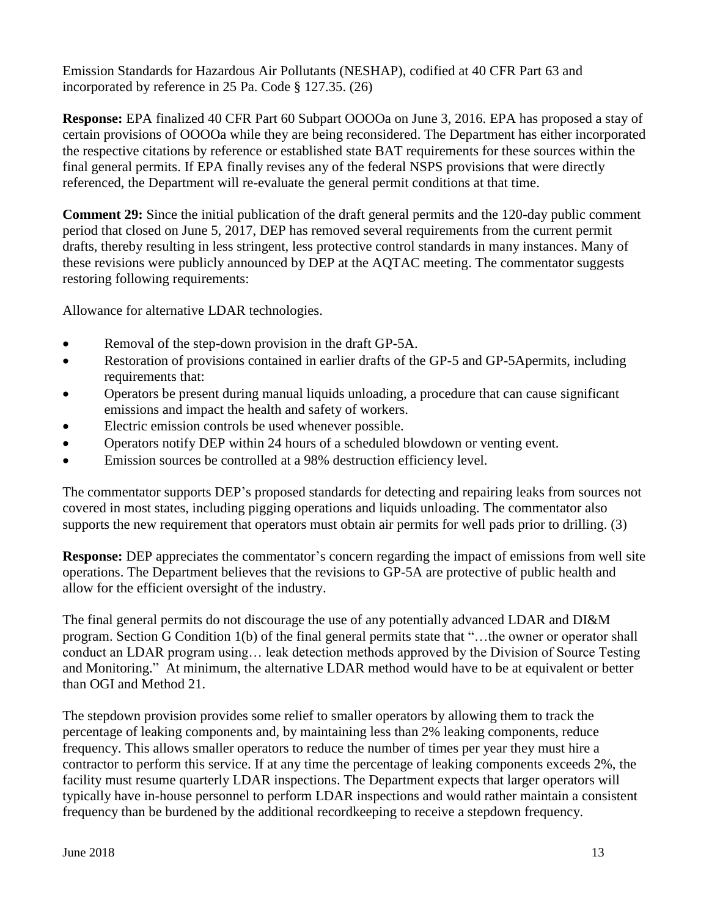Emission Standards for Hazardous Air Pollutants (NESHAP), codified at 40 CFR Part 63 and incorporated by reference in 25 Pa. Code § 127.35. (26)

**Response:** EPA finalized 40 CFR Part 60 Subpart OOOOa on June 3, 2016. EPA has proposed a stay of certain provisions of OOOOa while they are being reconsidered. The Department has either incorporated the respective citations by reference or established state BAT requirements for these sources within the final general permits. If EPA finally revises any of the federal NSPS provisions that were directly referenced, the Department will re-evaluate the general permit conditions at that time.

**Comment 29:** Since the initial publication of the draft general permits and the 120-day public comment period that closed on June 5, 2017, DEP has removed several requirements from the current permit drafts, thereby resulting in less stringent, less protective control standards in many instances. Many of these revisions were publicly announced by DEP at the AQTAC meeting. The commentator suggests restoring following requirements:

Allowance for alternative LDAR technologies.

- Removal of the step-down provision in the draft GP-5A.
- Restoration of provisions contained in earlier drafts of the GP-5 and GP-5Apermits, including requirements that:
- Operators be present during manual liquids unloading, a procedure that can cause significant emissions and impact the health and safety of workers.
- Electric emission controls be used whenever possible.
- Operators notify DEP within 24 hours of a scheduled blowdown or venting event.
- Emission sources be controlled at a 98% destruction efficiency level.

The commentator supports DEP's proposed standards for detecting and repairing leaks from sources not covered in most states, including pigging operations and liquids unloading. The commentator also supports the new requirement that operators must obtain air permits for well pads prior to drilling. (3)

**Response:** DEP appreciates the commentator's concern regarding the impact of emissions from well site operations. The Department believes that the revisions to GP-5A are protective of public health and allow for the efficient oversight of the industry.

The final general permits do not discourage the use of any potentially advanced LDAR and DI&M program. Section G Condition 1(b) of the final general permits state that "…the owner or operator shall conduct an LDAR program using… leak detection methods approved by the Division of Source Testing and Monitoring." At minimum, the alternative LDAR method would have to be at equivalent or better than OGI and Method 21.

The stepdown provision provides some relief to smaller operators by allowing them to track the percentage of leaking components and, by maintaining less than 2% leaking components, reduce frequency. This allows smaller operators to reduce the number of times per year they must hire a contractor to perform this service. If at any time the percentage of leaking components exceeds 2%, the facility must resume quarterly LDAR inspections. The Department expects that larger operators will typically have in-house personnel to perform LDAR inspections and would rather maintain a consistent frequency than be burdened by the additional recordkeeping to receive a stepdown frequency.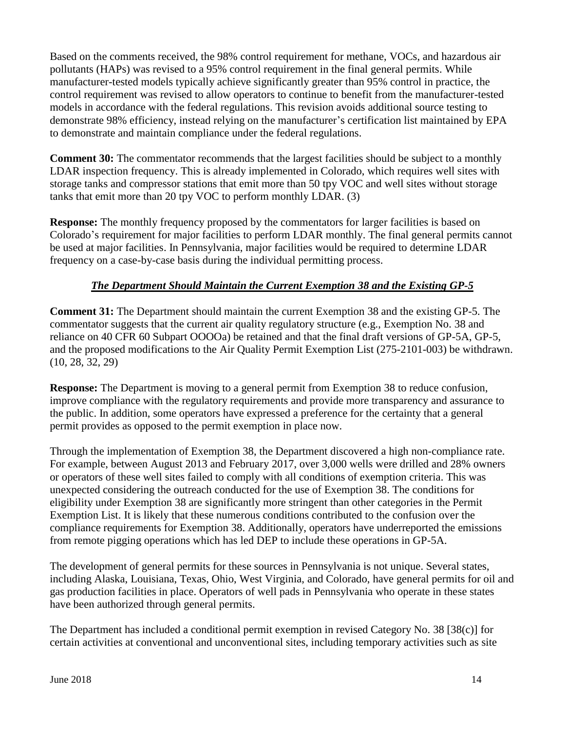Based on the comments received, the 98% control requirement for methane, VOCs, and hazardous air pollutants (HAPs) was revised to a 95% control requirement in the final general permits. While manufacturer-tested models typically achieve significantly greater than 95% control in practice, the control requirement was revised to allow operators to continue to benefit from the manufacturer-tested models in accordance with the federal regulations. This revision avoids additional source testing to demonstrate 98% efficiency, instead relying on the manufacturer's certification list maintained by EPA to demonstrate and maintain compliance under the federal regulations.

**Comment 30:** The commentator recommends that the largest facilities should be subject to a monthly LDAR inspection frequency. This is already implemented in Colorado, which requires well sites with storage tanks and compressor stations that emit more than 50 tpy VOC and well sites without storage tanks that emit more than 20 tpy VOC to perform monthly LDAR. (3)

**Response:** The monthly frequency proposed by the commentators for larger facilities is based on Colorado's requirement for major facilities to perform LDAR monthly. The final general permits cannot be used at major facilities. In Pennsylvania, major facilities would be required to determine LDAR frequency on a case-by-case basis during the individual permitting process.

***The Department Should Maintain the Current Exemption 38 and the Existing GP-5***

**Comment 31:** The Department should maintain the current Exemption 38 and the existing GP-5. The commentator suggests that the current air quality regulatory structure (e.g., Exemption No. 38 and reliance on 40 CFR 60 Subpart OOOOa) be retained and that the final draft versions of GP-5A, GP-5, and the proposed modifications to the Air Quality Permit Exemption List (275-2101-003) be withdrawn. (10, 28, 32, 29)

**Response:** The Department is moving to a general permit from Exemption 38 to reduce confusion, improve compliance with the regulatory requirements and provide more transparency and assurance to the public. In addition, some operators have expressed a preference for the certainty that a general permit provides as opposed to the permit exemption in place now.

Through the implementation of Exemption 38, the Department discovered a high non-compliance rate. For example, between August 2013 and February 2017, over 3,000 wells were drilled and 28% owners or operators of these well sites failed to comply with all conditions of exemption criteria. This was unexpected considering the outreach conducted for the use of Exemption 38. The conditions for eligibility under Exemption 38 are significantly more stringent than other categories in the Permit Exemption List. It is likely that these numerous conditions contributed to the confusion over the compliance requirements for Exemption 38. Additionally, operators have underreported the emissions from remote pigging operations which has led DEP to include these operations in GP-5A.

The development of general permits for these sources in Pennsylvania is not unique. Several states, including Alaska, Louisiana, Texas, Ohio, West Virginia, and Colorado, have general permits for oil and gas production facilities in place. Operators of well pads in Pennsylvania who operate in these states have been authorized through general permits.

The Department has included a conditional permit exemption in revised Category No. 38 [38(c)] for certain activities at conventional and unconventional sites, including temporary activities such as site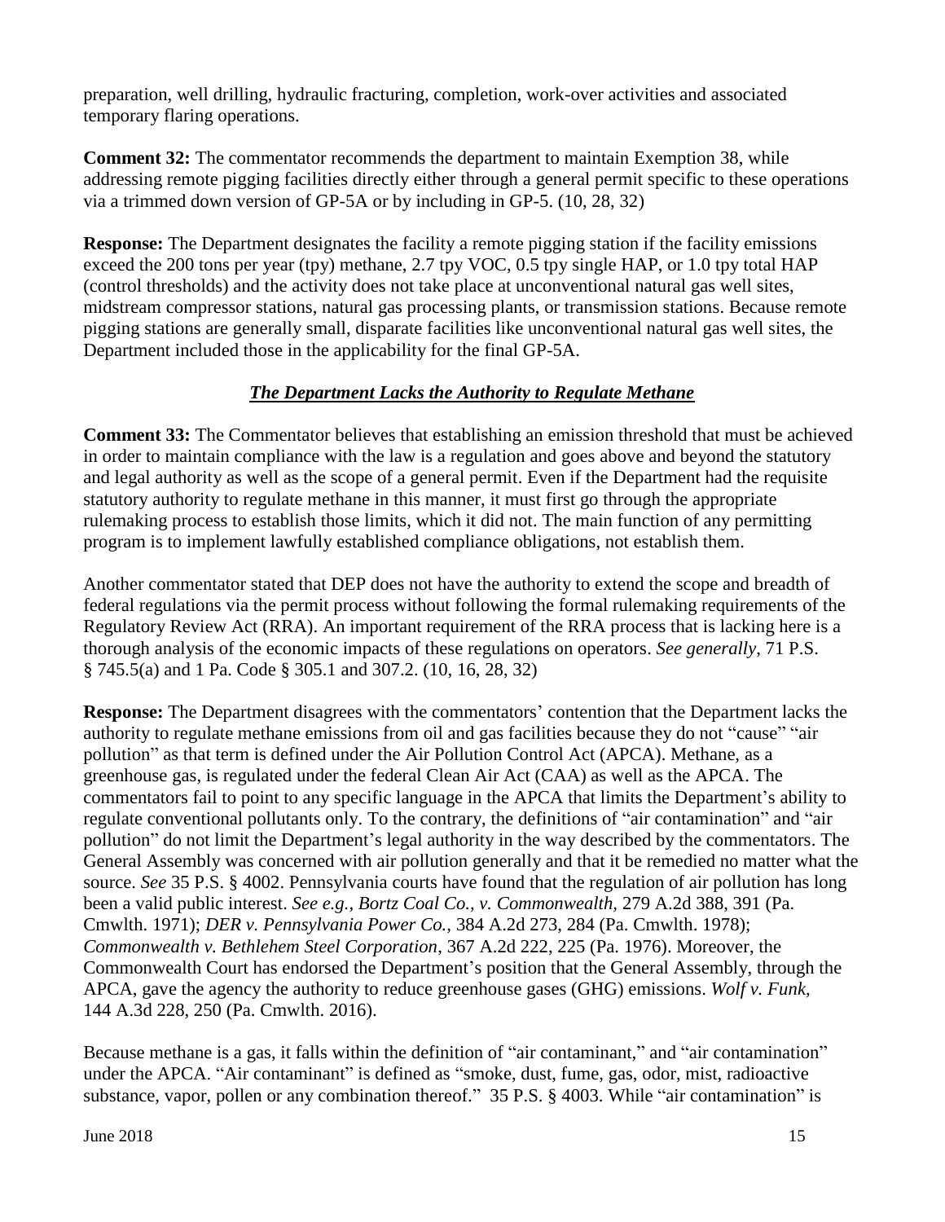preparation, well drilling, hydraulic fracturing, completion, work-over activities and associated temporary flaring operations.

**Comment 32:** The commentator recommends the department to maintain Exemption 38, while addressing remote pigging facilities directly either through a general permit specific to these operations via a trimmed down version of GP-5A or by including in GP-5. (10, 28, 32)

**Response:** The Department designates the facility a remote pigging station if the facility emissions exceed the 200 tons per year (tpy) methane, 2.7 tpy VOC, 0.5 tpy single HAP, or 1.0 tpy total HAP (control thresholds) and the activity does not take place at unconventional natural gas well sites, midstream compressor stations, natural gas processing plants, or transmission stations. Because remote pigging stations are generally small, disparate facilities like unconventional natural gas well sites, the Department included those in the applicability for the final GP-5A.

***The Department Lacks the Authority to Regulate Methane***

**Comment 33:** The Commentator believes that establishing an emission threshold that must be achieved in order to maintain compliance with the law is a regulation and goes above and beyond the statutory and legal authority as well as the scope of a general permit. Even if the Department had the requisite statutory authority to regulate methane in this manner, it must first go through the appropriate rulemaking process to establish those limits, which it did not. The main function of any permitting program is to implement lawfully established compliance obligations, not establish them.

Another commentator stated that DEP does not have the authority to extend the scope and breadth of federal regulations via the permit process without following the formal rulemaking requirements of the Regulatory Review Act (RRA). An important requirement of the RRA process that is lacking here is a thorough analysis of the economic impacts of these regulations on operators. *See generally*, 71 P.S. § 745.5(a) and 1 Pa. Code § 305.1 and 307.2. (10, 16, 28, 32)

**Response:** The Department disagrees with the commentators' contention that the Department lacks the authority to regulate methane emissions from oil and gas facilities because they do not "cause" "air pollution" as that term is defined under the Air Pollution Control Act (APCA). Methane, as a greenhouse gas, is regulated under the federal Clean Air Act (CAA) as well as the APCA. The commentators fail to point to any specific language in the APCA that limits the Department's ability to regulate conventional pollutants only. To the contrary, the definitions of "air contamination" and "air pollution" do not limit the Department's legal authority in the way described by the commentators. The General Assembly was concerned with air pollution generally and that it be remedied no matter what the source. *See* 35 P.S. § 4002. Pennsylvania courts have found that the regulation of air pollution has long been a valid public interest. *See e.g., Bortz Coal Co., v. Commonwealth*, 279 A.2d 388, 391 (Pa. Cmwlth. 1971); *DER v. Pennsylvania Power Co.,* 384 A.2d 273, 284 (Pa. Cmwlth. 1978); *Commonwealth v. Bethlehem Steel Corporation*, 367 A.2d 222, 225 (Pa. 1976). Moreover, the Commonwealth Court has endorsed the Department's position that the General Assembly, through the APCA, gave the agency the authority to reduce greenhouse gases (GHG) emissions. *Wolf v. Funk,* 144 A.3d 228, 250 (Pa. Cmwlth. 2016).

Because methane is a gas, it falls within the definition of "air contaminant," and "air contamination" under the APCA. "Air contaminant" is defined as "smoke, dust, fume, gas, odor, mist, radioactive substance, vapor, pollen or any combination thereof." 35 P.S. § 4003. While "air contamination" is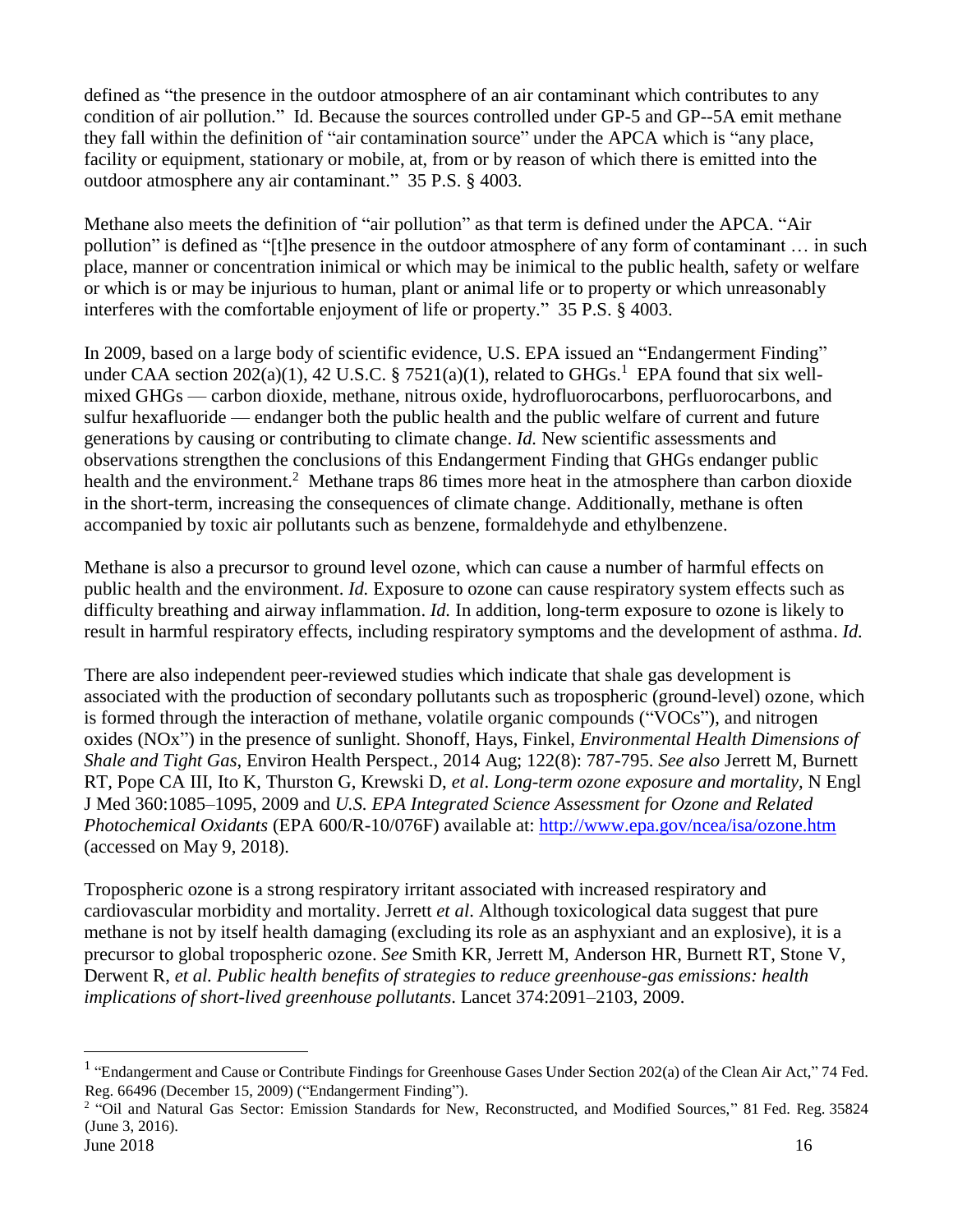defined as "the presence in the outdoor atmosphere of an air contaminant which contributes to any condition of air pollution." Id. Because the sources controlled under GP-5 and GP--5A emit methane they fall within the definition of "air contamination source" under the APCA which is "any place, facility or equipment, stationary or mobile, at, from or by reason of which there is emitted into the outdoor atmosphere any air contaminant." 35 P.S. § 4003.

Methane also meets the definition of "air pollution" as that term is defined under the APCA. "Air pollution" is defined as "[t]he presence in the outdoor atmosphere of any form of contaminant … in such place, manner or concentration inimical or which may be inimical to the public health, safety or welfare or which is or may be injurious to human, plant or animal life or to property or which unreasonably interferes with the comfortable enjoyment of life or property." 35 P.S. § 4003.

In 2009, based on a large body of scientific evidence, U.S. EPA issued an "Endangerment Finding" under CAA section 202(a)(1), 42 U.S.C. § 7521(a)(1), related to GHGs.[1] EPA found that six well-mixed GHGs — carbon dioxide, methane, nitrous oxide, hydrofluorocarbons, perfluorocarbons, and sulfur hexafluoride — endanger both the public health and the public welfare of current and future generations by causing or contributing to climate change. *Id.* New scientific assessments and observations strengthen the conclusions of this Endangerment Finding that GHGs endanger public health and the environment.[2] Methane traps 86 times more heat in the atmosphere than carbon dioxide in the short-term, increasing the consequences of climate change. Additionally, methane is often accompanied by toxic air pollutants such as benzene, formaldehyde and ethylbenzene.

Methane is also a precursor to ground level ozone, which can cause a number of harmful effects on public health and the environment. *Id.* Exposure to ozone can cause respiratory system effects such as difficulty breathing and airway inflammation. *Id.* In addition, long-term exposure to ozone is likely to result in harmful respiratory effects, including respiratory symptoms and the development of asthma. *Id.*

There are also independent peer-reviewed studies which indicate that shale gas development is associated with the production of secondary pollutants such as tropospheric (ground-level) ozone, which is formed through the interaction of methane, volatile organic compounds ("VOCs"), and nitrogen oxides (NOx") in the presence of sunlight. Shonoff, Hays, Finkel, *Environmental Health Dimensions of Shale and Tight Gas*, Environ Health Perspect., 2014 Aug; 122(8): 787-795. *See also* Jerrett M, Burnett RT, Pope CA III, Ito K, Thurston G, Krewski D, *et al. Long-term ozone exposure and mortality*, N Engl J Med 360:1085–1095, 2009 and *U.S. EPA Integrated Science Assessment for Ozone and Related Photochemical Oxidants* (EPA 600/R-10/076F) available at: http://www.epa.gov/ncea/isa/ozone.htm (accessed on May 9, 2018).

Tropospheric ozone is a strong respiratory irritant associated with increased respiratory and cardiovascular morbidity and mortality. Jerrett *et al.* Although toxicological data suggest that pure methane is not by itself health damaging (excluding its role as an asphyxiant and an explosive), it is a precursor to global tropospheric ozone. *See* Smith KR, Jerrett M, Anderson HR, Burnett RT, Stone V, Derwent R, *et al. Public health benefits of strategies to reduce greenhouse-gas emissions: health implications of short-lived greenhouse pollutants*. Lancet 374:2091–2103, 2009.

[1] "Endangerment and Cause or Contribute Findings for Greenhouse Gases Under Section 202(a) of the Clean Air Act," 74 Fed. Reg. 66496 (December 15, 2009) ("Endangerment Finding").

[2] "Oil and Natural Gas Sector: Emission Standards for New, Reconstructed, and Modified Sources," 81 Fed. Reg. 35824 (June 3, 2016).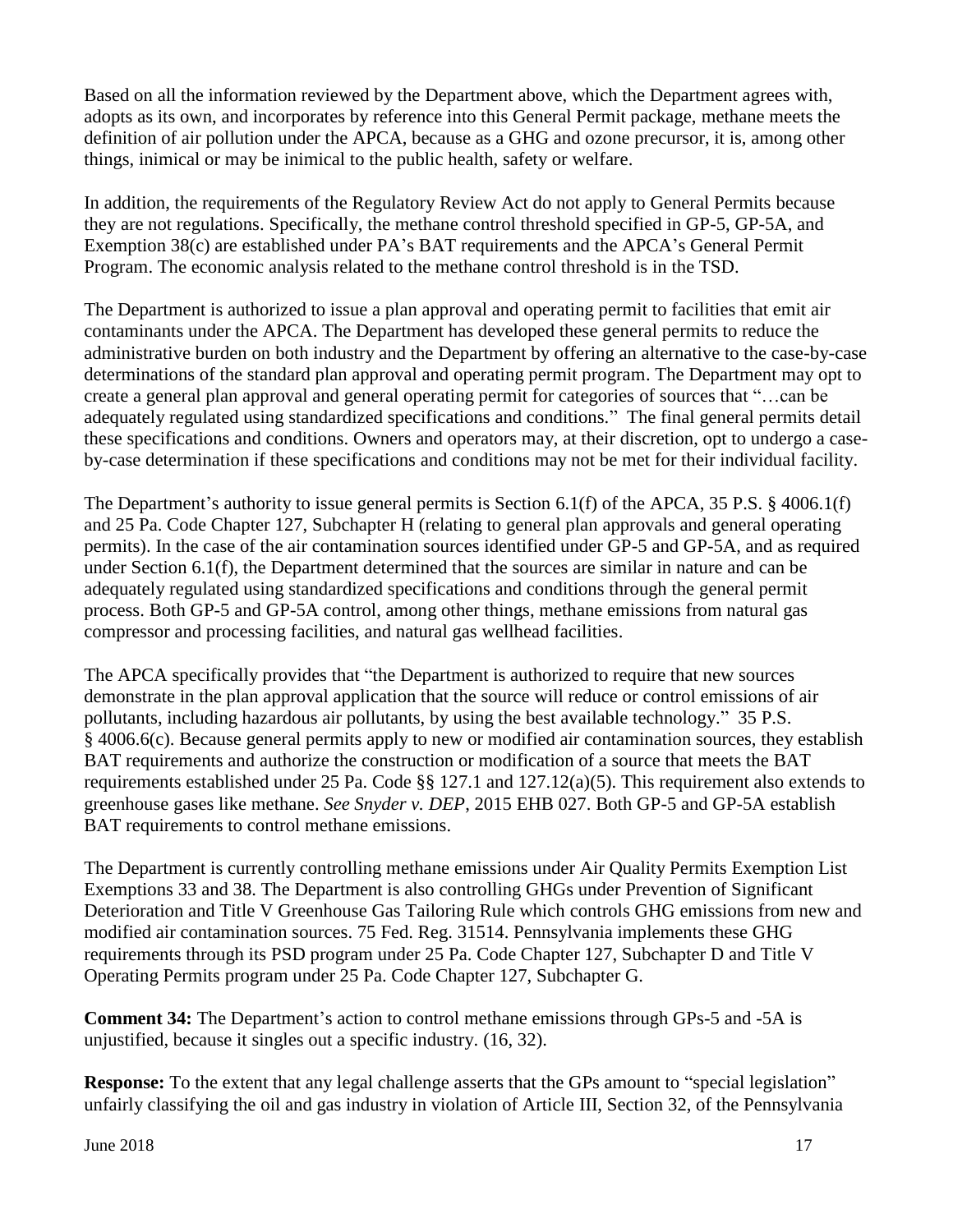Based on all the information reviewed by the Department above, which the Department agrees with, adopts as its own, and incorporates by reference into this General Permit package, methane meets the definition of air pollution under the APCA, because as a GHG and ozone precursor, it is, among other things, inimical or may be inimical to the public health, safety or welfare.

In addition, the requirements of the Regulatory Review Act do not apply to General Permits because they are not regulations. Specifically, the methane control threshold specified in GP-5, GP-5A, and Exemption 38(c) are established under PA's BAT requirements and the APCA's General Permit Program. The economic analysis related to the methane control threshold is in the TSD.

The Department is authorized to issue a plan approval and operating permit to facilities that emit air contaminants under the APCA. The Department has developed these general permits to reduce the administrative burden on both industry and the Department by offering an alternative to the case-by-case determinations of the standard plan approval and operating permit program. The Department may opt to create a general plan approval and general operating permit for categories of sources that "…can be adequately regulated using standardized specifications and conditions." The final general permits detail these specifications and conditions. Owners and operators may, at their discretion, opt to undergo a case-by-case determination if these specifications and conditions may not be met for their individual facility.

The Department's authority to issue general permits is Section 6.1(f) of the APCA, 35 P.S. § 4006.1(f) and 25 Pa. Code Chapter 127, Subchapter H (relating to general plan approvals and general operating permits). In the case of the air contamination sources identified under GP-5 and GP-5A, and as required under Section 6.1(f), the Department determined that the sources are similar in nature and can be adequately regulated using standardized specifications and conditions through the general permit process. Both GP-5 and GP-5A control, among other things, methane emissions from natural gas compressor and processing facilities, and natural gas wellhead facilities.

The APCA specifically provides that "the Department is authorized to require that new sources demonstrate in the plan approval application that the source will reduce or control emissions of air pollutants, including hazardous air pollutants, by using the best available technology." 35 P.S. § 4006.6(c). Because general permits apply to new or modified air contamination sources, they establish BAT requirements and authorize the construction or modification of a source that meets the BAT requirements established under 25 Pa. Code §§ 127.1 and 127.12(a)(5). This requirement also extends to greenhouse gases like methane. *See Snyder v. DEP*, 2015 EHB 027. Both GP-5 and GP-5A establish BAT requirements to control methane emissions.

The Department is currently controlling methane emissions under Air Quality Permits Exemption List Exemptions 33 and 38. The Department is also controlling GHGs under Prevention of Significant Deterioration and Title V Greenhouse Gas Tailoring Rule which controls GHG emissions from new and modified air contamination sources. 75 Fed. Reg. 31514. Pennsylvania implements these GHG requirements through its PSD program under 25 Pa. Code Chapter 127, Subchapter D and Title V Operating Permits program under 25 Pa. Code Chapter 127, Subchapter G.

**Comment 34:** The Department's action to control methane emissions through GPs-5 and -5A is unjustified, because it singles out a specific industry. (16, 32).

**Response:** To the extent that any legal challenge asserts that the GPs amount to "special legislation" unfairly classifying the oil and gas industry in violation of Article III, Section 32, of the Pennsylvania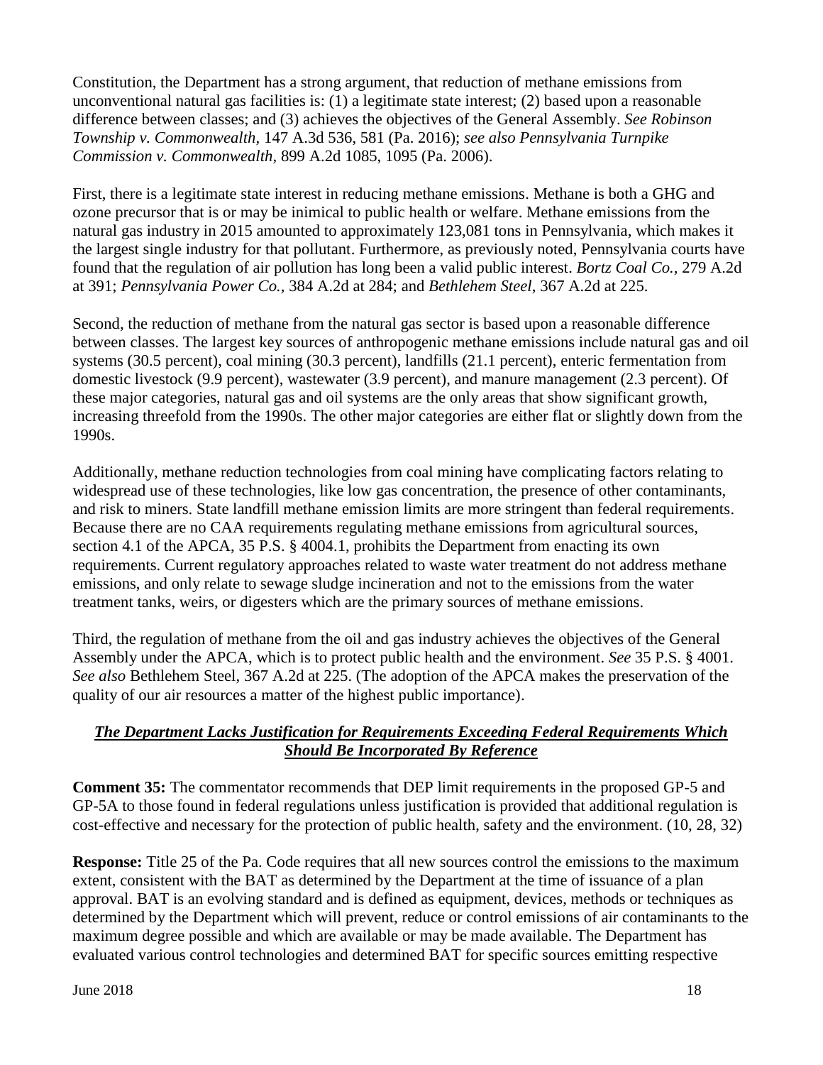Constitution, the Department has a strong argument, that reduction of methane emissions from unconventional natural gas facilities is: (1) a legitimate state interest; (2) based upon a reasonable difference between classes; and (3) achieves the objectives of the General Assembly. *See Robinson Township v. Commonwealth*, 147 A.3d 536, 581 (Pa. 2016); *see also Pennsylvania Turnpike Commission v. Commonwealth*, 899 A.2d 1085, 1095 (Pa. 2006).

First, there is a legitimate state interest in reducing methane emissions. Methane is both a GHG and ozone precursor that is or may be inimical to public health or welfare. Methane emissions from the natural gas industry in 2015 amounted to approximately 123,081 tons in Pennsylvania, which makes it the largest single industry for that pollutant. Furthermore, as previously noted, Pennsylvania courts have found that the regulation of air pollution has long been a valid public interest. *Bortz Coal Co.*, 279 A.2d at 391; *Pennsylvania Power Co.*, 384 A.2d at 284; and *Bethlehem Steel*, 367 A.2d at 225.

Second, the reduction of methane from the natural gas sector is based upon a reasonable difference between classes. The largest key sources of anthropogenic methane emissions include natural gas and oil systems (30.5 percent), coal mining (30.3 percent), landfills (21.1 percent), enteric fermentation from domestic livestock (9.9 percent), wastewater (3.9 percent), and manure management (2.3 percent). Of these major categories, natural gas and oil systems are the only areas that show significant growth, increasing threefold from the 1990s. The other major categories are either flat or slightly down from the 1990s.

Additionally, methane reduction technologies from coal mining have complicating factors relating to widespread use of these technologies, like low gas concentration, the presence of other contaminants, and risk to miners. State landfill methane emission limits are more stringent than federal requirements. Because there are no CAA requirements regulating methane emissions from agricultural sources, section 4.1 of the APCA, 35 P.S. § 4004.1, prohibits the Department from enacting its own requirements. Current regulatory approaches related to waste water treatment do not address methane emissions, and only relate to sewage sludge incineration and not to the emissions from the water treatment tanks, weirs, or digesters which are the primary sources of methane emissions.

Third, the regulation of methane from the oil and gas industry achieves the objectives of the General Assembly under the APCA, which is to protect public health and the environment. *See* 35 P.S. § 4001. *See also* Bethlehem Steel, 367 A.2d at 225. (The adoption of the APCA makes the preservation of the quality of our air resources a matter of the highest public importance).

***The Department Lacks Justification for Requirements Exceeding Federal Requirements Which Should Be Incorporated By Reference***

**Comment 35:** The commentator recommends that DEP limit requirements in the proposed GP-5 and GP-5A to those found in federal regulations unless justification is provided that additional regulation is cost-effective and necessary for the protection of public health, safety and the environment. (10, 28, 32)

**Response:** Title 25 of the Pa. Code requires that all new sources control the emissions to the maximum extent, consistent with the BAT as determined by the Department at the time of issuance of a plan approval. BAT is an evolving standard and is defined as equipment, devices, methods or techniques as determined by the Department which will prevent, reduce or control emissions of air contaminants to the maximum degree possible and which are available or may be made available. The Department has evaluated various control technologies and determined BAT for specific sources emitting respective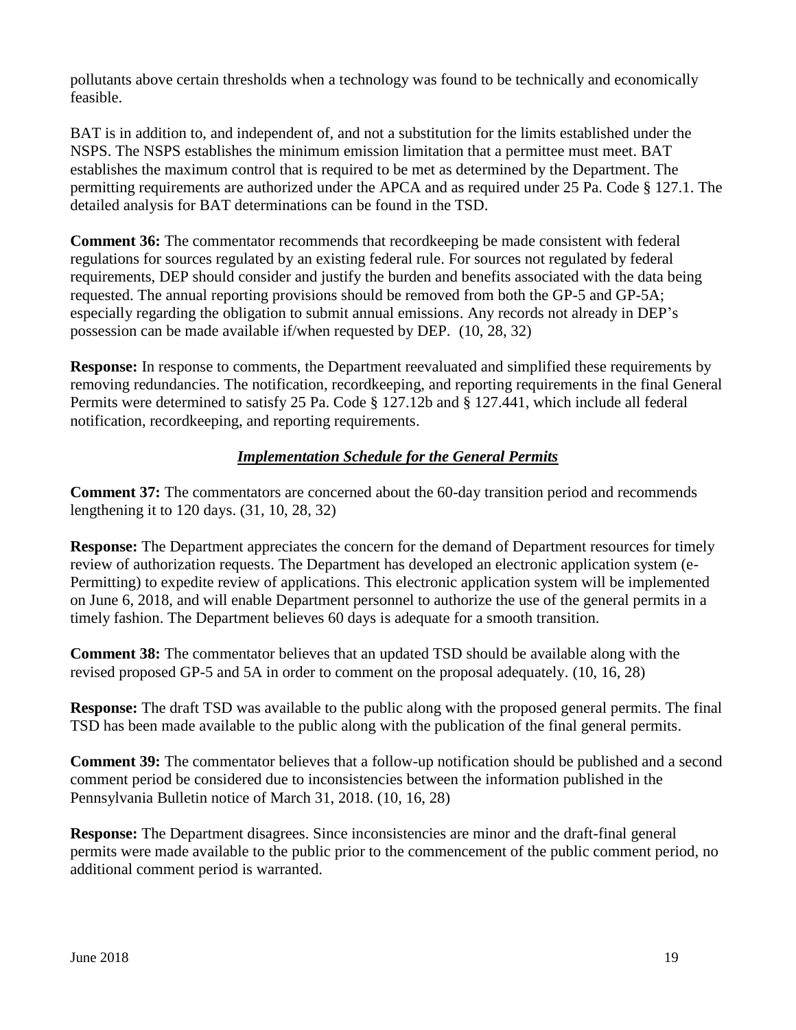pollutants above certain thresholds when a technology was found to be technically and economically feasible.

BAT is in addition to, and independent of, and not a substitution for the limits established under the NSPS. The NSPS establishes the minimum emission limitation that a permittee must meet. BAT establishes the maximum control that is required to be met as determined by the Department. The permitting requirements are authorized under the APCA and as required under 25 Pa. Code § 127.1. The detailed analysis for BAT determinations can be found in the TSD.

**Comment 36:** The commentator recommends that recordkeeping be made consistent with federal regulations for sources regulated by an existing federal rule. For sources not regulated by federal requirements, DEP should consider and justify the burden and benefits associated with the data being requested. The annual reporting provisions should be removed from both the GP-5 and GP-5A; especially regarding the obligation to submit annual emissions. Any records not already in DEP's possession can be made available if/when requested by DEP. (10, 28, 32)

**Response:** In response to comments, the Department reevaluated and simplified these requirements by removing redundancies. The notification, recordkeeping, and reporting requirements in the final General Permits were determined to satisfy 25 Pa. Code § 127.12b and § 127.441, which include all federal notification, recordkeeping, and reporting requirements.

***Implementation Schedule for the General Permits***

**Comment 37:** The commentators are concerned about the 60-day transition period and recommends lengthening it to 120 days. (31, 10, 28, 32)

**Response:** The Department appreciates the concern for the demand of Department resources for timely review of authorization requests. The Department has developed an electronic application system (e-Permitting) to expedite review of applications. This electronic application system will be implemented on June 6, 2018, and will enable Department personnel to authorize the use of the general permits in a timely fashion. The Department believes 60 days is adequate for a smooth transition.

**Comment 38:** The commentator believes that an updated TSD should be available along with the revised proposed GP-5 and 5A in order to comment on the proposal adequately. (10, 16, 28)

**Response:** The draft TSD was available to the public along with the proposed general permits. The final TSD has been made available to the public along with the publication of the final general permits.

**Comment 39:** The commentator believes that a follow-up notification should be published and a second comment period be considered due to inconsistencies between the information published in the Pennsylvania Bulletin notice of March 31, 2018. (10, 16, 28)

**Response:** The Department disagrees. Since inconsistencies are minor and the draft-final general permits were made available to the public prior to the commencement of the public comment period, no additional comment period is warranted.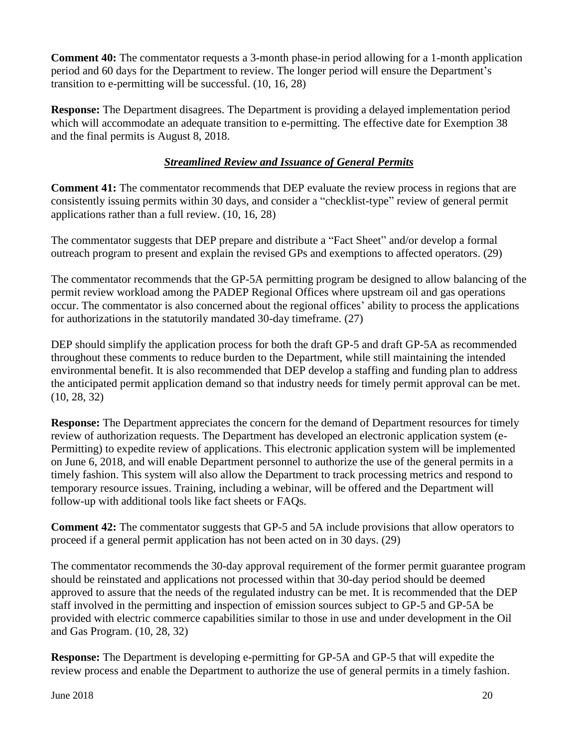**Comment 40:** The commentator requests a 3-month phase-in period allowing for a 1-month application period and 60 days for the Department to review. The longer period will ensure the Department's transition to e-permitting will be successful. (10, 16, 28)

**Response:** The Department disagrees. The Department is providing a delayed implementation period which will accommodate an adequate transition to e-permitting. The effective date for Exemption 38 and the final permits is August 8, 2018.

### ***Streamlined Review and Issuance of General Permits***

**Comment 41:** The commentator recommends that DEP evaluate the review process in regions that are consistently issuing permits within 30 days, and consider a "checklist-type" review of general permit applications rather than a full review. (10, 16, 28)

The commentator suggests that DEP prepare and distribute a "Fact Sheet" and/or develop a formal outreach program to present and explain the revised GPs and exemptions to affected operators. (29)

The commentator recommends that the GP-5A permitting program be designed to allow balancing of the permit review workload among the PADEP Regional Offices where upstream oil and gas operations occur. The commentator is also concerned about the regional offices' ability to process the applications for authorizations in the statutorily mandated 30-day timeframe. (27)

DEP should simplify the application process for both the draft GP-5 and draft GP-5A as recommended throughout these comments to reduce burden to the Department, while still maintaining the intended environmental benefit. It is also recommended that DEP develop a staffing and funding plan to address the anticipated permit application demand so that industry needs for timely permit approval can be met. (10, 28, 32)

**Response:** The Department appreciates the concern for the demand of Department resources for timely review of authorization requests. The Department has developed an electronic application system (e-Permitting) to expedite review of applications. This electronic application system will be implemented on June 6, 2018, and will enable Department personnel to authorize the use of the general permits in a timely fashion. This system will also allow the Department to track processing metrics and respond to temporary resource issues. Training, including a webinar, will be offered and the Department will follow-up with additional tools like fact sheets or FAQs.

**Comment 42:** The commentator suggests that GP-5 and 5A include provisions that allow operators to proceed if a general permit application has not been acted on in 30 days. (29)

The commentator recommends the 30-day approval requirement of the former permit guarantee program should be reinstated and applications not processed within that 30-day period should be deemed approved to assure that the needs of the regulated industry can be met. It is recommended that the DEP staff involved in the permitting and inspection of emission sources subject to GP-5 and GP-5A be provided with electric commerce capabilities similar to those in use and under development in the Oil and Gas Program. (10, 28, 32)

**Response:** The Department is developing e-permitting for GP-5A and GP-5 that will expedite the review process and enable the Department to authorize the use of general permits in a timely fashion.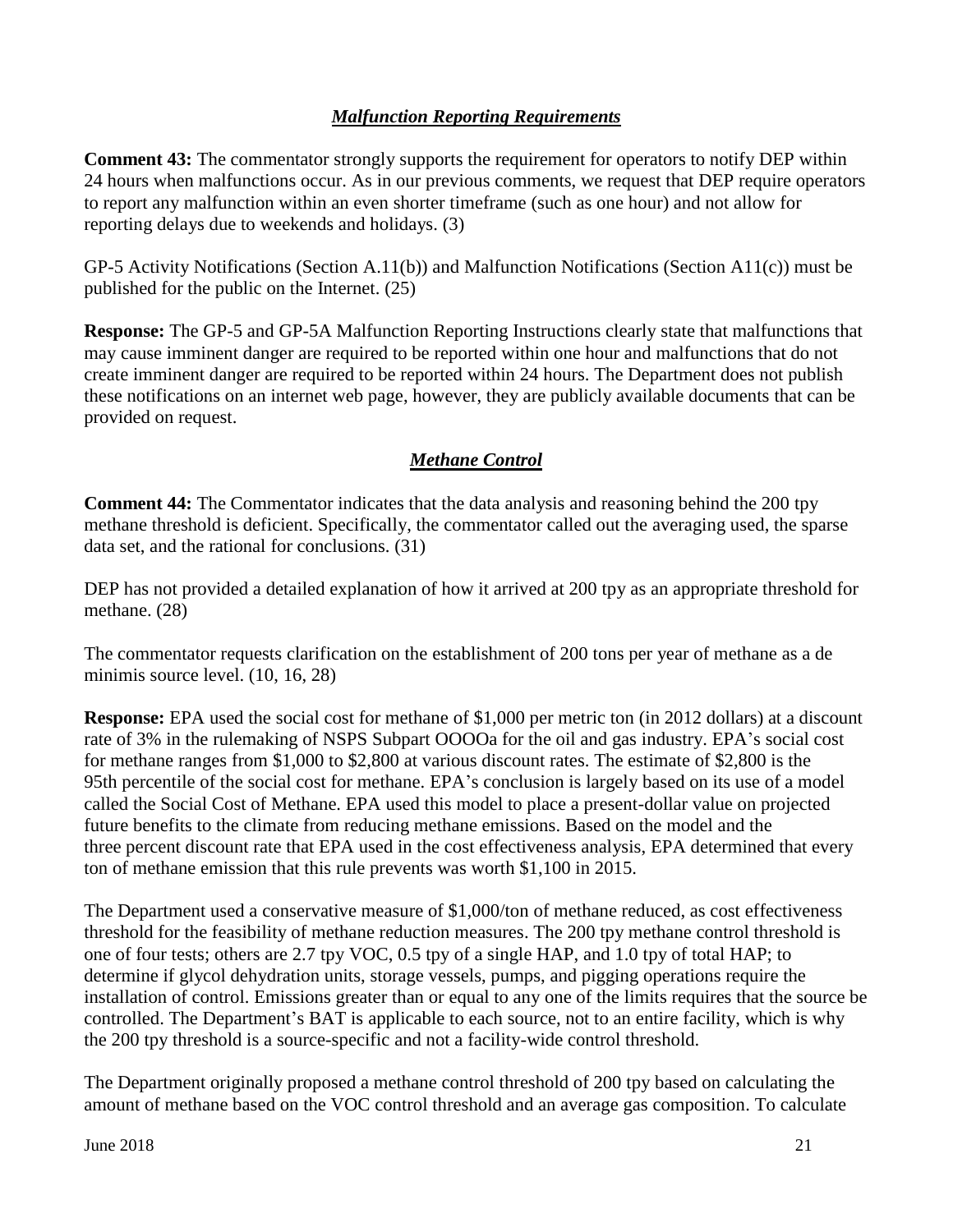### *Malfunction Reporting Requirements*

**Comment 43:** The commentator strongly supports the requirement for operators to notify DEP within 24 hours when malfunctions occur. As in our previous comments, we request that DEP require operators to report any malfunction within an even shorter timeframe (such as one hour) and not allow for reporting delays due to weekends and holidays. (3)

GP-5 Activity Notifications (Section A.11(b)) and Malfunction Notifications (Section A11(c)) must be published for the public on the Internet. (25)

**Response:** The GP-5 and GP-5A Malfunction Reporting Instructions clearly state that malfunctions that may cause imminent danger are required to be reported within one hour and malfunctions that do not create imminent danger are required to be reported within 24 hours. The Department does not publish these notifications on an internet web page, however, they are publicly available documents that can be provided on request.

### *Methane Control*

**Comment 44:** The Commentator indicates that the data analysis and reasoning behind the 200 tpy methane threshold is deficient. Specifically, the commentator called out the averaging used, the sparse data set, and the rational for conclusions. (31)

DEP has not provided a detailed explanation of how it arrived at 200 tpy as an appropriate threshold for methane. (28)

The commentator requests clarification on the establishment of 200 tons per year of methane as a de minimis source level. (10, 16, 28)

**Response:** EPA used the social cost for methane of $1,000 per metric ton (in 2012 dollars) at a discount rate of 3% in the rulemaking of NSPS Subpart OOOOa for the oil and gas industry. EPA's social cost for methane ranges from $1,000 to $2,800 at various discount rates. The estimate of $2,800 is the 95th percentile of the social cost for methane. EPA's conclusion is largely based on its use of a model called the Social Cost of Methane. EPA used this model to place a present-dollar value on projected future benefits to the climate from reducing methane emissions. Based on the model and the three percent discount rate that EPA used in the cost effectiveness analysis, EPA determined that every ton of methane emission that this rule prevents was worth $1,100 in 2015.

The Department used a conservative measure of $1,000/ton of methane reduced, as cost effectiveness threshold for the feasibility of methane reduction measures. The 200 tpy methane control threshold is one of four tests; others are 2.7 tpy VOC, 0.5 tpy of a single HAP, and 1.0 tpy of total HAP; to determine if glycol dehydration units, storage vessels, pumps, and pigging operations require the installation of control. Emissions greater than or equal to any one of the limits requires that the source be controlled. The Department's BAT is applicable to each source, not to an entire facility, which is why the 200 tpy threshold is a source-specific and not a facility-wide control threshold.

The Department originally proposed a methane control threshold of 200 tpy based on calculating the amount of methane based on the VOC control threshold and an average gas composition. To calculate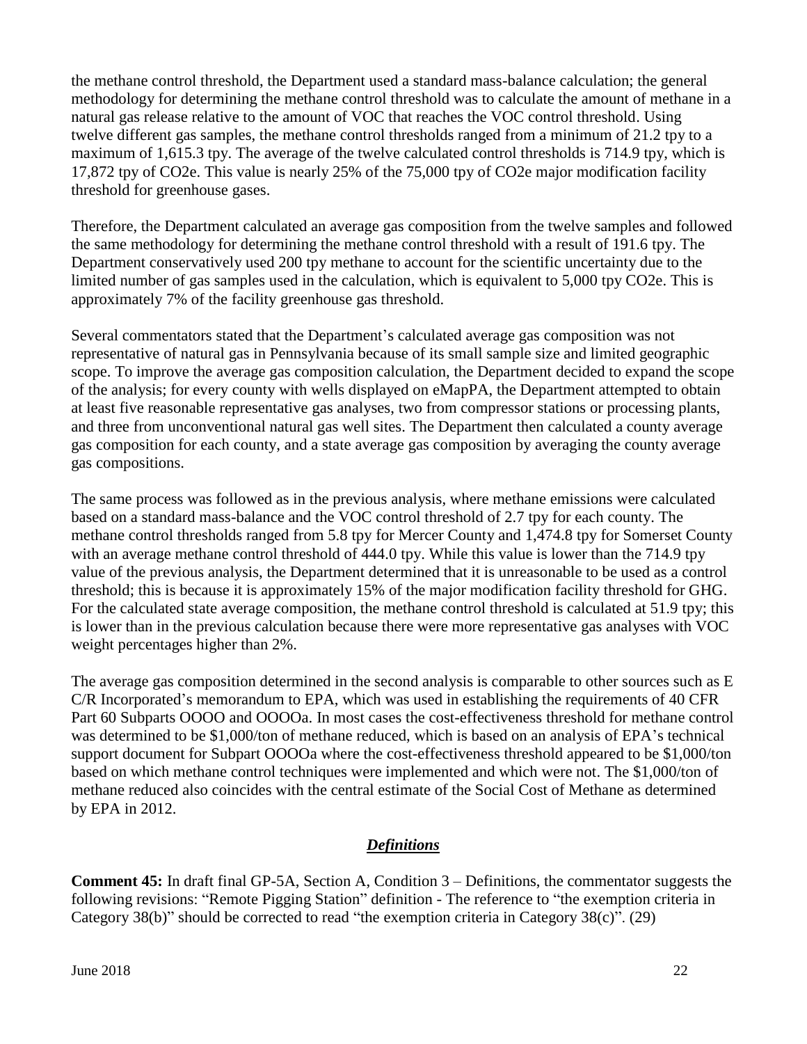the methane control threshold, the Department used a standard mass-balance calculation; the general methodology for determining the methane control threshold was to calculate the amount of methane in a natural gas release relative to the amount of VOC that reaches the VOC control threshold. Using twelve different gas samples, the methane control thresholds ranged from a minimum of 21.2 tpy to a maximum of 1,615.3 tpy. The average of the twelve calculated control thresholds is 714.9 tpy, which is 17,872 tpy of CO2e. This value is nearly 25% of the 75,000 tpy of CO2e major modification facility threshold for greenhouse gases.

Therefore, the Department calculated an average gas composition from the twelve samples and followed the same methodology for determining the methane control threshold with a result of 191.6 tpy. The Department conservatively used 200 tpy methane to account for the scientific uncertainty due to the limited number of gas samples used in the calculation, which is equivalent to 5,000 tpy CO2e. This is approximately 7% of the facility greenhouse gas threshold.

Several commentators stated that the Department's calculated average gas composition was not representative of natural gas in Pennsylvania because of its small sample size and limited geographic scope. To improve the average gas composition calculation, the Department decided to expand the scope of the analysis; for every county with wells displayed on eMapPA, the Department attempted to obtain at least five reasonable representative gas analyses, two from compressor stations or processing plants, and three from unconventional natural gas well sites. The Department then calculated a county average gas composition for each county, and a state average gas composition by averaging the county average gas compositions.

The same process was followed as in the previous analysis, where methane emissions were calculated based on a standard mass-balance and the VOC control threshold of 2.7 tpy for each county. The methane control thresholds ranged from 5.8 tpy for Mercer County and 1,474.8 tpy for Somerset County with an average methane control threshold of 444.0 tpy. While this value is lower than the 714.9 tpy value of the previous analysis, the Department determined that it is unreasonable to be used as a control threshold; this is because it is approximately 15% of the major modification facility threshold for GHG. For the calculated state average composition, the methane control threshold is calculated at 51.9 tpy; this is lower than in the previous calculation because there were more representative gas analyses with VOC weight percentages higher than 2%.

The average gas composition determined in the second analysis is comparable to other sources such as E C/R Incorporated's memorandum to EPA, which was used in establishing the requirements of 40 CFR Part 60 Subparts OOOO and OOOOa. In most cases the cost-effectiveness threshold for methane control was determined to be $1,000/ton of methane reduced, which is based on an analysis of EPA's technical support document for Subpart OOOOa where the cost-effectiveness threshold appeared to be $1,000/ton based on which methane control techniques were implemented and which were not. The $1,000/ton of methane reduced also coincides with the central estimate of the Social Cost of Methane as determined by EPA in 2012.

## *Definitions*

**Comment 45:** In draft final GP-5A, Section A, Condition 3 – Definitions, the commentator suggests the following revisions: "Remote Pigging Station" definition - The reference to "the exemption criteria in Category 38(b)" should be corrected to read "the exemption criteria in Category 38(c)". (29)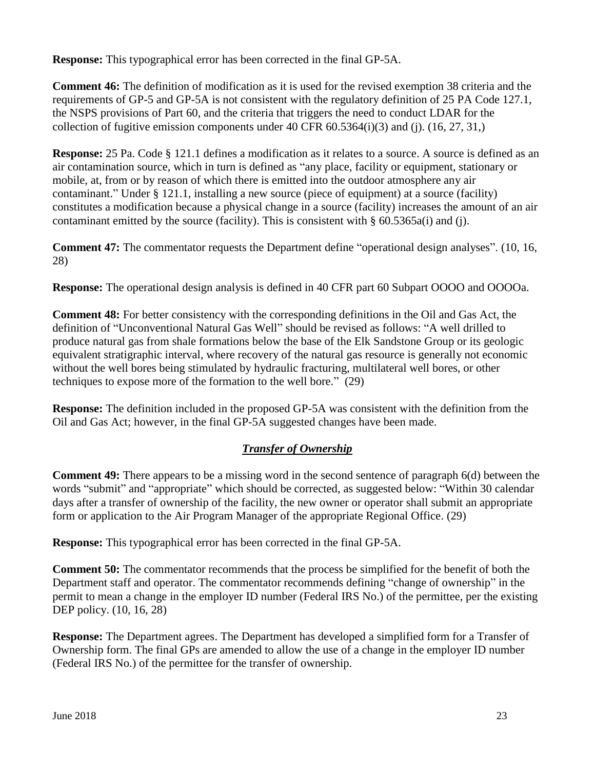**Response:** This typographical error has been corrected in the final GP-5A.

**Comment 46:** The definition of modification as it is used for the revised exemption 38 criteria and the requirements of GP-5 and GP-5A is not consistent with the regulatory definition of 25 PA Code 127.1, the NSPS provisions of Part 60, and the criteria that triggers the need to conduct LDAR for the collection of fugitive emission components under 40 CFR 60.5364(i)(3) and (j). (16, 27, 31,)

**Response:** 25 Pa. Code § 121.1 defines a modification as it relates to a source. A source is defined as an air contamination source, which in turn is defined as "any place, facility or equipment, stationary or mobile, at, from or by reason of which there is emitted into the outdoor atmosphere any air contaminant." Under § 121.1, installing a new source (piece of equipment) at a source (facility) constitutes a modification because a physical change in a source (facility) increases the amount of an air contaminant emitted by the source (facility). This is consistent with § 60.5365a(i) and (j).

**Comment 47:** The commentator requests the Department define "operational design analyses". (10, 16, 28)

**Response:** The operational design analysis is defined in 40 CFR part 60 Subpart OOOO and OOOOa.

**Comment 48:** For better consistency with the corresponding definitions in the Oil and Gas Act, the definition of "Unconventional Natural Gas Well" should be revised as follows: "A well drilled to produce natural gas from shale formations below the base of the Elk Sandstone Group or its geologic equivalent stratigraphic interval, where recovery of the natural gas resource is generally not economic without the well bores being stimulated by hydraulic fracturing, multilateral well bores, or other techniques to expose more of the formation to the well bore." (29)

**Response:** The definition included in the proposed GP-5A was consistent with the definition from the Oil and Gas Act; however, in the final GP-5A suggested changes have been made.

## ***Transfer of Ownership***

**Comment 49:** There appears to be a missing word in the second sentence of paragraph 6(d) between the words "submit" and "appropriate" which should be corrected, as suggested below: "Within 30 calendar days after a transfer of ownership of the facility, the new owner or operator shall submit an appropriate form or application to the Air Program Manager of the appropriate Regional Office. (29)

**Response:** This typographical error has been corrected in the final GP-5A.

**Comment 50:** The commentator recommends that the process be simplified for the benefit of both the Department staff and operator. The commentator recommends defining "change of ownership" in the permit to mean a change in the employer ID number (Federal IRS No.) of the permittee, per the existing DEP policy. (10, 16, 28)

**Response:** The Department agrees. The Department has developed a simplified form for a Transfer of Ownership form. The final GPs are amended to allow the use of a change in the employer ID number (Federal IRS No.) of the permittee for the transfer of ownership.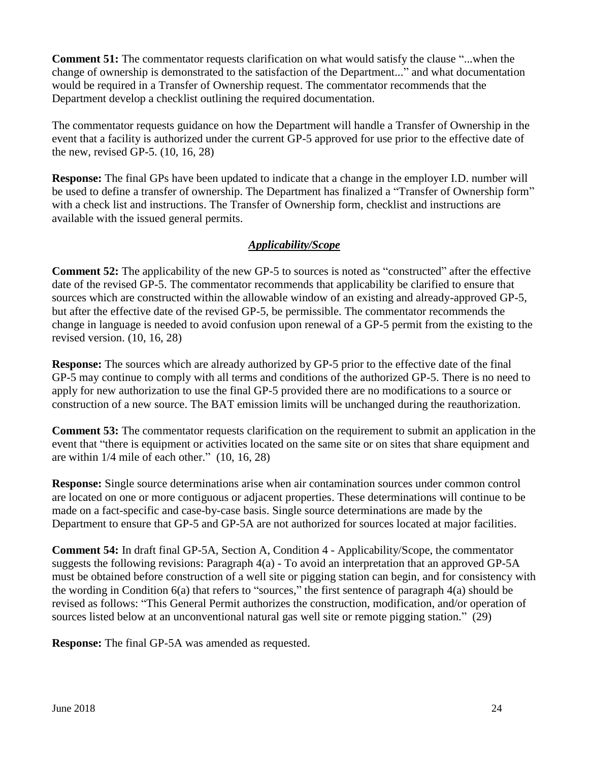**Comment 51:** The commentator requests clarification on what would satisfy the clause "...when the change of ownership is demonstrated to the satisfaction of the Department..." and what documentation would be required in a Transfer of Ownership request. The commentator recommends that the Department develop a checklist outlining the required documentation.

The commentator requests guidance on how the Department will handle a Transfer of Ownership in the event that a facility is authorized under the current GP-5 approved for use prior to the effective date of the new, revised GP-5. (10, 16, 28)

**Response:** The final GPs have been updated to indicate that a change in the employer I.D. number will be used to define a transfer of ownership. The Department has finalized a "Transfer of Ownership form" with a check list and instructions. The Transfer of Ownership form, checklist and instructions are available with the issued general permits.

***Applicability/Scope***

**Comment 52:** The applicability of the new GP-5 to sources is noted as "constructed" after the effective date of the revised GP-5. The commentator recommends that applicability be clarified to ensure that sources which are constructed within the allowable window of an existing and already-approved GP-5, but after the effective date of the revised GP-5, be permissible. The commentator recommends the change in language is needed to avoid confusion upon renewal of a GP-5 permit from the existing to the revised version. (10, 16, 28)

**Response:** The sources which are already authorized by GP-5 prior to the effective date of the final GP-5 may continue to comply with all terms and conditions of the authorized GP-5. There is no need to apply for new authorization to use the final GP-5 provided there are no modifications to a source or construction of a new source. The BAT emission limits will be unchanged during the reauthorization.

**Comment 53:** The commentator requests clarification on the requirement to submit an application in the event that "there is equipment or activities located on the same site or on sites that share equipment and are within 1/4 mile of each other." (10, 16, 28)

**Response:** Single source determinations arise when air contamination sources under common control are located on one or more contiguous or adjacent properties. These determinations will continue to be made on a fact-specific and case-by-case basis. Single source determinations are made by the Department to ensure that GP-5 and GP-5A are not authorized for sources located at major facilities.

**Comment 54:** In draft final GP-5A, Section A, Condition 4 - Applicability/Scope, the commentator suggests the following revisions: Paragraph 4(a) - To avoid an interpretation that an approved GP-5A must be obtained before construction of a well site or pigging station can begin, and for consistency with the wording in Condition 6(a) that refers to "sources," the first sentence of paragraph 4(a) should be revised as follows: "This General Permit authorizes the construction, modification, and/or operation of sources listed below at an unconventional natural gas well site or remote pigging station." (29)

**Response:** The final GP-5A was amended as requested.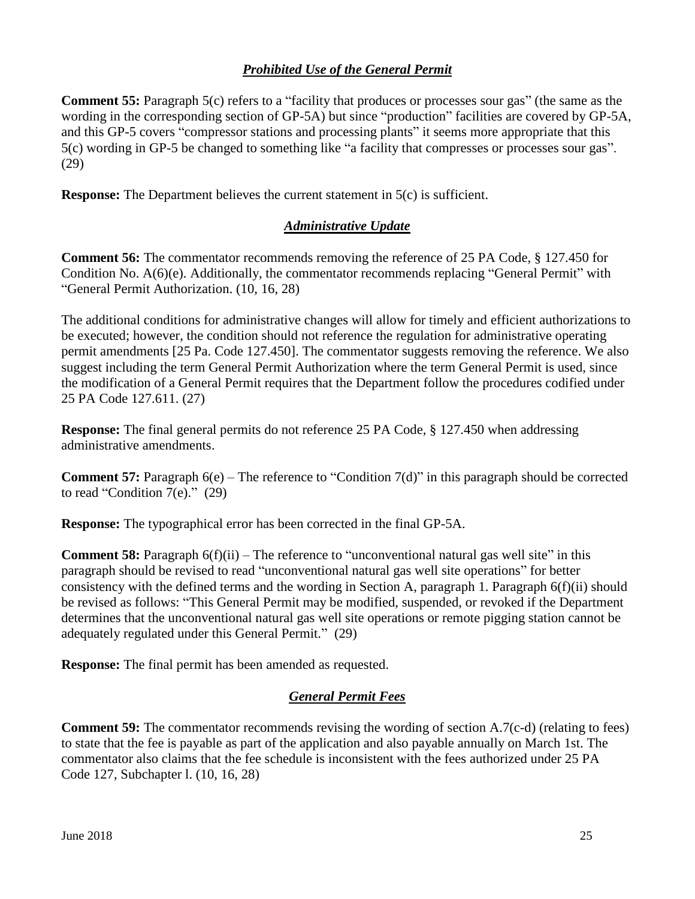### ***Prohibited Use of the General Permit***

**Comment 55:** Paragraph 5(c) refers to a "facility that produces or processes sour gas" (the same as the wording in the corresponding section of GP-5A) but since "production" facilities are covered by GP-5A, and this GP-5 covers "compressor stations and processing plants" it seems more appropriate that this 5(c) wording in GP-5 be changed to something like "a facility that compresses or processes sour gas". (29)

**Response:** The Department believes the current statement in 5(c) is sufficient.

### ***Administrative Update***

**Comment 56:** The commentator recommends removing the reference of 25 PA Code, § 127.450 for Condition No. A(6)(e). Additionally, the commentator recommends replacing "General Permit" with "General Permit Authorization. (10, 16, 28)

The additional conditions for administrative changes will allow for timely and efficient authorizations to be executed; however, the condition should not reference the regulation for administrative operating permit amendments [25 Pa. Code 127.450]. The commentator suggests removing the reference. We also suggest including the term General Permit Authorization where the term General Permit is used, since the modification of a General Permit requires that the Department follow the procedures codified under 25 PA Code 127.611. (27)

**Response:** The final general permits do not reference 25 PA Code, § 127.450 when addressing administrative amendments.

**Comment 57:** Paragraph 6(e) – The reference to "Condition 7(d)" in this paragraph should be corrected to read "Condition 7(e)." (29)

**Response:** The typographical error has been corrected in the final GP-5A.

**Comment 58:** Paragraph 6(f)(ii) – The reference to "unconventional natural gas well site" in this paragraph should be revised to read "unconventional natural gas well site operations" for better consistency with the defined terms and the wording in Section A, paragraph 1. Paragraph 6(f)(ii) should be revised as follows: "This General Permit may be modified, suspended, or revoked if the Department determines that the unconventional natural gas well site operations or remote pigging station cannot be adequately regulated under this General Permit." (29)

**Response:** The final permit has been amended as requested.

### ***General Permit Fees***

**Comment 59:** The commentator recommends revising the wording of section A.7(c-d) (relating to fees) to state that the fee is payable as part of the application and also payable annually on March 1st. The commentator also claims that the fee schedule is inconsistent with the fees authorized under 25 PA Code 127, Subchapter l. (10, 16, 28)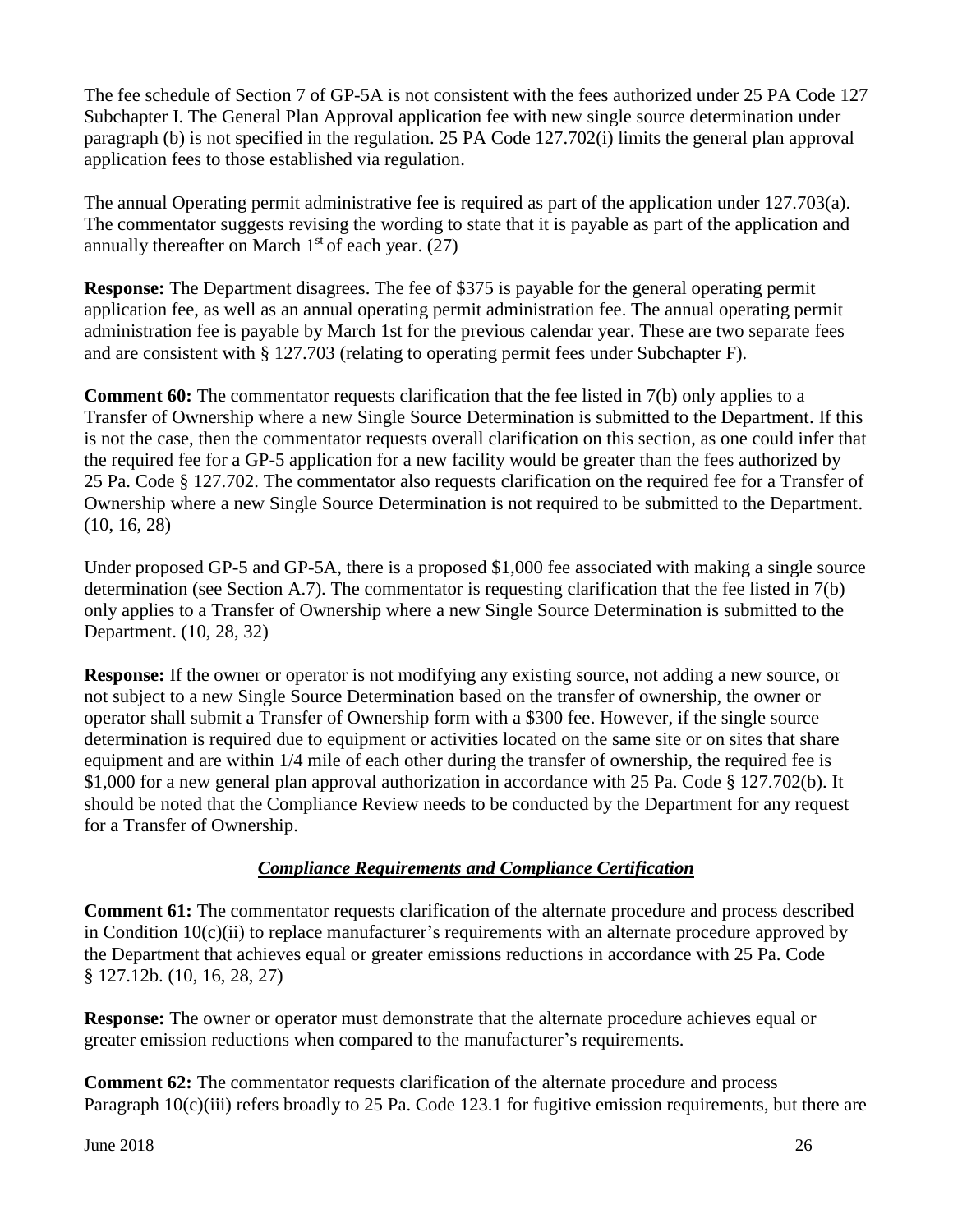The fee schedule of Section 7 of GP-5A is not consistent with the fees authorized under 25 PA Code 127 Subchapter I. The General Plan Approval application fee with new single source determination under paragraph (b) is not specified in the regulation. 25 PA Code 127.702(i) limits the general plan approval application fees to those established via regulation.

The annual Operating permit administrative fee is required as part of the application under 127.703(a). The commentator suggests revising the wording to state that it is payable as part of the application and annually thereafter on March 1st of each year. (27)

**Response:** The Department disagrees. The fee of $375 is payable for the general operating permit application fee, as well as an annual operating permit administration fee. The annual operating permit administration fee is payable by March 1st for the previous calendar year. These are two separate fees and are consistent with § 127.703 (relating to operating permit fees under Subchapter F).

**Comment 60:** The commentator requests clarification that the fee listed in 7(b) only applies to a Transfer of Ownership where a new Single Source Determination is submitted to the Department. If this is not the case, then the commentator requests overall clarification on this section, as one could infer that the required fee for a GP-5 application for a new facility would be greater than the fees authorized by 25 Pa. Code § 127.702. The commentator also requests clarification on the required fee for a Transfer of Ownership where a new Single Source Determination is not required to be submitted to the Department. (10, 16, 28)

Under proposed GP-5 and GP-5A, there is a proposed $1,000 fee associated with making a single source determination (see Section A.7). The commentator is requesting clarification that the fee listed in 7(b) only applies to a Transfer of Ownership where a new Single Source Determination is submitted to the Department. (10, 28, 32)

**Response:** If the owner or operator is not modifying any existing source, not adding a new source, or not subject to a new Single Source Determination based on the transfer of ownership, the owner or operator shall submit a Transfer of Ownership form with a $300 fee. However, if the single source determination is required due to equipment or activities located on the same site or on sites that share equipment and are within 1/4 mile of each other during the transfer of ownership, the required fee is $1,000 for a new general plan approval authorization in accordance with 25 Pa. Code § 127.702(b). It should be noted that the Compliance Review needs to be conducted by the Department for any request for a Transfer of Ownership.

## ***Compliance Requirements and Compliance Certification***

**Comment 61:** The commentator requests clarification of the alternate procedure and process described in Condition 10(c)(ii) to replace manufacturer's requirements with an alternate procedure approved by the Department that achieves equal or greater emissions reductions in accordance with 25 Pa. Code § 127.12b. (10, 16, 28, 27)

**Response:** The owner or operator must demonstrate that the alternate procedure achieves equal or greater emission reductions when compared to the manufacturer's requirements.

**Comment 62:** The commentator requests clarification of the alternate procedure and process Paragraph 10(c)(iii) refers broadly to 25 Pa. Code 123.1 for fugitive emission requirements, but there are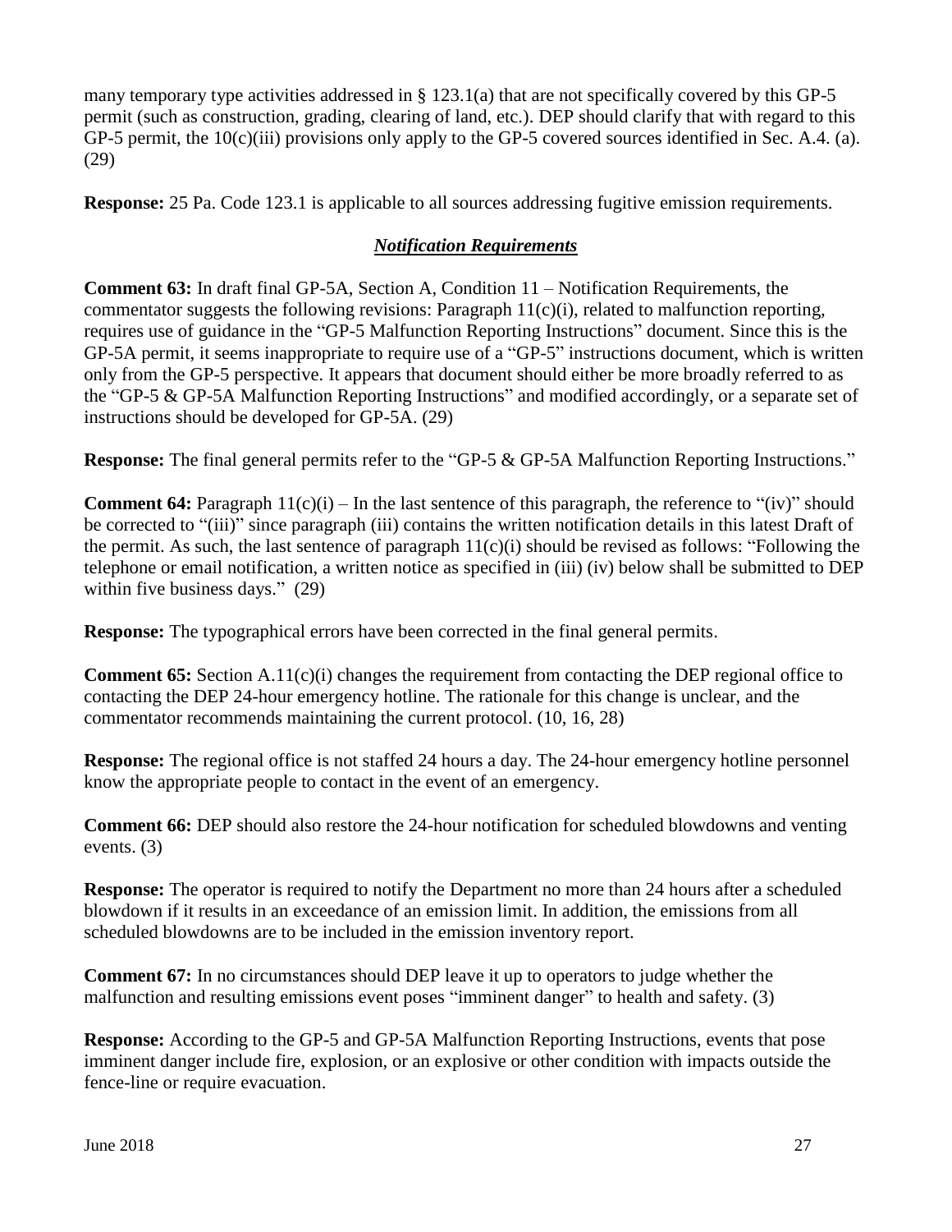many temporary type activities addressed in § 123.1(a) that are not specifically covered by this GP-5 permit (such as construction, grading, clearing of land, etc.). DEP should clarify that with regard to this GP-5 permit, the 10(c)(iii) provisions only apply to the GP-5 covered sources identified in Sec. A.4. (a). (29)

**Response:** 25 Pa. Code 123.1 is applicable to all sources addressing fugitive emission requirements.

### ***Notification Requirements***

**Comment 63:** In draft final GP-5A, Section A, Condition 11 – Notification Requirements, the commentator suggests the following revisions: Paragraph 11(c)(i), related to malfunction reporting, requires use of guidance in the "GP-5 Malfunction Reporting Instructions" document. Since this is the GP-5A permit, it seems inappropriate to require use of a "GP-5" instructions document, which is written only from the GP-5 perspective. It appears that document should either be more broadly referred to as the "GP-5 & GP-5A Malfunction Reporting Instructions" and modified accordingly, or a separate set of instructions should be developed for GP-5A. (29)

**Response:** The final general permits refer to the "GP-5 & GP-5A Malfunction Reporting Instructions."

**Comment 64:** Paragraph 11(c)(i) – In the last sentence of this paragraph, the reference to "(iv)" should be corrected to "(iii)" since paragraph (iii) contains the written notification details in this latest Draft of the permit. As such, the last sentence of paragraph 11(c)(i) should be revised as follows: "Following the telephone or email notification, a written notice as specified in (iii) (iv) below shall be submitted to DEP within five business days." (29)

**Response:** The typographical errors have been corrected in the final general permits.

**Comment 65:** Section A.11(c)(i) changes the requirement from contacting the DEP regional office to contacting the DEP 24-hour emergency hotline. The rationale for this change is unclear, and the commentator recommends maintaining the current protocol. (10, 16, 28)

**Response:** The regional office is not staffed 24 hours a day. The 24-hour emergency hotline personnel know the appropriate people to contact in the event of an emergency.

**Comment 66:** DEP should also restore the 24-hour notification for scheduled blowdowns and venting events. (3)

**Response:** The operator is required to notify the Department no more than 24 hours after a scheduled blowdown if it results in an exceedance of an emission limit. In addition, the emissions from all scheduled blowdowns are to be included in the emission inventory report.

**Comment 67:** In no circumstances should DEP leave it up to operators to judge whether the malfunction and resulting emissions event poses "imminent danger" to health and safety. (3)

**Response:** According to the GP-5 and GP-5A Malfunction Reporting Instructions, events that pose imminent danger include fire, explosion, or an explosive or other condition with impacts outside the fence-line or require evacuation.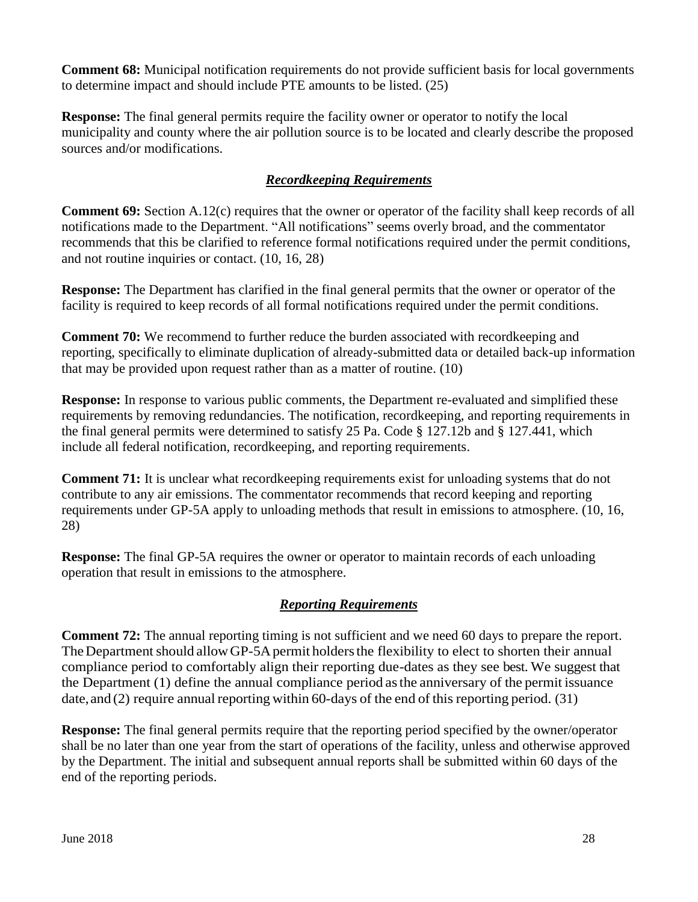**Comment 68:** Municipal notification requirements do not provide sufficient basis for local governments to determine impact and should include PTE amounts to be listed. (25)

**Response:** The final general permits require the facility owner or operator to notify the local municipality and county where the air pollution source is to be located and clearly describe the proposed sources and/or modifications.

### ***Recordkeeping Requirements***

**Comment 69:** Section A.12(c) requires that the owner or operator of the facility shall keep records of all notifications made to the Department. "All notifications" seems overly broad, and the commentator recommends that this be clarified to reference formal notifications required under the permit conditions, and not routine inquiries or contact. (10, 16, 28)

**Response:** The Department has clarified in the final general permits that the owner or operator of the facility is required to keep records of all formal notifications required under the permit conditions.

**Comment 70:** We recommend to further reduce the burden associated with recordkeeping and reporting, specifically to eliminate duplication of already-submitted data or detailed back-up information that may be provided upon request rather than as a matter of routine. (10)

**Response:** In response to various public comments, the Department re-evaluated and simplified these requirements by removing redundancies. The notification, recordkeeping, and reporting requirements in the final general permits were determined to satisfy 25 Pa. Code § 127.12b and § 127.441, which include all federal notification, recordkeeping, and reporting requirements.

**Comment 71:** It is unclear what recordkeeping requirements exist for unloading systems that do not contribute to any air emissions. The commentator recommends that record keeping and reporting requirements under GP-5A apply to unloading methods that result in emissions to atmosphere. (10, 16, 28)

**Response:** The final GP-5A requires the owner or operator to maintain records of each unloading operation that result in emissions to the atmosphere.

### ***Reporting Requirements***

**Comment 72:** The annual reporting timing is not sufficient and we need 60 days to prepare the report. The Department should allow GP-5A permit holders the flexibility to elect to shorten their annual compliance period to comfortably align their reporting due-dates as they see best. We suggest that the Department (1) define the annual compliance period as the anniversary of the permit issuance date, and (2) require annual reporting within 60-days of the end of this reporting period. (31)

**Response:** The final general permits require that the reporting period specified by the owner/operator shall be no later than one year from the start of operations of the facility, unless and otherwise approved by the Department. The initial and subsequent annual reports shall be submitted within 60 days of the end of the reporting periods.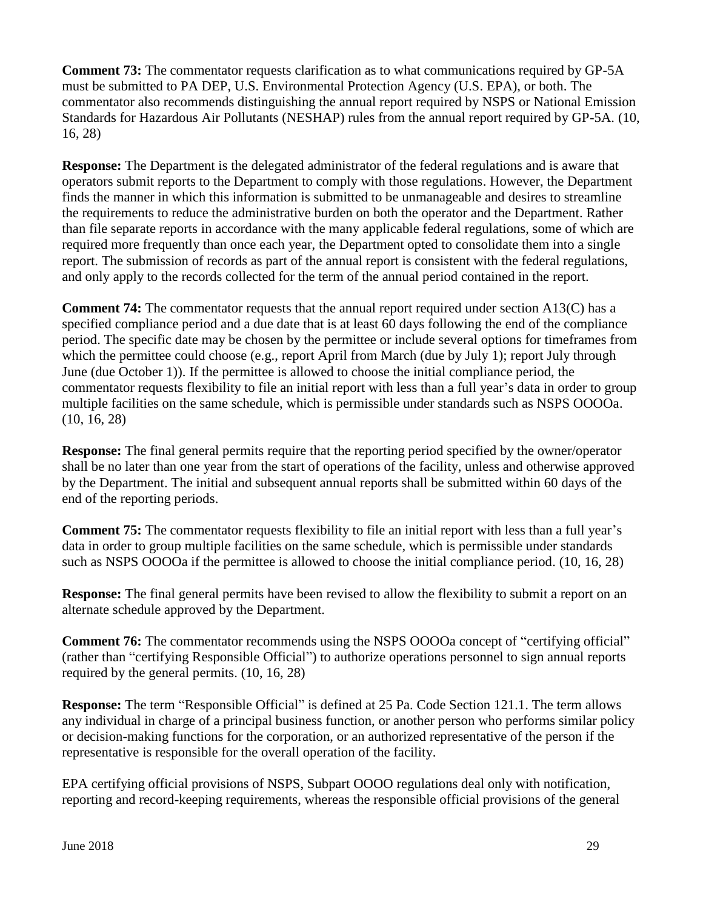**Comment 73:** The commentator requests clarification as to what communications required by GP-5A must be submitted to PA DEP, U.S. Environmental Protection Agency (U.S. EPA), or both. The commentator also recommends distinguishing the annual report required by NSPS or National Emission Standards for Hazardous Air Pollutants (NESHAP) rules from the annual report required by GP-5A. (10, 16, 28)

**Response:** The Department is the delegated administrator of the federal regulations and is aware that operators submit reports to the Department to comply with those regulations. However, the Department finds the manner in which this information is submitted to be unmanageable and desires to streamline the requirements to reduce the administrative burden on both the operator and the Department. Rather than file separate reports in accordance with the many applicable federal regulations, some of which are required more frequently than once each year, the Department opted to consolidate them into a single report. The submission of records as part of the annual report is consistent with the federal regulations, and only apply to the records collected for the term of the annual period contained in the report.

**Comment 74:** The commentator requests that the annual report required under section A13(C) has a specified compliance period and a due date that is at least 60 days following the end of the compliance period. The specific date may be chosen by the permittee or include several options for timeframes from which the permittee could choose (e.g., report April from March (due by July 1); report July through June (due October 1)). If the permittee is allowed to choose the initial compliance period, the commentator requests flexibility to file an initial report with less than a full year's data in order to group multiple facilities on the same schedule, which is permissible under standards such as NSPS OOOOa. (10, 16, 28)

**Response:** The final general permits require that the reporting period specified by the owner/operator shall be no later than one year from the start of operations of the facility, unless and otherwise approved by the Department. The initial and subsequent annual reports shall be submitted within 60 days of the end of the reporting periods.

**Comment 75:** The commentator requests flexibility to file an initial report with less than a full year's data in order to group multiple facilities on the same schedule, which is permissible under standards such as NSPS OOOOa if the permittee is allowed to choose the initial compliance period. (10, 16, 28)

**Response:** The final general permits have been revised to allow the flexibility to submit a report on an alternate schedule approved by the Department.

**Comment 76:** The commentator recommends using the NSPS OOOOa concept of "certifying official" (rather than "certifying Responsible Official") to authorize operations personnel to sign annual reports required by the general permits. (10, 16, 28)

**Response:** The term "Responsible Official" is defined at 25 Pa. Code Section 121.1. The term allows any individual in charge of a principal business function, or another person who performs similar policy or decision-making functions for the corporation, or an authorized representative of the person if the representative is responsible for the overall operation of the facility.

EPA certifying official provisions of NSPS, Subpart OOOO regulations deal only with notification, reporting and record-keeping requirements, whereas the responsible official provisions of the general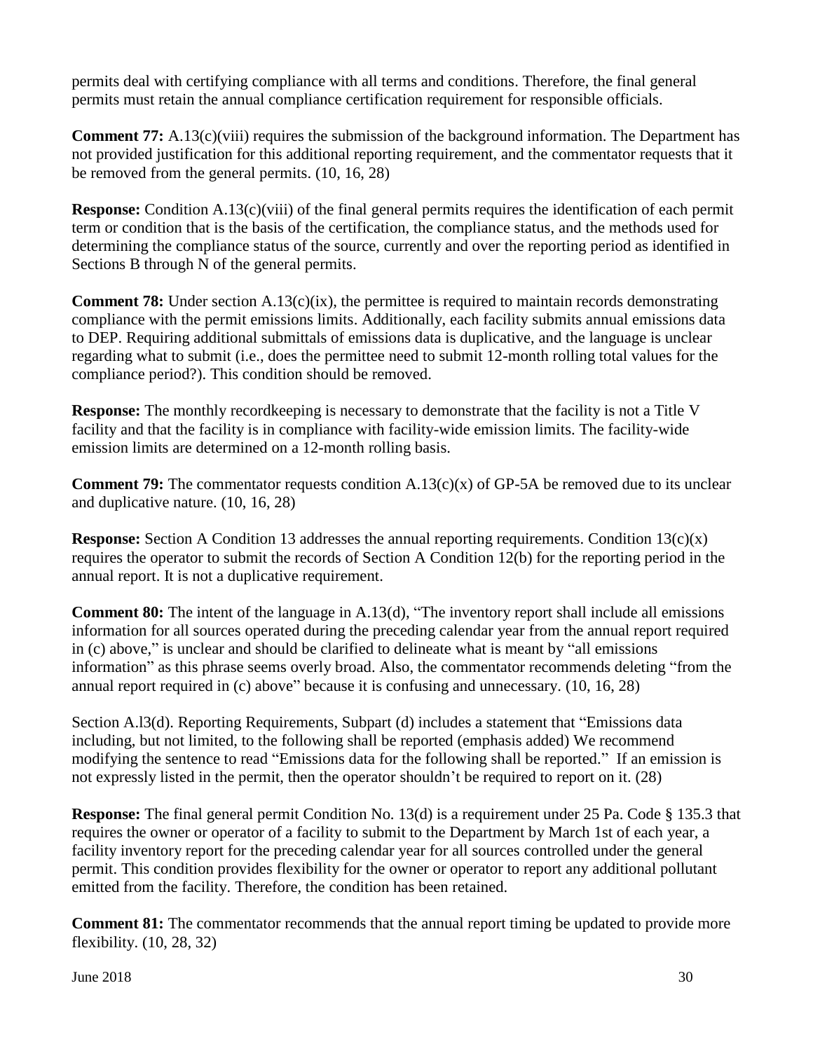permits deal with certifying compliance with all terms and conditions. Therefore, the final general permits must retain the annual compliance certification requirement for responsible officials.

**Comment 77:** A.13(c)(viii) requires the submission of the background information. The Department has not provided justification for this additional reporting requirement, and the commentator requests that it be removed from the general permits. (10, 16, 28)

**Response:** Condition A.13(c)(viii) of the final general permits requires the identification of each permit term or condition that is the basis of the certification, the compliance status, and the methods used for determining the compliance status of the source, currently and over the reporting period as identified in Sections B through N of the general permits.

**Comment 78:** Under section A.13(c)(ix), the permittee is required to maintain records demonstrating compliance with the permit emissions limits. Additionally, each facility submits annual emissions data to DEP. Requiring additional submittals of emissions data is duplicative, and the language is unclear regarding what to submit (i.e., does the permittee need to submit 12-month rolling total values for the compliance period?). This condition should be removed.

**Response:** The monthly recordkeeping is necessary to demonstrate that the facility is not a Title V facility and that the facility is in compliance with facility-wide emission limits. The facility-wide emission limits are determined on a 12-month rolling basis.

**Comment 79:** The commentator requests condition A.13(c)(x) of GP-5A be removed due to its unclear and duplicative nature. (10, 16, 28)

**Response:** Section A Condition 13 addresses the annual reporting requirements. Condition 13(c)(x) requires the operator to submit the records of Section A Condition 12(b) for the reporting period in the annual report. It is not a duplicative requirement.

**Comment 80:** The intent of the language in A.13(d), "The inventory report shall include all emissions information for all sources operated during the preceding calendar year from the annual report required in (c) above," is unclear and should be clarified to delineate what is meant by "all emissions information" as this phrase seems overly broad. Also, the commentator recommends deleting "from the annual report required in (c) above" because it is confusing and unnecessary. (10, 16, 28)

Section A.l3(d). Reporting Requirements, Subpart (d) includes a statement that "Emissions data including, but not limited, to the following shall be reported (emphasis added) We recommend modifying the sentence to read "Emissions data for the following shall be reported." If an emission is not expressly listed in the permit, then the operator shouldn't be required to report on it. (28)

**Response:** The final general permit Condition No. 13(d) is a requirement under 25 Pa. Code § 135.3 that requires the owner or operator of a facility to submit to the Department by March 1st of each year, a facility inventory report for the preceding calendar year for all sources controlled under the general permit. This condition provides flexibility for the owner or operator to report any additional pollutant emitted from the facility. Therefore, the condition has been retained.

**Comment 81:** The commentator recommends that the annual report timing be updated to provide more flexibility. (10, 28, 32)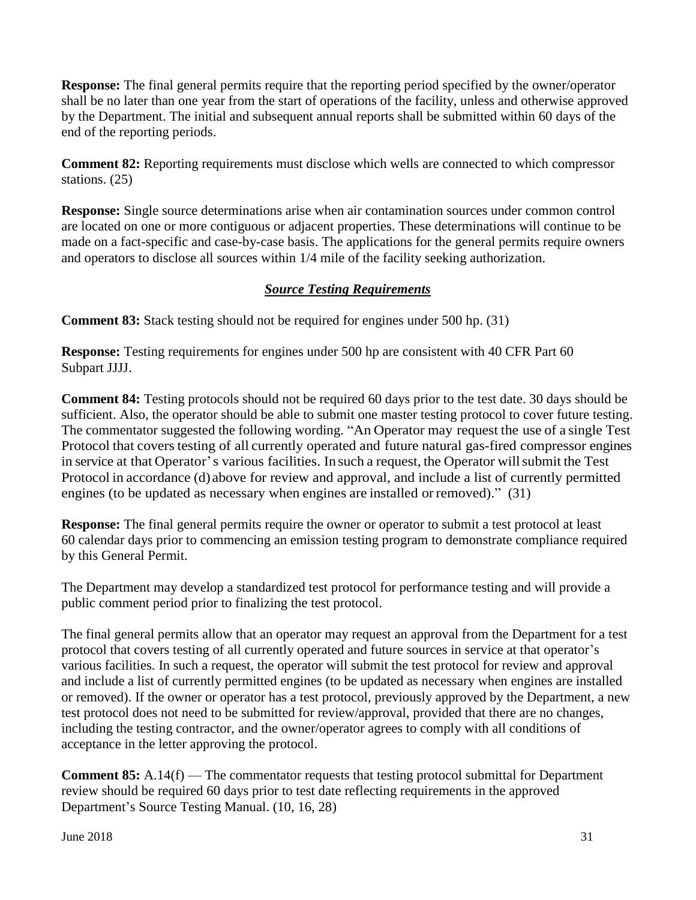**Response:** The final general permits require that the reporting period specified by the owner/operator shall be no later than one year from the start of operations of the facility, unless and otherwise approved by the Department. The initial and subsequent annual reports shall be submitted within 60 days of the end of the reporting periods.

**Comment 82:** Reporting requirements must disclose which wells are connected to which compressor stations. (25)

**Response:** Single source determinations arise when air contamination sources under common control are located on one or more contiguous or adjacent properties. These determinations will continue to be made on a fact-specific and case-by-case basis. The applications for the general permits require owners and operators to disclose all sources within 1/4 mile of the facility seeking authorization.

### ***Source Testing Requirements***

**Comment 83:** Stack testing should not be required for engines under 500 hp. (31)

**Response:** Testing requirements for engines under 500 hp are consistent with 40 CFR Part 60 Subpart JJJJ.

**Comment 84:** Testing protocols should not be required 60 days prior to the test date. 30 days should be sufficient. Also, the operator should be able to submit one master testing protocol to cover future testing. The commentator suggested the following wording. "An Operator may request the use of a single Test Protocol that covers testing of all currently operated and future natural gas-fired compressor engines in service at that Operator's various facilities. In such a request, the Operator will submit the Test Protocol in accordance (d) above for review and approval, and include a list of currently permitted engines (to be updated as necessary when engines are installed or removed)." (31)

**Response:** The final general permits require the owner or operator to submit a test protocol at least 60 calendar days prior to commencing an emission testing program to demonstrate compliance required by this General Permit.

The Department may develop a standardized test protocol for performance testing and will provide a public comment period prior to finalizing the test protocol.

The final general permits allow that an operator may request an approval from the Department for a test protocol that covers testing of all currently operated and future sources in service at that operator's various facilities. In such a request, the operator will submit the test protocol for review and approval and include a list of currently permitted engines (to be updated as necessary when engines are installed or removed). If the owner or operator has a test protocol, previously approved by the Department, a new test protocol does not need to be submitted for review/approval, provided that there are no changes, including the testing contractor, and the owner/operator agrees to comply with all conditions of acceptance in the letter approving the protocol.

**Comment 85:** A.14(f) — The commentator requests that testing protocol submittal for Department review should be required 60 days prior to test date reflecting requirements in the approved Department's Source Testing Manual. (10, 16, 28)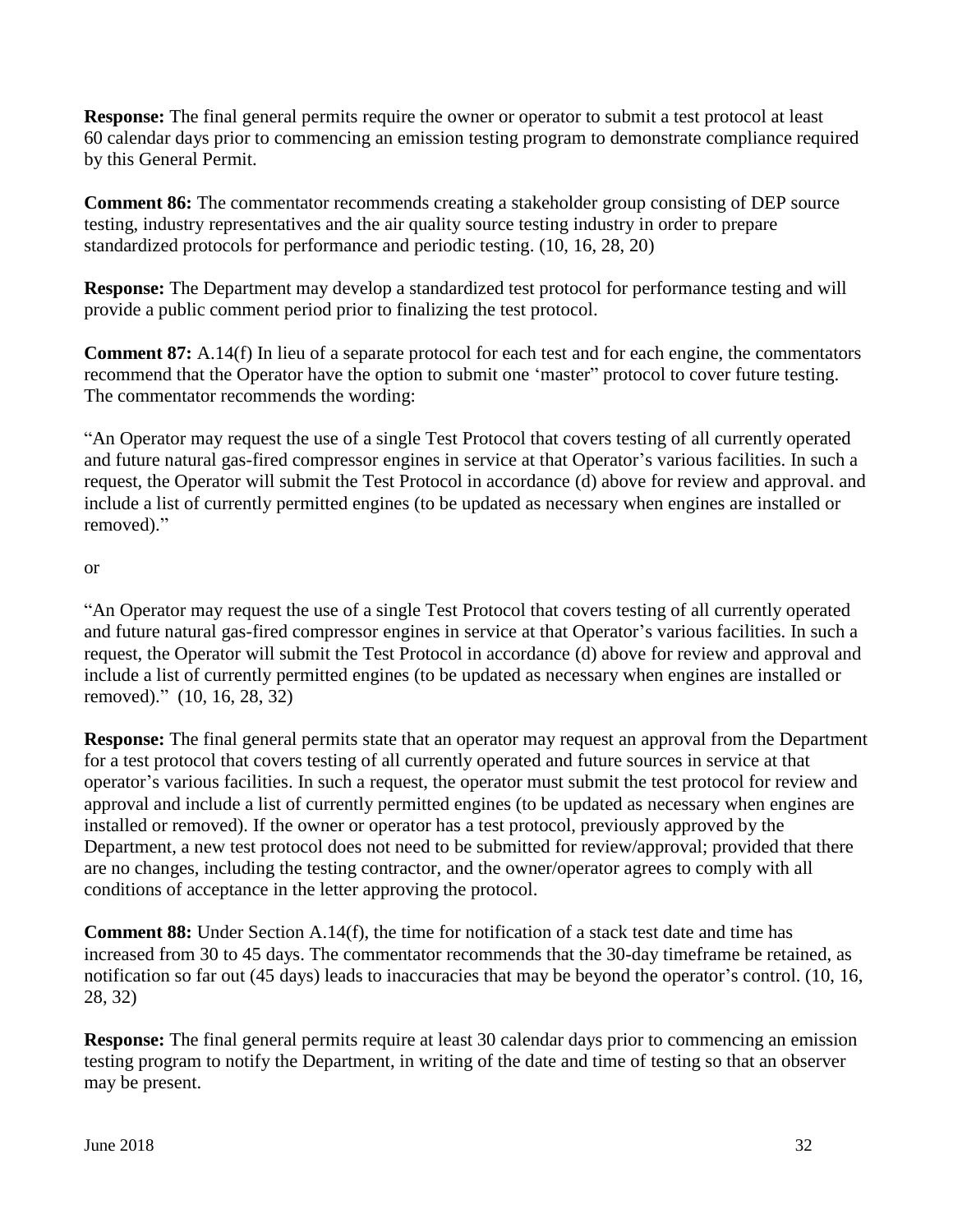**Response:** The final general permits require the owner or operator to submit a test protocol at least 60 calendar days prior to commencing an emission testing program to demonstrate compliance required by this General Permit.

**Comment 86:** The commentator recommends creating a stakeholder group consisting of DEP source testing, industry representatives and the air quality source testing industry in order to prepare standardized protocols for performance and periodic testing. (10, 16, 28, 20)

**Response:** The Department may develop a standardized test protocol for performance testing and will provide a public comment period prior to finalizing the test protocol.

**Comment 87:** A.14(f) In lieu of a separate protocol for each test and for each engine, the commentators recommend that the Operator have the option to submit one 'master" protocol to cover future testing. The commentator recommends the wording:

"An Operator may request the use of a single Test Protocol that covers testing of all currently operated and future natural gas-fired compressor engines in service at that Operator's various facilities. In such a request, the Operator will submit the Test Protocol in accordance (d) above for review and approval. and include a list of currently permitted engines (to be updated as necessary when engines are installed or removed)."

or

"An Operator may request the use of a single Test Protocol that covers testing of all currently operated and future natural gas-fired compressor engines in service at that Operator's various facilities. In such a request, the Operator will submit the Test Protocol in accordance (d) above for review and approval and include a list of currently permitted engines (to be updated as necessary when engines are installed or removed)." (10, 16, 28, 32)

**Response:** The final general permits state that an operator may request an approval from the Department for a test protocol that covers testing of all currently operated and future sources in service at that operator's various facilities. In such a request, the operator must submit the test protocol for review and approval and include a list of currently permitted engines (to be updated as necessary when engines are installed or removed). If the owner or operator has a test protocol, previously approved by the Department, a new test protocol does not need to be submitted for review/approval; provided that there are no changes, including the testing contractor, and the owner/operator agrees to comply with all conditions of acceptance in the letter approving the protocol.

**Comment 88:** Under Section A.14(f), the time for notification of a stack test date and time has increased from 30 to 45 days. The commentator recommends that the 30-day timeframe be retained, as notification so far out (45 days) leads to inaccuracies that may be beyond the operator's control. (10, 16, 28, 32)

**Response:** The final general permits require at least 30 calendar days prior to commencing an emission testing program to notify the Department, in writing of the date and time of testing so that an observer may be present.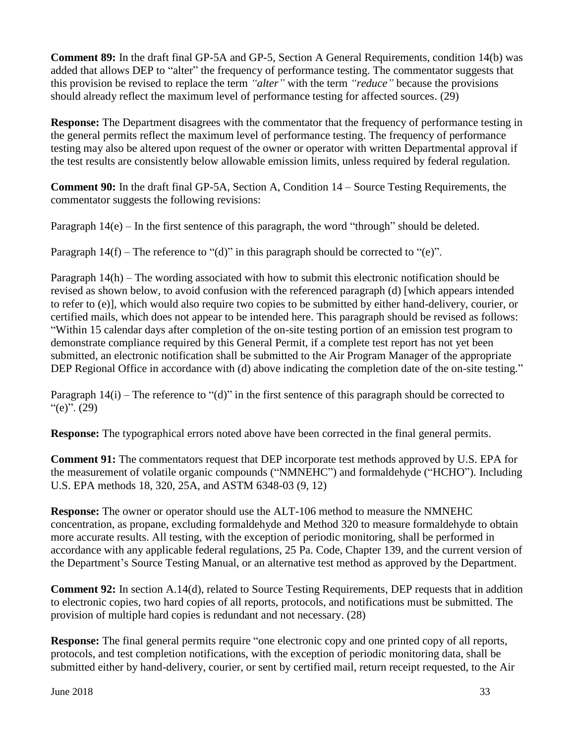**Comment 89:** In the draft final GP-5A and GP-5, Section A General Requirements, condition 14(b) was added that allows DEP to "alter" the frequency of performance testing. The commentator suggests that this provision be revised to replace the term *"alter"* with the term *"reduce"* because the provisions should already reflect the maximum level of performance testing for affected sources. (29)

**Response:** The Department disagrees with the commentator that the frequency of performance testing in the general permits reflect the maximum level of performance testing. The frequency of performance testing may also be altered upon request of the owner or operator with written Departmental approval if the test results are consistently below allowable emission limits, unless required by federal regulation.

**Comment 90:** In the draft final GP-5A, Section A, Condition 14 – Source Testing Requirements, the commentator suggests the following revisions:

Paragraph 14(e) – In the first sentence of this paragraph, the word "through" should be deleted.

Paragraph 14(f) – The reference to "(d)" in this paragraph should be corrected to "(e)".

Paragraph 14(h) – The wording associated with how to submit this electronic notification should be revised as shown below, to avoid confusion with the referenced paragraph (d) [which appears intended to refer to (e)], which would also require two copies to be submitted by either hand-delivery, courier, or certified mails, which does not appear to be intended here. This paragraph should be revised as follows: "Within 15 calendar days after completion of the on-site testing portion of an emission test program to demonstrate compliance required by this General Permit, if a complete test report has not yet been submitted, an electronic notification shall be submitted to the Air Program Manager of the appropriate DEP Regional Office in accordance with (d) above indicating the completion date of the on-site testing."

Paragraph 14(i) – The reference to "(d)" in the first sentence of this paragraph should be corrected to "(e)". (29)

**Response:** The typographical errors noted above have been corrected in the final general permits.

**Comment 91:** The commentators request that DEP incorporate test methods approved by U.S. EPA for the measurement of volatile organic compounds ("NMNEHC") and formaldehyde ("HCHO"). Including U.S. EPA methods 18, 320, 25A, and ASTM 6348-03 (9, 12)

**Response:** The owner or operator should use the ALT-106 method to measure the NMNEHC concentration, as propane, excluding formaldehyde and Method 320 to measure formaldehyde to obtain more accurate results. All testing, with the exception of periodic monitoring, shall be performed in accordance with any applicable federal regulations, 25 Pa. Code, Chapter 139, and the current version of the Department's Source Testing Manual, or an alternative test method as approved by the Department.

**Comment 92:** In section A.14(d), related to Source Testing Requirements, DEP requests that in addition to electronic copies, two hard copies of all reports, protocols, and notifications must be submitted. The provision of multiple hard copies is redundant and not necessary. (28)

**Response:** The final general permits require "one electronic copy and one printed copy of all reports, protocols, and test completion notifications, with the exception of periodic monitoring data, shall be submitted either by hand-delivery, courier, or sent by certified mail, return receipt requested, to the Air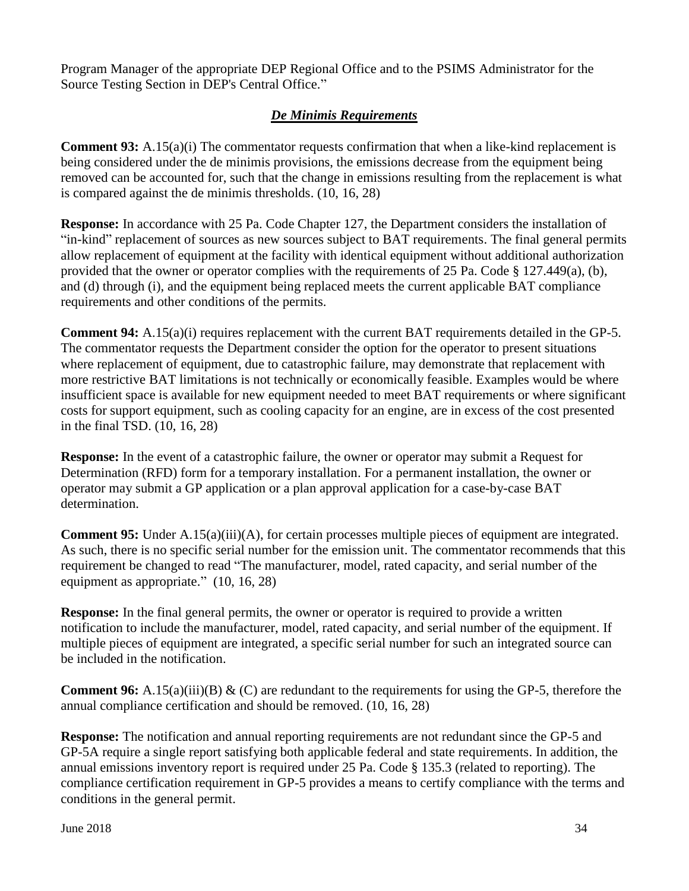Program Manager of the appropriate DEP Regional Office and to the PSIMS Administrator for the Source Testing Section in DEP's Central Office."

## ***De Minimis Requirements***

**Comment 93:** A.15(a)(i) The commentator requests confirmation that when a like-kind replacement is being considered under the de minimis provisions, the emissions decrease from the equipment being removed can be accounted for, such that the change in emissions resulting from the replacement is what is compared against the de minimis thresholds. (10, 16, 28)

**Response:** In accordance with 25 Pa. Code Chapter 127, the Department considers the installation of "in-kind" replacement of sources as new sources subject to BAT requirements. The final general permits allow replacement of equipment at the facility with identical equipment without additional authorization provided that the owner or operator complies with the requirements of 25 Pa. Code § 127.449(a), (b), and (d) through (i), and the equipment being replaced meets the current applicable BAT compliance requirements and other conditions of the permits.

**Comment 94:** A.15(a)(i) requires replacement with the current BAT requirements detailed in the GP-5. The commentator requests the Department consider the option for the operator to present situations where replacement of equipment, due to catastrophic failure, may demonstrate that replacement with more restrictive BAT limitations is not technically or economically feasible. Examples would be where insufficient space is available for new equipment needed to meet BAT requirements or where significant costs for support equipment, such as cooling capacity for an engine, are in excess of the cost presented in the final TSD. (10, 16, 28)

**Response:** In the event of a catastrophic failure, the owner or operator may submit a Request for Determination (RFD) form for a temporary installation. For a permanent installation, the owner or operator may submit a GP application or a plan approval application for a case-by-case BAT determination.

**Comment 95:** Under A.15(a)(iii)(A), for certain processes multiple pieces of equipment are integrated. As such, there is no specific serial number for the emission unit. The commentator recommends that this requirement be changed to read "The manufacturer, model, rated capacity, and serial number of the equipment as appropriate." (10, 16, 28)

**Response:** In the final general permits, the owner or operator is required to provide a written notification to include the manufacturer, model, rated capacity, and serial number of the equipment. If multiple pieces of equipment are integrated, a specific serial number for such an integrated source can be included in the notification.

**Comment 96:** A.15(a)(iii)(B) & (C) are redundant to the requirements for using the GP-5, therefore the annual compliance certification and should be removed. (10, 16, 28)

**Response:** The notification and annual reporting requirements are not redundant since the GP-5 and GP-5A require a single report satisfying both applicable federal and state requirements. In addition, the annual emissions inventory report is required under 25 Pa. Code § 135.3 (related to reporting). The compliance certification requirement in GP-5 provides a means to certify compliance with the terms and conditions in the general permit.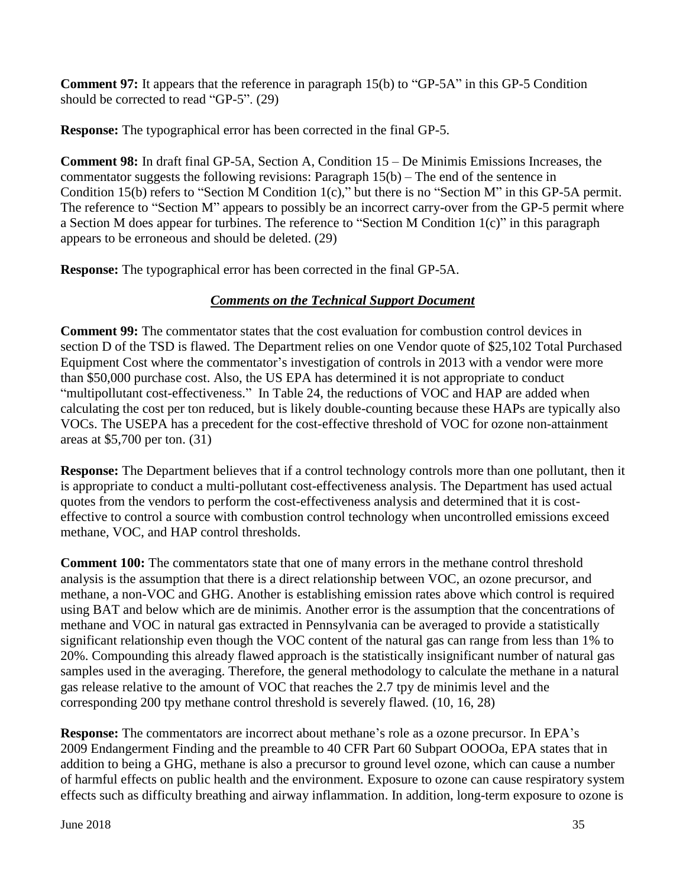**Comment 97:** It appears that the reference in paragraph 15(b) to "GP-5A" in this GP-5 Condition should be corrected to read "GP-5". (29)

**Response:** The typographical error has been corrected in the final GP-5.

**Comment 98:** In draft final GP-5A, Section A, Condition 15 – De Minimis Emissions Increases, the commentator suggests the following revisions: Paragraph 15(b) – The end of the sentence in Condition 15(b) refers to "Section M Condition 1(c)," but there is no "Section M" in this GP-5A permit. The reference to "Section M" appears to possibly be an incorrect carry-over from the GP-5 permit where a Section M does appear for turbines. The reference to "Section M Condition 1(c)" in this paragraph appears to be erroneous and should be deleted. (29)

**Response:** The typographical error has been corrected in the final GP-5A.

### ***Comments on the Technical Support Document***

**Comment 99:** The commentator states that the cost evaluation for combustion control devices in section D of the TSD is flawed. The Department relies on one Vendor quote of $25,102 Total Purchased Equipment Cost where the commentator's investigation of controls in 2013 with a vendor were more than $50,000 purchase cost. Also, the US EPA has determined it is not appropriate to conduct "multipollutant cost-effectiveness." In Table 24, the reductions of VOC and HAP are added when calculating the cost per ton reduced, but is likely double-counting because these HAPs are typically also VOCs. The USEPA has a precedent for the cost-effective threshold of VOC for ozone non-attainment areas at $5,700 per ton. (31)

**Response:** The Department believes that if a control technology controls more than one pollutant, then it is appropriate to conduct a multi-pollutant cost-effectiveness analysis. The Department has used actual quotes from the vendors to perform the cost-effectiveness analysis and determined that it is cost-effective to control a source with combustion control technology when uncontrolled emissions exceed methane, VOC, and HAP control thresholds.

**Comment 100:** The commentators state that one of many errors in the methane control threshold analysis is the assumption that there is a direct relationship between VOC, an ozone precursor, and methane, a non-VOC and GHG. Another is establishing emission rates above which control is required using BAT and below which are de minimis. Another error is the assumption that the concentrations of methane and VOC in natural gas extracted in Pennsylvania can be averaged to provide a statistically significant relationship even though the VOC content of the natural gas can range from less than 1% to 20%. Compounding this already flawed approach is the statistically insignificant number of natural gas samples used in the averaging. Therefore, the general methodology to calculate the methane in a natural gas release relative to the amount of VOC that reaches the 2.7 tpy de minimis level and the corresponding 200 tpy methane control threshold is severely flawed. (10, 16, 28)

**Response:** The commentators are incorrect about methane's role as a ozone precursor. In EPA's 2009 Endangerment Finding and the preamble to 40 CFR Part 60 Subpart OOOOa, EPA states that in addition to being a GHG, methane is also a precursor to ground level ozone, which can cause a number of harmful effects on public health and the environment. Exposure to ozone can cause respiratory system effects such as difficulty breathing and airway inflammation. In addition, long-term exposure to ozone is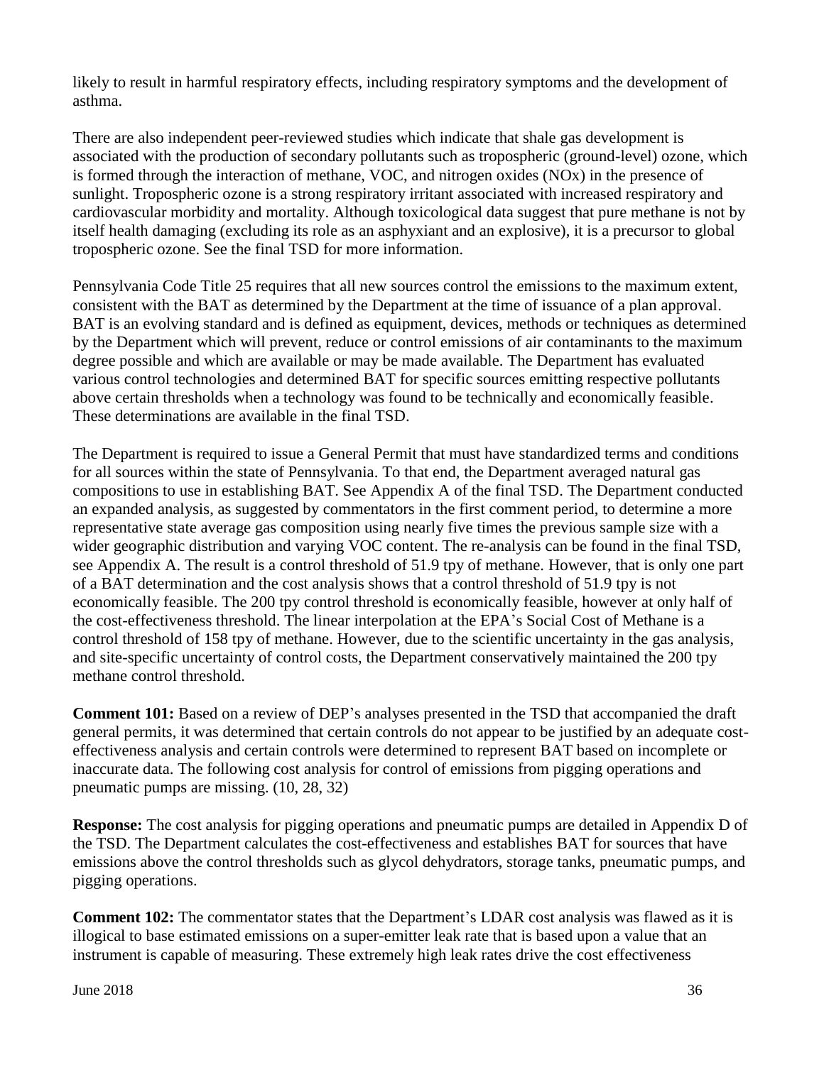likely to result in harmful respiratory effects, including respiratory symptoms and the development of asthma.

There are also independent peer-reviewed studies which indicate that shale gas development is associated with the production of secondary pollutants such as tropospheric (ground-level) ozone, which is formed through the interaction of methane, VOC, and nitrogen oxides (NOx) in the presence of sunlight. Tropospheric ozone is a strong respiratory irritant associated with increased respiratory and cardiovascular morbidity and mortality. Although toxicological data suggest that pure methane is not by itself health damaging (excluding its role as an asphyxiant and an explosive), it is a precursor to global tropospheric ozone. See the final TSD for more information.

Pennsylvania Code Title 25 requires that all new sources control the emissions to the maximum extent, consistent with the BAT as determined by the Department at the time of issuance of a plan approval. BAT is an evolving standard and is defined as equipment, devices, methods or techniques as determined by the Department which will prevent, reduce or control emissions of air contaminants to the maximum degree possible and which are available or may be made available. The Department has evaluated various control technologies and determined BAT for specific sources emitting respective pollutants above certain thresholds when a technology was found to be technically and economically feasible. These determinations are available in the final TSD.

The Department is required to issue a General Permit that must have standardized terms and conditions for all sources within the state of Pennsylvania. To that end, the Department averaged natural gas compositions to use in establishing BAT. See Appendix A of the final TSD. The Department conducted an expanded analysis, as suggested by commentators in the first comment period, to determine a more representative state average gas composition using nearly five times the previous sample size with a wider geographic distribution and varying VOC content. The re-analysis can be found in the final TSD, see Appendix A. The result is a control threshold of 51.9 tpy of methane. However, that is only one part of a BAT determination and the cost analysis shows that a control threshold of 51.9 tpy is not economically feasible. The 200 tpy control threshold is economically feasible, however at only half of the cost-effectiveness threshold. The linear interpolation at the EPA's Social Cost of Methane is a control threshold of 158 tpy of methane. However, due to the scientific uncertainty in the gas analysis, and site-specific uncertainty of control costs, the Department conservatively maintained the 200 tpy methane control threshold.

**Comment 101:** Based on a review of DEP's analyses presented in the TSD that accompanied the draft general permits, it was determined that certain controls do not appear to be justified by an adequate cost-effectiveness analysis and certain controls were determined to represent BAT based on incomplete or inaccurate data. The following cost analysis for control of emissions from pigging operations and pneumatic pumps are missing. (10, 28, 32)

**Response:** The cost analysis for pigging operations and pneumatic pumps are detailed in Appendix D of the TSD. The Department calculates the cost-effectiveness and establishes BAT for sources that have emissions above the control thresholds such as glycol dehydrators, storage tanks, pneumatic pumps, and pigging operations.

**Comment 102:** The commentator states that the Department's LDAR cost analysis was flawed as it is illogical to base estimated emissions on a super-emitter leak rate that is based upon a value that an instrument is capable of measuring. These extremely high leak rates drive the cost effectiveness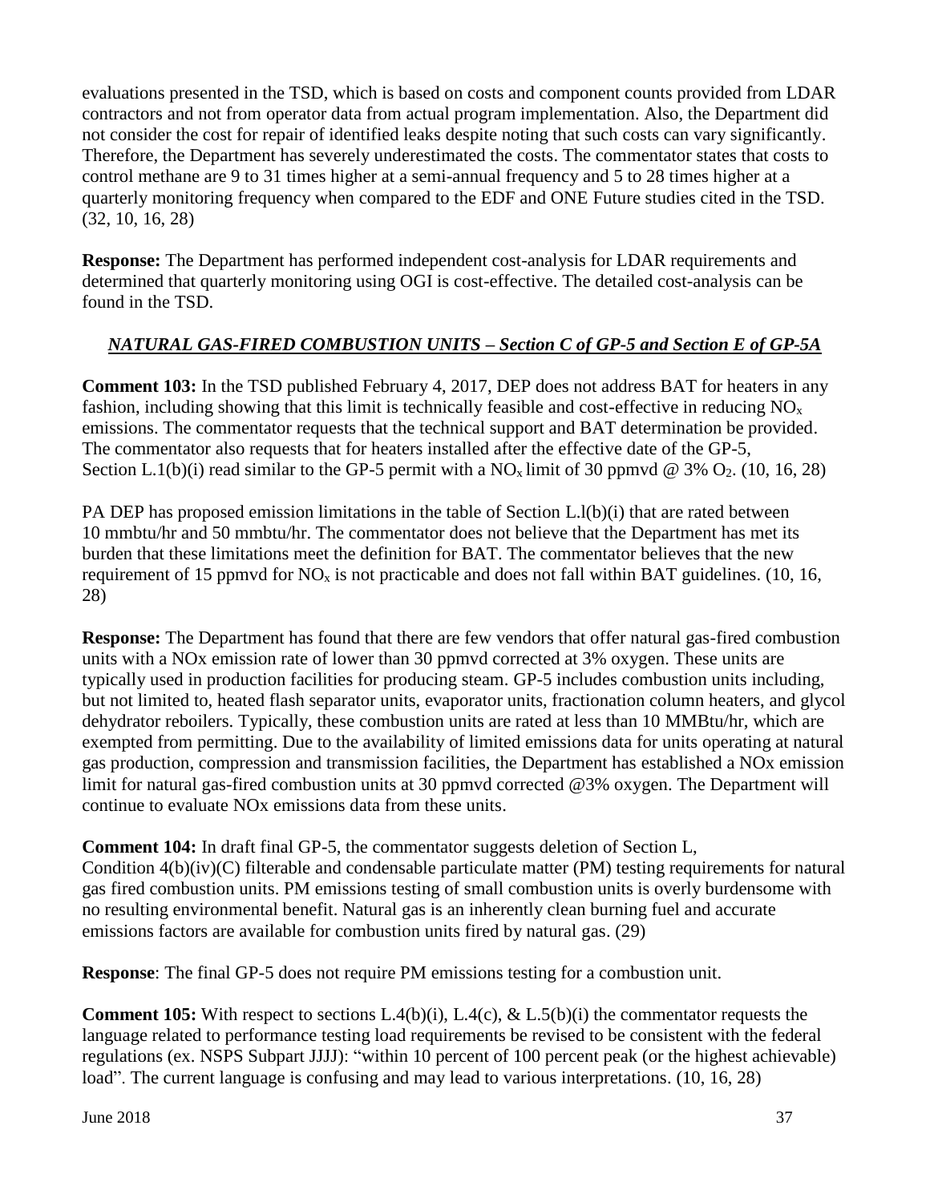evaluations presented in the TSD, which is based on costs and component counts provided from LDAR contractors and not from operator data from actual program implementation. Also, the Department did not consider the cost for repair of identified leaks despite noting that such costs can vary significantly. Therefore, the Department has severely underestimated the costs. The commentator states that costs to control methane are 9 to 31 times higher at a semi-annual frequency and 5 to 28 times higher at a quarterly monitoring frequency when compared to the EDF and ONE Future studies cited in the TSD. (32, 10, 16, 28)

**Response:** The Department has performed independent cost-analysis for LDAR requirements and determined that quarterly monitoring using OGI is cost-effective. The detailed cost-analysis can be found in the TSD.

***NATURAL GAS-FIRED COMBUSTION UNITS – Section C of GP-5 and Section E of GP-5A***

**Comment 103:** In the TSD published February 4, 2017, DEP does not address BAT for heaters in any fashion, including showing that this limit is technically feasible and cost-effective in reducing $NO_x$ emissions. The commentator requests that the technical support and BAT determination be provided. The commentator also requests that for heaters installed after the effective date of the GP-5, Section L.1(b)(i) read similar to the GP-5 permit with a $NO_x$ limit of 30 ppmvd @ 3% $O_2$. (10, 16, 28)

PA DEP has proposed emission limitations in the table of Section L.l(b)(i) that are rated between 10 mmbtu/hr and 50 mmbtu/hr. The commentator does not believe that the Department has met its burden that these limitations meet the definition for BAT. The commentator believes that the new requirement of 15 ppmvd for $NO_x$ is not practicable and does not fall within BAT guidelines. (10, 16, 28)

**Response:** The Department has found that there are few vendors that offer natural gas-fired combustion units with a NOx emission rate of lower than 30 ppmvd corrected at 3% oxygen. These units are typically used in production facilities for producing steam. GP-5 includes combustion units including, but not limited to, heated flash separator units, evaporator units, fractionation column heaters, and glycol dehydrator reboilers. Typically, these combustion units are rated at less than 10 MMBtu/hr, which are exempted from permitting. Due to the availability of limited emissions data for units operating at natural gas production, compression and transmission facilities, the Department has established a NOx emission limit for natural gas-fired combustion units at 30 ppmvd corrected @3% oxygen. The Department will continue to evaluate NOx emissions data from these units.

**Comment 104:** In draft final GP-5, the commentator suggests deletion of Section L, Condition 4(b)(iv)(C) filterable and condensable particulate matter (PM) testing requirements for natural gas fired combustion units. PM emissions testing of small combustion units is overly burdensome with no resulting environmental benefit. Natural gas is an inherently clean burning fuel and accurate emissions factors are available for combustion units fired by natural gas. (29)

**Response**: The final GP-5 does not require PM emissions testing for a combustion unit.

**Comment 105:** With respect to sections L.4(b)(i), L.4(c), & L.5(b)(i) the commentator requests the language related to performance testing load requirements be revised to be consistent with the federal regulations (ex. NSPS Subpart JJJJ): "within 10 percent of 100 percent peak (or the highest achievable) load". The current language is confusing and may lead to various interpretations. (10, 16, 28)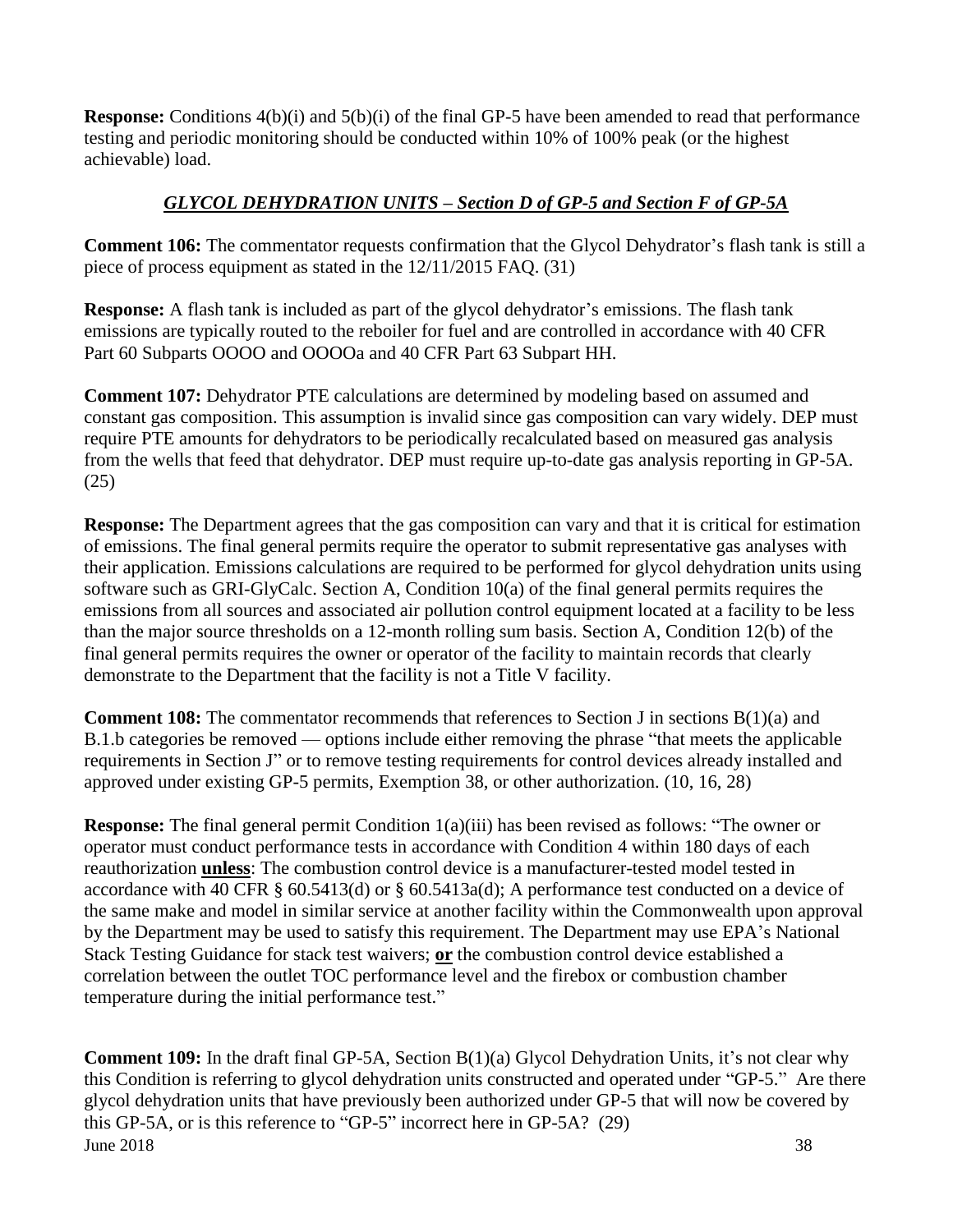**Response:** Conditions 4(b)(i) and 5(b)(i) of the final GP-5 have been amended to read that performance testing and periodic monitoring should be conducted within 10% of 100% peak (or the highest achievable) load.

## ***GLYCOL DEHYDRATION UNITS – Section D of GP-5 and Section F of GP-5A***

**Comment 106:** The commentator requests confirmation that the Glycol Dehydrator's flash tank is still a piece of process equipment as stated in the 12/11/2015 FAQ. (31)

**Response:** A flash tank is included as part of the glycol dehydrator's emissions. The flash tank emissions are typically routed to the reboiler for fuel and are controlled in accordance with 40 CFR Part 60 Subparts OOOO and OOOOa and 40 CFR Part 63 Subpart HH.

**Comment 107:** Dehydrator PTE calculations are determined by modeling based on assumed and constant gas composition. This assumption is invalid since gas composition can vary widely. DEP must require PTE amounts for dehydrators to be periodically recalculated based on measured gas analysis from the wells that feed that dehydrator. DEP must require up-to-date gas analysis reporting in GP-5A. (25)

**Response:** The Department agrees that the gas composition can vary and that it is critical for estimation of emissions. The final general permits require the operator to submit representative gas analyses with their application. Emissions calculations are required to be performed for glycol dehydration units using software such as GRI-GlyCalc. Section A, Condition 10(a) of the final general permits requires the emissions from all sources and associated air pollution control equipment located at a facility to be less than the major source thresholds on a 12-month rolling sum basis. Section A, Condition 12(b) of the final general permits requires the owner or operator of the facility to maintain records that clearly demonstrate to the Department that the facility is not a Title V facility.

**Comment 108:** The commentator recommends that references to Section J in sections B(1)(a) and B.1.b categories be removed — options include either removing the phrase "that meets the applicable requirements in Section J" or to remove testing requirements for control devices already installed and approved under existing GP-5 permits, Exemption 38, or other authorization. (10, 16, 28)

**Response:** The final general permit Condition 1(a)(iii) has been revised as follows: "The owner or operator must conduct performance tests in accordance with Condition 4 within 180 days of each reauthorization **unless**: The combustion control device is a manufacturer-tested model tested in accordance with 40 CFR § 60.5413(d) or § 60.5413a(d); A performance test conducted on a device of the same make and model in similar service at another facility within the Commonwealth upon approval by the Department may be used to satisfy this requirement. The Department may use EPA's National Stack Testing Guidance for stack test waivers; **or** the combustion control device established a correlation between the outlet TOC performance level and the firebox or combustion chamber temperature during the initial performance test."

**Comment 109:** In the draft final GP-5A, Section B(1)(a) Glycol Dehydration Units, it's not clear why this Condition is referring to glycol dehydration units constructed and operated under "GP-5." Are there glycol dehydration units that have previously been authorized under GP-5 that will now be covered by this GP-5A, or is this reference to "GP-5" incorrect here in GP-5A? (29)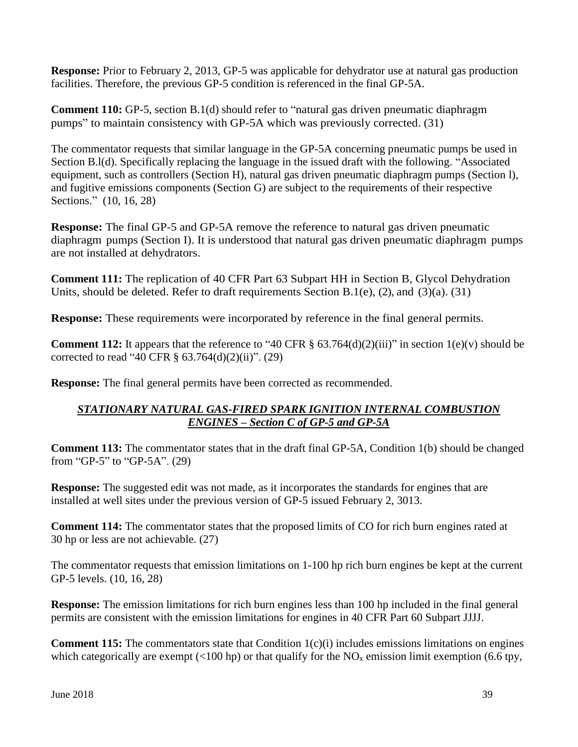**Response:** Prior to February 2, 2013, GP-5 was applicable for dehydrator use at natural gas production facilities. Therefore, the previous GP-5 condition is referenced in the final GP-5A.

**Comment 110:** GP-5, section B.1(d) should refer to "natural gas driven pneumatic diaphragm pumps" to maintain consistency with GP-5A which was previously corrected. (31)

The commentator requests that similar language in the GP-5A concerning pneumatic pumps be used in Section B.l(d). Specifically replacing the language in the issued draft with the following. "Associated equipment, such as controllers (Section H), natural gas driven pneumatic diaphragm pumps (Section l), and fugitive emissions components (Section G) are subject to the requirements of their respective Sections." (10, 16, 28)

**Response:** The final GP-5 and GP-5A remove the reference to natural gas driven pneumatic diaphragm pumps (Section I). It is understood that natural gas driven pneumatic diaphragm pumps are not installed at dehydrators.

**Comment 111:** The replication of 40 CFR Part 63 Subpart HH in Section B, Glycol Dehydration Units, should be deleted. Refer to draft requirements Section B.1(e), (2), and (3)(a). (31)

**Response:** These requirements were incorporated by reference in the final general permits.

**Comment 112:** It appears that the reference to "40 CFR § 63.764(d)(2)(iii)" in section 1(e)(v) should be corrected to read "40 CFR § 63.764(d)(2)(ii)". (29)

**Response:** The final general permits have been corrected as recommended.

***STATIONARY NATURAL GAS-FIRED SPARK IGNITION INTERNAL COMBUSTION ENGINES – Section C of GP-5 and GP-5A***

**Comment 113:** The commentator states that in the draft final GP-5A, Condition 1(b) should be changed from "GP-5" to "GP-5A". (29)

**Response:** The suggested edit was not made, as it incorporates the standards for engines that are installed at well sites under the previous version of GP-5 issued February 2, 3013.

**Comment 114:** The commentator states that the proposed limits of CO for rich burn engines rated at 30 hp or less are not achievable. (27)

The commentator requests that emission limitations on 1-100 hp rich burn engines be kept at the current GP-5 levels. (10, 16, 28)

**Response:** The emission limitations for rich burn engines less than 100 hp included in the final general permits are consistent with the emission limitations for engines in 40 CFR Part 60 Subpart JJJJ.

**Comment 115:** The commentators state that Condition 1(c)(i) includes emissions limitations on engines which categorically are exempt (<100 hp) or that qualify for the $NO_x$ emission limit exemption (6.6 tpy,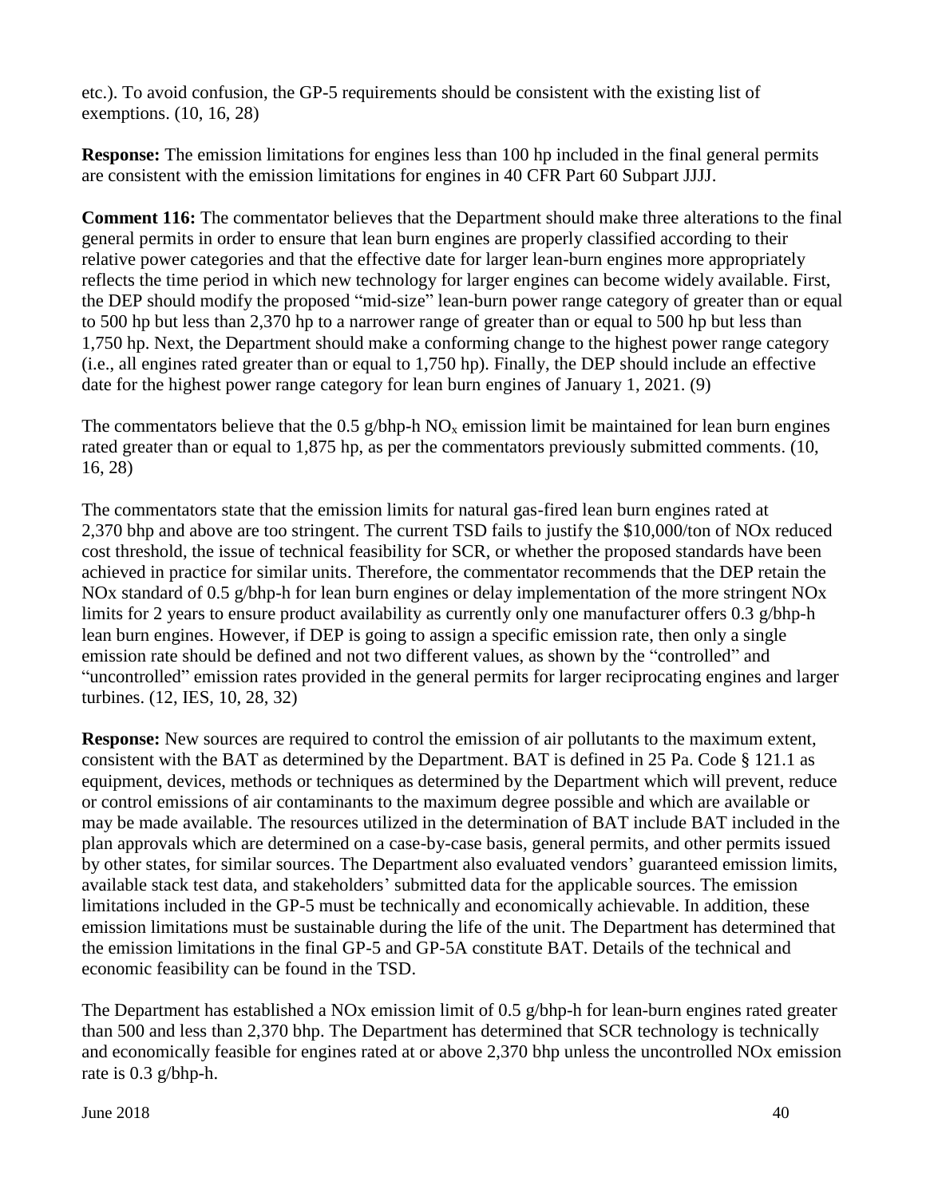etc.). To avoid confusion, the GP-5 requirements should be consistent with the existing list of exemptions. (10, 16, 28)

**Response:** The emission limitations for engines less than 100 hp included in the final general permits are consistent with the emission limitations for engines in 40 CFR Part 60 Subpart JJJJ.

**Comment 116:** The commentator believes that the Department should make three alterations to the final general permits in order to ensure that lean burn engines are properly classified according to their relative power categories and that the effective date for larger lean-burn engines more appropriately reflects the time period in which new technology for larger engines can become widely available. First, the DEP should modify the proposed "mid-size" lean-burn power range category of greater than or equal to 500 hp but less than 2,370 hp to a narrower range of greater than or equal to 500 hp but less than 1,750 hp. Next, the Department should make a conforming change to the highest power range category (i.e., all engines rated greater than or equal to 1,750 hp). Finally, the DEP should include an effective date for the highest power range category for lean burn engines of January 1, 2021. (9)

The commentators believe that the 0.5 g/bhp-h $NO_x$ emission limit be maintained for lean burn engines rated greater than or equal to 1,875 hp, as per the commentators previously submitted comments. (10, 16, 28)

The commentators state that the emission limits for natural gas-fired lean burn engines rated at 2,370 bhp and above are too stringent. The current TSD fails to justify the $10,000/ton of NOx reduced cost threshold, the issue of technical feasibility for SCR, or whether the proposed standards have been achieved in practice for similar units. Therefore, the commentator recommends that the DEP retain the NOx standard of 0.5 g/bhp-h for lean burn engines or delay implementation of the more stringent NOx limits for 2 years to ensure product availability as currently only one manufacturer offers 0.3 g/bhp-h lean burn engines. However, if DEP is going to assign a specific emission rate, then only a single emission rate should be defined and not two different values, as shown by the "controlled" and "uncontrolled" emission rates provided in the general permits for larger reciprocating engines and larger turbines. (12, IES, 10, 28, 32)

**Response:** New sources are required to control the emission of air pollutants to the maximum extent, consistent with the BAT as determined by the Department. BAT is defined in 25 Pa. Code § 121.1 as equipment, devices, methods or techniques as determined by the Department which will prevent, reduce or control emissions of air contaminants to the maximum degree possible and which are available or may be made available. The resources utilized in the determination of BAT include BAT included in the plan approvals which are determined on a case-by-case basis, general permits, and other permits issued by other states, for similar sources. The Department also evaluated vendors' guaranteed emission limits, available stack test data, and stakeholders' submitted data for the applicable sources. The emission limitations included in the GP-5 must be technically and economically achievable. In addition, these emission limitations must be sustainable during the life of the unit. The Department has determined that the emission limitations in the final GP-5 and GP-5A constitute BAT. Details of the technical and economic feasibility can be found in the TSD.

The Department has established a NOx emission limit of 0.5 g/bhp-h for lean-burn engines rated greater than 500 and less than 2,370 bhp. The Department has determined that SCR technology is technically and economically feasible for engines rated at or above 2,370 bhp unless the uncontrolled NOx emission rate is 0.3 g/bhp-h.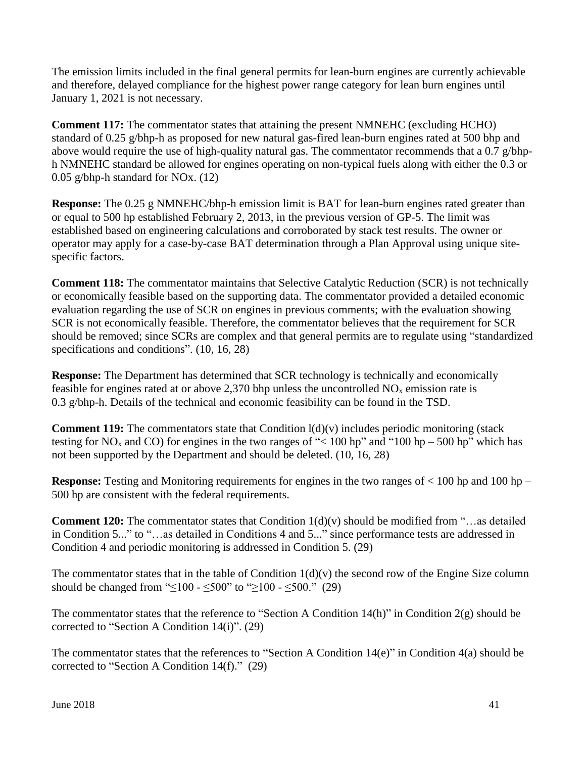The emission limits included in the final general permits for lean-burn engines are currently achievable and therefore, delayed compliance for the highest power range category for lean burn engines until January 1, 2021 is not necessary.

**Comment 117:** The commentator states that attaining the present NMNEHC (excluding HCHO) standard of 0.25 g/bhp-h as proposed for new natural gas-fired lean-burn engines rated at 500 bhp and above would require the use of high-quality natural gas. The commentator recommends that a 0.7 g/bhp-h NMNEHC standard be allowed for engines operating on non-typical fuels along with either the 0.3 or 0.05 g/bhp-h standard for NOx. (12)

**Response:** The 0.25 g NMNEHC/bhp-h emission limit is BAT for lean-burn engines rated greater than or equal to 500 hp established February 2, 2013, in the previous version of GP-5. The limit was established based on engineering calculations and corroborated by stack test results. The owner or operator may apply for a case-by-case BAT determination through a Plan Approval using unique site-specific factors.

**Comment 118:** The commentator maintains that Selective Catalytic Reduction (SCR) is not technically or economically feasible based on the supporting data. The commentator provided a detailed economic evaluation regarding the use of SCR on engines in previous comments; with the evaluation showing SCR is not economically feasible. Therefore, the commentator believes that the requirement for SCR should be removed; since SCRs are complex and that general permits are to regulate using "standardized specifications and conditions". (10, 16, 28)

**Response:** The Department has determined that SCR technology is technically and economically feasible for engines rated at or above 2,370 bhp unless the uncontrolled $NO_x$ emission rate is 0.3 g/bhp-h. Details of the technical and economic feasibility can be found in the TSD.

**Comment 119:** The commentators state that Condition l(d)(v) includes periodic monitoring (stack testing for $NO_x$ and CO) for engines in the two ranges of "< 100 hp" and "100 hp – 500 hp" which has not been supported by the Department and should be deleted. (10, 16, 28)

**Response:** Testing and Monitoring requirements for engines in the two ranges of < 100 hp and 100 hp – 500 hp are consistent with the federal requirements.

**Comment 120:** The commentator states that Condition 1(d)(v) should be modified from "…as detailed in Condition 5..." to "…as detailed in Conditions 4 and 5..." since performance tests are addressed in Condition 4 and periodic monitoring is addressed in Condition 5. (29)

The commentator states that in the table of Condition 1(d)(v) the second row of the Engine Size column should be changed from "≤100 - ≤500" to "≥100 - ≤500." (29)

The commentator states that the reference to "Section A Condition 14(h)" in Condition 2(g) should be corrected to "Section A Condition 14(i)". (29)

The commentator states that the references to "Section A Condition 14(e)" in Condition 4(a) should be corrected to "Section A Condition 14(f)." (29)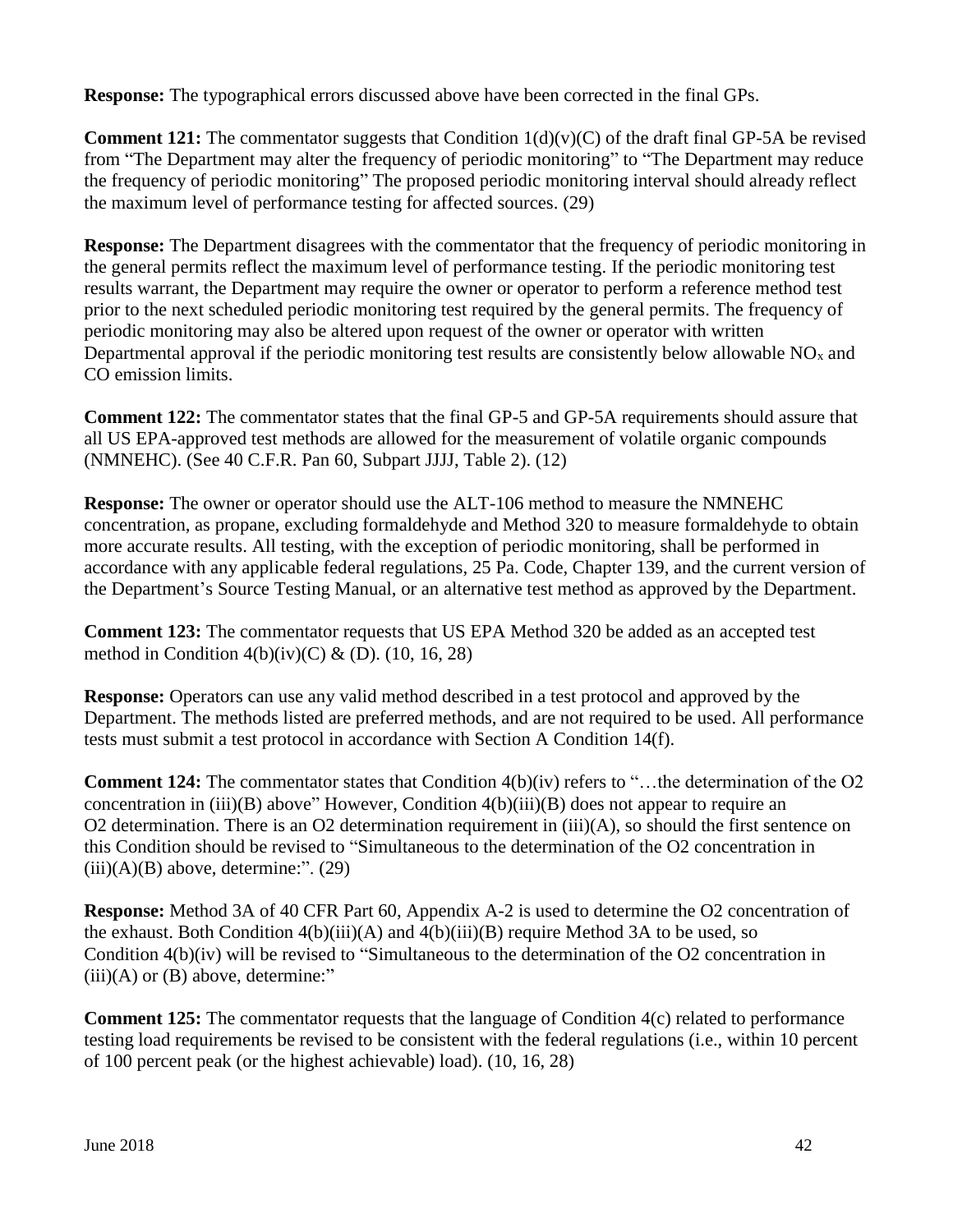**Response:** The typographical errors discussed above have been corrected in the final GPs.

**Comment 121:** The commentator suggests that Condition 1(d)(v)(C) of the draft final GP-5A be revised from "The Department may alter the frequency of periodic monitoring" to "The Department may reduce the frequency of periodic monitoring" The proposed periodic monitoring interval should already reflect the maximum level of performance testing for affected sources. (29)

**Response:** The Department disagrees with the commentator that the frequency of periodic monitoring in the general permits reflect the maximum level of performance testing. If the periodic monitoring test results warrant, the Department may require the owner or operator to perform a reference method test prior to the next scheduled periodic monitoring test required by the general permits. The frequency of periodic monitoring may also be altered upon request of the owner or operator with written Departmental approval if the periodic monitoring test results are consistently below allowable $NO_x$ and CO emission limits.

**Comment 122:** The commentator states that the final GP-5 and GP-5A requirements should assure that all US EPA-approved test methods are allowed for the measurement of volatile organic compounds (NMNEHC). (See 40 C.F.R. Pan 60, Subpart JJJJ, Table 2). (12)

**Response:** The owner or operator should use the ALT-106 method to measure the NMNEHC concentration, as propane, excluding formaldehyde and Method 320 to measure formaldehyde to obtain more accurate results. All testing, with the exception of periodic monitoring, shall be performed in accordance with any applicable federal regulations, 25 Pa. Code, Chapter 139, and the current version of the Department's Source Testing Manual, or an alternative test method as approved by the Department.

**Comment 123:** The commentator requests that US EPA Method 320 be added as an accepted test method in Condition 4(b)(iv)(C) & (D). (10, 16, 28)

**Response:** Operators can use any valid method described in a test protocol and approved by the Department. The methods listed are preferred methods, and are not required to be used. All performance tests must submit a test protocol in accordance with Section A Condition 14(f).

**Comment 124:** The commentator states that Condition 4(b)(iv) refers to "…the determination of the O2 concentration in (iii)(B) above" However, Condition 4(b)(iii)(B) does not appear to require an O2 determination. There is an O2 determination requirement in (iii)(A), so should the first sentence on this Condition should be revised to "Simultaneous to the determination of the O2 concentration in (iii)(A)(B) above, determine:". (29)

**Response:** Method 3A of 40 CFR Part 60, Appendix A-2 is used to determine the O2 concentration of the exhaust. Both Condition 4(b)(iii)(A) and 4(b)(iii)(B) require Method 3A to be used, so Condition 4(b)(iv) will be revised to "Simultaneous to the determination of the O2 concentration in (iii)(A) or (B) above, determine:"

**Comment 125:** The commentator requests that the language of Condition 4(c) related to performance testing load requirements be revised to be consistent with the federal regulations (i.e., within 10 percent of 100 percent peak (or the highest achievable) load). (10, 16, 28)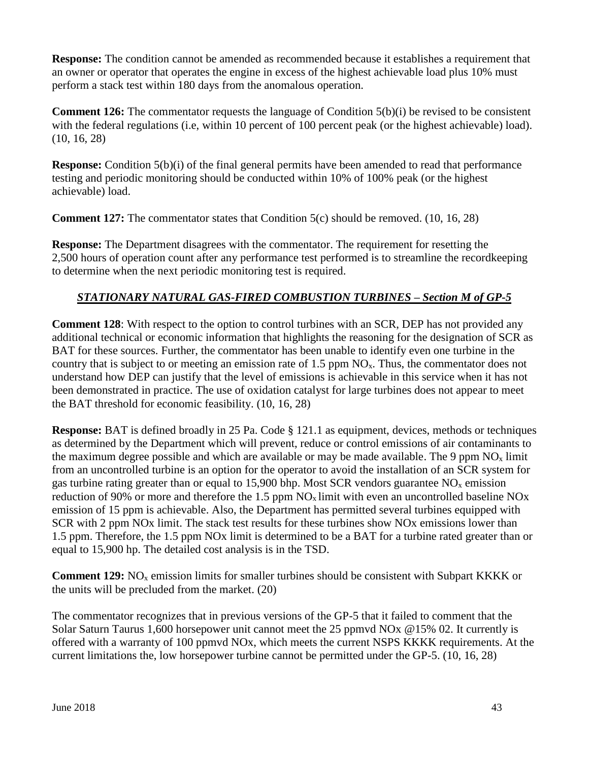**Response:** The condition cannot be amended as recommended because it establishes a requirement that an owner or operator that operates the engine in excess of the highest achievable load plus 10% must perform a stack test within 180 days from the anomalous operation.

**Comment 126:** The commentator requests the language of Condition 5(b)(i) be revised to be consistent with the federal regulations (i.e, within 10 percent of 100 percent peak (or the highest achievable) load). (10, 16, 28)

**Response:** Condition 5(b)(i) of the final general permits have been amended to read that performance testing and periodic monitoring should be conducted within 10% of 100% peak (or the highest achievable) load.

**Comment 127:** The commentator states that Condition 5(c) should be removed. (10, 16, 28)

**Response:** The Department disagrees with the commentator. The requirement for resetting the 2,500 hours of operation count after any performance test performed is to streamline the recordkeeping to determine when the next periodic monitoring test is required.

***STATIONARY NATURAL GAS-FIRED COMBUSTION TURBINES – Section M of GP-5***

**Comment 128**: With respect to the option to control turbines with an SCR, DEP has not provided any additional technical or economic information that highlights the reasoning for the designation of SCR as BAT for these sources. Further, the commentator has been unable to identify even one turbine in the country that is subject to or meeting an emission rate of 1.5 ppm $NO_x$. Thus, the commentator does not understand how DEP can justify that the level of emissions is achievable in this service when it has not been demonstrated in practice. The use of oxidation catalyst for large turbines does not appear to meet the BAT threshold for economic feasibility. (10, 16, 28)

**Response:** BAT is defined broadly in 25 Pa. Code § 121.1 as equipment, devices, methods or techniques as determined by the Department which will prevent, reduce or control emissions of air contaminants to the maximum degree possible and which are available or may be made available. The 9 ppm $NO_x$ limit from an uncontrolled turbine is an option for the operator to avoid the installation of an SCR system for gas turbine rating greater than or equal to 15,900 bhp. Most SCR vendors guarantee $NO_x$ emission reduction of 90% or more and therefore the 1.5 ppm $NO_x$ limit with even an uncontrolled baseline NOx emission of 15 ppm is achievable. Also, the Department has permitted several turbines equipped with SCR with 2 ppm NOx limit. The stack test results for these turbines show NOx emissions lower than 1.5 ppm. Therefore, the 1.5 ppm NOx limit is determined to be a BAT for a turbine rated greater than or equal to 15,900 hp. The detailed cost analysis is in the TSD.

**Comment 129:** $NO_x$ emission limits for smaller turbines should be consistent with Subpart KKKK or the units will be precluded from the market. (20)

The commentator recognizes that in previous versions of the GP-5 that it failed to comment that the Solar Saturn Taurus 1,600 horsepower unit cannot meet the 25 ppmvd NOx @15% 02. It currently is offered with a warranty of 100 ppmvd NOx, which meets the current NSPS KKKK requirements. At the current limitations the, low horsepower turbine cannot be permitted under the GP-5. (10, 16, 28)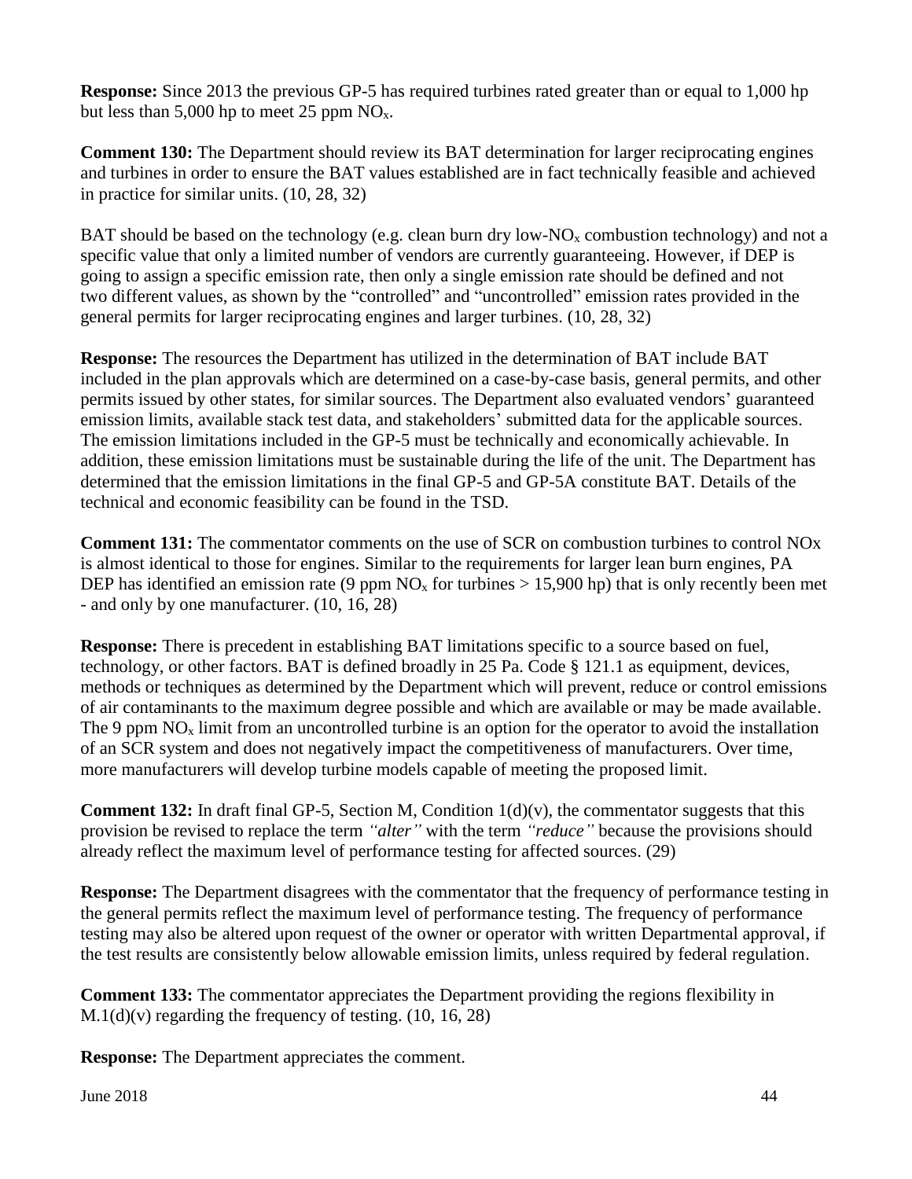**Response:** Since 2013 the previous GP-5 has required turbines rated greater than or equal to 1,000 hp but less than 5,000 hp to meet 25 ppm $NO_x$.

**Comment 130:** The Department should review its BAT determination for larger reciprocating engines and turbines in order to ensure the BAT values established are in fact technically feasible and achieved in practice for similar units. (10, 28, 32)

BAT should be based on the technology (e.g. clean burn dry low-$NO_x$ combustion technology) and not a specific value that only a limited number of vendors are currently guaranteeing. However, if DEP is going to assign a specific emission rate, then only a single emission rate should be defined and not two different values, as shown by the "controlled" and "uncontrolled" emission rates provided in the general permits for larger reciprocating engines and larger turbines. (10, 28, 32)

**Response:** The resources the Department has utilized in the determination of BAT include BAT included in the plan approvals which are determined on a case-by-case basis, general permits, and other permits issued by other states, for similar sources. The Department also evaluated vendors' guaranteed emission limits, available stack test data, and stakeholders' submitted data for the applicable sources. The emission limitations included in the GP-5 must be technically and economically achievable. In addition, these emission limitations must be sustainable during the life of the unit. The Department has determined that the emission limitations in the final GP-5 and GP-5A constitute BAT. Details of the technical and economic feasibility can be found in the TSD.

**Comment 131:** The commentator comments on the use of SCR on combustion turbines to control NOx is almost identical to those for engines. Similar to the requirements for larger lean burn engines, PA DEP has identified an emission rate (9 ppm $NO_x$ for turbines > 15,900 hp) that is only recently been met - and only by one manufacturer. (10, 16, 28)

**Response:** There is precedent in establishing BAT limitations specific to a source based on fuel, technology, or other factors. BAT is defined broadly in 25 Pa. Code § 121.1 as equipment, devices, methods or techniques as determined by the Department which will prevent, reduce or control emissions of air contaminants to the maximum degree possible and which are available or may be made available. The 9 ppm $NO_x$ limit from an uncontrolled turbine is an option for the operator to avoid the installation of an SCR system and does not negatively impact the competitiveness of manufacturers. Over time, more manufacturers will develop turbine models capable of meeting the proposed limit.

**Comment 132:** In draft final GP-5, Section M, Condition 1(d)(v), the commentator suggests that this provision be revised to replace the term *"alter"* with the term *"reduce"* because the provisions should already reflect the maximum level of performance testing for affected sources. (29)

**Response:** The Department disagrees with the commentator that the frequency of performance testing in the general permits reflect the maximum level of performance testing. The frequency of performance testing may also be altered upon request of the owner or operator with written Departmental approval, if the test results are consistently below allowable emission limits, unless required by federal regulation.

**Comment 133:** The commentator appreciates the Department providing the regions flexibility in M.1(d)(v) regarding the frequency of testing. (10, 16, 28)

**Response:** The Department appreciates the comment.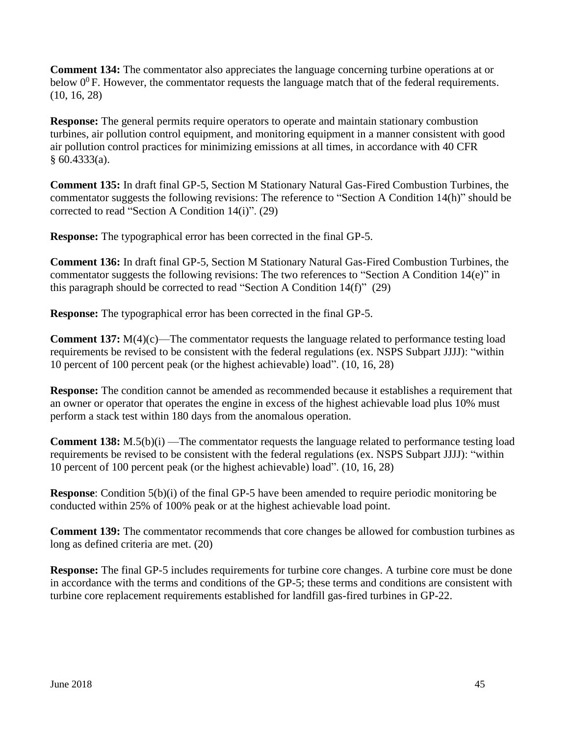**Comment 134:** The commentator also appreciates the language concerning turbine operations at or below $0^0$ F. However, the commentator requests the language match that of the federal requirements. (10, 16, 28)

**Response:** The general permits require operators to operate and maintain stationary combustion turbines, air pollution control equipment, and monitoring equipment in a manner consistent with good air pollution control practices for minimizing emissions at all times, in accordance with 40 CFR § 60.4333(a).

**Comment 135:** In draft final GP-5, Section M Stationary Natural Gas-Fired Combustion Turbines, the commentator suggests the following revisions: The reference to "Section A Condition 14(h)" should be corrected to read "Section A Condition 14(i)". (29)

**Response:** The typographical error has been corrected in the final GP-5.

**Comment 136:** In draft final GP-5, Section M Stationary Natural Gas-Fired Combustion Turbines, the commentator suggests the following revisions: The two references to "Section A Condition 14(e)" in this paragraph should be corrected to read "Section A Condition 14(f)" (29)

**Response:** The typographical error has been corrected in the final GP-5.

**Comment 137:** M(4)(c)—The commentator requests the language related to performance testing load requirements be revised to be consistent with the federal regulations (ex. NSPS Subpart JJJJ): "within 10 percent of 100 percent peak (or the highest achievable) load". (10, 16, 28)

**Response:** The condition cannot be amended as recommended because it establishes a requirement that an owner or operator that operates the engine in excess of the highest achievable load plus 10% must perform a stack test within 180 days from the anomalous operation.

**Comment 138:** M.5(b)(i) —The commentator requests the language related to performance testing load requirements be revised to be consistent with the federal regulations (ex. NSPS Subpart JJJJ): "within 10 percent of 100 percent peak (or the highest achievable) load". (10, 16, 28)

**Response**: Condition 5(b)(i) of the final GP-5 have been amended to require periodic monitoring be conducted within 25% of 100% peak or at the highest achievable load point.

**Comment 139:** The commentator recommends that core changes be allowed for combustion turbines as long as defined criteria are met. (20)

**Response:** The final GP-5 includes requirements for turbine core changes. A turbine core must be done in accordance with the terms and conditions of the GP-5; these terms and conditions are consistent with turbine core replacement requirements established for landfill gas-fired turbines in GP-22.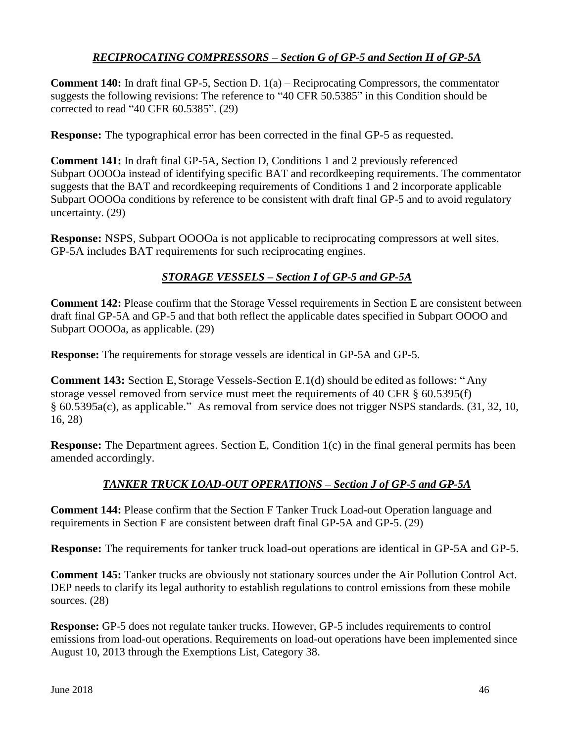### *RECIPROCATING COMPRESSORS – Section G of GP-5 and Section H of GP-5A*

**Comment 140:** In draft final GP-5, Section D. 1(a) – Reciprocating Compressors, the commentator suggests the following revisions: The reference to "40 CFR 50.5385" in this Condition should be corrected to read "40 CFR 60.5385". (29)

**Response:** The typographical error has been corrected in the final GP-5 as requested.

**Comment 141:** In draft final GP-5A, Section D, Conditions 1 and 2 previously referenced Subpart OOOOa instead of identifying specific BAT and recordkeeping requirements. The commentator suggests that the BAT and recordkeeping requirements of Conditions 1 and 2 incorporate applicable Subpart OOOOa conditions by reference to be consistent with draft final GP-5 and to avoid regulatory uncertainty. (29)

**Response:** NSPS, Subpart OOOOa is not applicable to reciprocating compressors at well sites. GP-5A includes BAT requirements for such reciprocating engines.

### *STORAGE VESSELS – Section I of GP-5 and GP-5A*

**Comment 142:** Please confirm that the Storage Vessel requirements in Section E are consistent between draft final GP-5A and GP-5 and that both reflect the applicable dates specified in Subpart OOOO and Subpart OOOOa, as applicable. (29)

**Response:** The requirements for storage vessels are identical in GP-5A and GP-5.

**Comment 143:** Section E, Storage Vessels-Section E.1(d) should be edited as follows: "Any storage vessel removed from service must meet the requirements of 40 CFR § 60.5395(f) § 60.5395a(c), as applicable." As removal from service does not trigger NSPS standards. (31, 32, 10, 16, 28)

**Response:** The Department agrees. Section E, Condition 1(c) in the final general permits has been amended accordingly.

### *TANKER TRUCK LOAD-OUT OPERATIONS – Section J of GP-5 and GP-5A*

**Comment 144:** Please confirm that the Section F Tanker Truck Load-out Operation language and requirements in Section F are consistent between draft final GP-5A and GP-5. (29)

**Response:** The requirements for tanker truck load-out operations are identical in GP-5A and GP-5.

**Comment 145:** Tanker trucks are obviously not stationary sources under the Air Pollution Control Act. DEP needs to clarify its legal authority to establish regulations to control emissions from these mobile sources. (28)

**Response:** GP-5 does not regulate tanker trucks. However, GP-5 includes requirements to control emissions from load-out operations. Requirements on load-out operations have been implemented since August 10, 2013 through the Exemptions List, Category 38.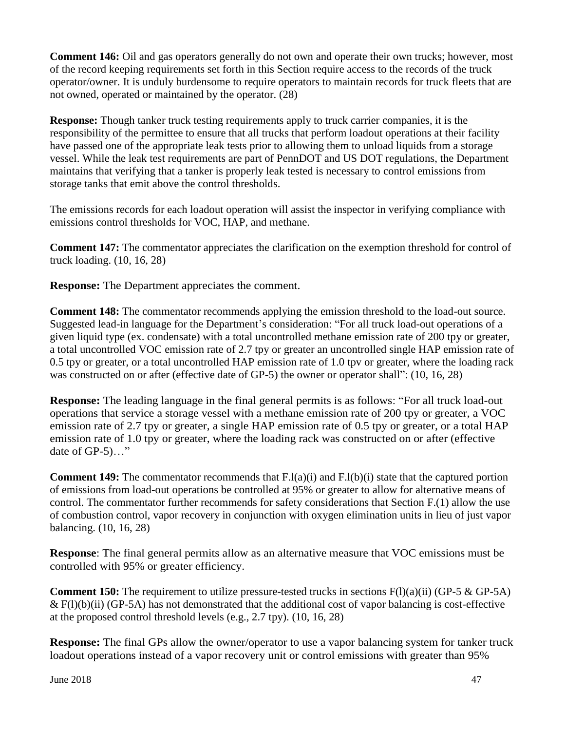**Comment 146:** Oil and gas operators generally do not own and operate their own trucks; however, most of the record keeping requirements set forth in this Section require access to the records of the truck operator/owner. It is unduly burdensome to require operators to maintain records for truck fleets that are not owned, operated or maintained by the operator. (28)

**Response:** Though tanker truck testing requirements apply to truck carrier companies, it is the responsibility of the permittee to ensure that all trucks that perform loadout operations at their facility have passed one of the appropriate leak tests prior to allowing them to unload liquids from a storage vessel. While the leak test requirements are part of PennDOT and US DOT regulations, the Department maintains that verifying that a tanker is properly leak tested is necessary to control emissions from storage tanks that emit above the control thresholds.

The emissions records for each loadout operation will assist the inspector in verifying compliance with emissions control thresholds for VOC, HAP, and methane.

**Comment 147:** The commentator appreciates the clarification on the exemption threshold for control of truck loading. (10, 16, 28)

**Response:** The Department appreciates the comment.

**Comment 148:** The commentator recommends applying the emission threshold to the load-out source. Suggested lead-in language for the Department's consideration: "For all truck load-out operations of a given liquid type (ex. condensate) with a total uncontrolled methane emission rate of 200 tpy or greater, a total uncontrolled VOC emission rate of 2.7 tpy or greater an uncontrolled single HAP emission rate of 0.5 tpy or greater, or a total uncontrolled HAP emission rate of 1.0 tpv or greater, where the loading rack was constructed on or after (effective date of GP-5) the owner or operator shall": (10, 16, 28)

**Response:** The leading language in the final general permits is as follows: "For all truck load-out operations that service a storage vessel with a methane emission rate of 200 tpy or greater, a VOC emission rate of 2.7 tpy or greater, a single HAP emission rate of 0.5 tpy or greater, or a total HAP emission rate of 1.0 tpy or greater, where the loading rack was constructed on or after (effective date of GP-5)…"

**Comment 149:** The commentator recommends that F.l(a)(i) and F.l(b)(i) state that the captured portion of emissions from load-out operations be controlled at 95% or greater to allow for alternative means of control. The commentator further recommends for safety considerations that Section F.(1) allow the use of combustion control, vapor recovery in conjunction with oxygen elimination units in lieu of just vapor balancing. (10, 16, 28)

**Response**: The final general permits allow as an alternative measure that VOC emissions must be controlled with 95% or greater efficiency.

**Comment 150:** The requirement to utilize pressure-tested trucks in sections F(l)(a)(ii) (GP-5 & GP-5A) & F(l)(b)(ii) (GP-5A) has not demonstrated that the additional cost of vapor balancing is cost-effective at the proposed control threshold levels (e.g., 2.7 tpy). (10, 16, 28)

**Response:** The final GPs allow the owner/operator to use a vapor balancing system for tanker truck loadout operations instead of a vapor recovery unit or control emissions with greater than 95%

June 2018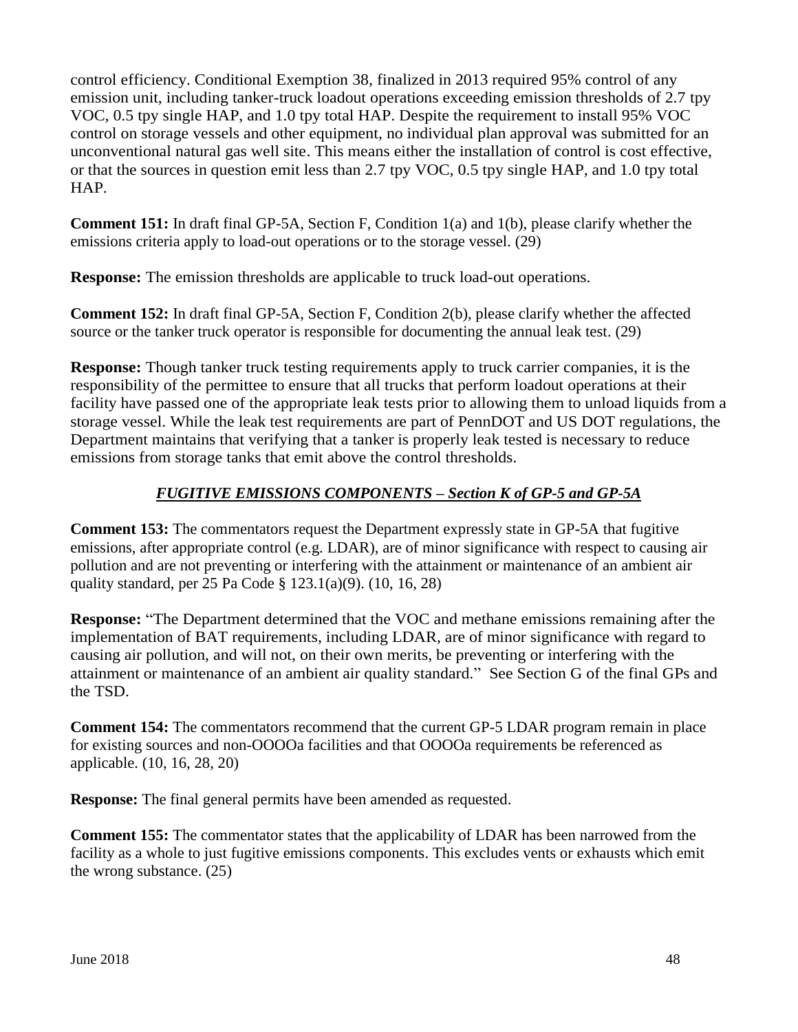control efficiency. Conditional Exemption 38, finalized in 2013 required 95% control of any emission unit, including tanker-truck loadout operations exceeding emission thresholds of 2.7 tpy VOC, 0.5 tpy single HAP, and 1.0 tpy total HAP. Despite the requirement to install 95% VOC control on storage vessels and other equipment, no individual plan approval was submitted for an unconventional natural gas well site. This means either the installation of control is cost effective, or that the sources in question emit less than 2.7 tpy VOC, 0.5 tpy single HAP, and 1.0 tpy total HAP.

**Comment 151:** In draft final GP-5A, Section F, Condition 1(a) and 1(b), please clarify whether the emissions criteria apply to load-out operations or to the storage vessel. (29)

**Response:** The emission thresholds are applicable to truck load-out operations.

**Comment 152:** In draft final GP-5A, Section F, Condition 2(b), please clarify whether the affected source or the tanker truck operator is responsible for documenting the annual leak test. (29)

**Response:** Though tanker truck testing requirements apply to truck carrier companies, it is the responsibility of the permittee to ensure that all trucks that perform loadout operations at their facility have passed one of the appropriate leak tests prior to allowing them to unload liquids from a storage vessel. While the leak test requirements are part of PennDOT and US DOT regulations, the Department maintains that verifying that a tanker is properly leak tested is necessary to reduce emissions from storage tanks that emit above the control thresholds.

## *FUGITIVE EMISSIONS COMPONENTS – Section K of GP-5 and GP-5A*

**Comment 153:** The commentators request the Department expressly state in GP-5A that fugitive emissions, after appropriate control (e.g. LDAR), are of minor significance with respect to causing air pollution and are not preventing or interfering with the attainment or maintenance of an ambient air quality standard, per 25 Pa Code § 123.1(a)(9). (10, 16, 28)

**Response:** "The Department determined that the VOC and methane emissions remaining after the implementation of BAT requirements, including LDAR, are of minor significance with regard to causing air pollution, and will not, on their own merits, be preventing or interfering with the attainment or maintenance of an ambient air quality standard." See Section G of the final GPs and the TSD.

**Comment 154:** The commentators recommend that the current GP-5 LDAR program remain in place for existing sources and non-OOOOa facilities and that OOOOa requirements be referenced as applicable. (10, 16, 28, 20)

**Response:** The final general permits have been amended as requested.

**Comment 155:** The commentator states that the applicability of LDAR has been narrowed from the facility as a whole to just fugitive emissions components. This excludes vents or exhausts which emit the wrong substance. (25)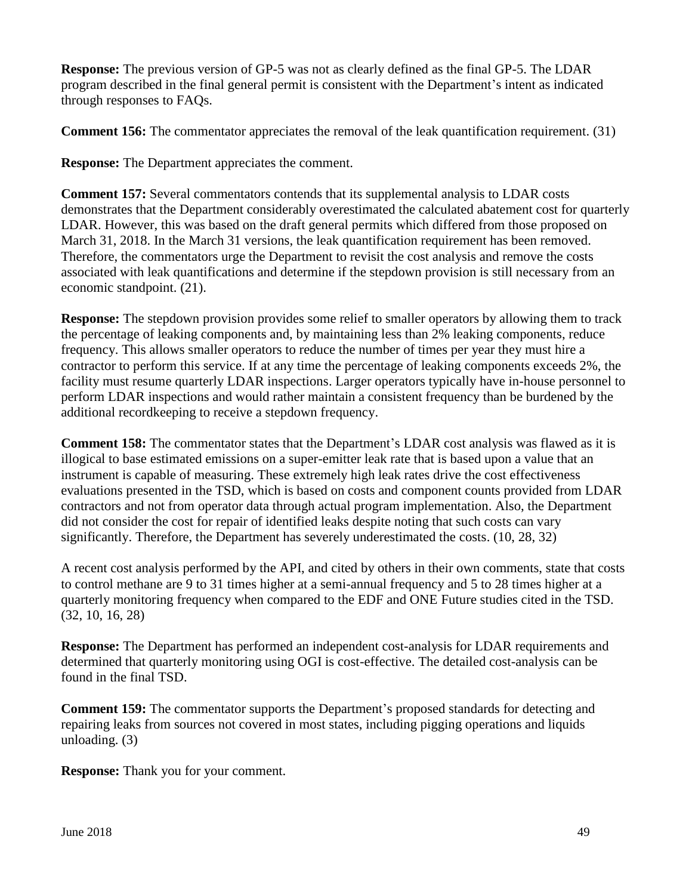**Response:** The previous version of GP-5 was not as clearly defined as the final GP-5. The LDAR program described in the final general permit is consistent with the Department's intent as indicated through responses to FAQs.

**Comment 156:** The commentator appreciates the removal of the leak quantification requirement. (31)

**Response:** The Department appreciates the comment.

**Comment 157:** Several commentators contends that its supplemental analysis to LDAR costs demonstrates that the Department considerably overestimated the calculated abatement cost for quarterly LDAR. However, this was based on the draft general permits which differed from those proposed on March 31, 2018. In the March 31 versions, the leak quantification requirement has been removed. Therefore, the commentators urge the Department to revisit the cost analysis and remove the costs associated with leak quantifications and determine if the stepdown provision is still necessary from an economic standpoint. (21).

**Response:** The stepdown provision provides some relief to smaller operators by allowing them to track the percentage of leaking components and, by maintaining less than 2% leaking components, reduce frequency. This allows smaller operators to reduce the number of times per year they must hire a contractor to perform this service. If at any time the percentage of leaking components exceeds 2%, the facility must resume quarterly LDAR inspections. Larger operators typically have in-house personnel to perform LDAR inspections and would rather maintain a consistent frequency than be burdened by the additional recordkeeping to receive a stepdown frequency.

**Comment 158:** The commentator states that the Department's LDAR cost analysis was flawed as it is illogical to base estimated emissions on a super-emitter leak rate that is based upon a value that an instrument is capable of measuring. These extremely high leak rates drive the cost effectiveness evaluations presented in the TSD, which is based on costs and component counts provided from LDAR contractors and not from operator data through actual program implementation. Also, the Department did not consider the cost for repair of identified leaks despite noting that such costs can vary significantly. Therefore, the Department has severely underestimated the costs. (10, 28, 32)

A recent cost analysis performed by the API, and cited by others in their own comments, state that costs to control methane are 9 to 31 times higher at a semi-annual frequency and 5 to 28 times higher at a quarterly monitoring frequency when compared to the EDF and ONE Future studies cited in the TSD. (32, 10, 16, 28)

**Response:** The Department has performed an independent cost-analysis for LDAR requirements and determined that quarterly monitoring using OGI is cost-effective. The detailed cost-analysis can be found in the final TSD.

**Comment 159:** The commentator supports the Department's proposed standards for detecting and repairing leaks from sources not covered in most states, including pigging operations and liquids unloading. (3)

**Response:** Thank you for your comment.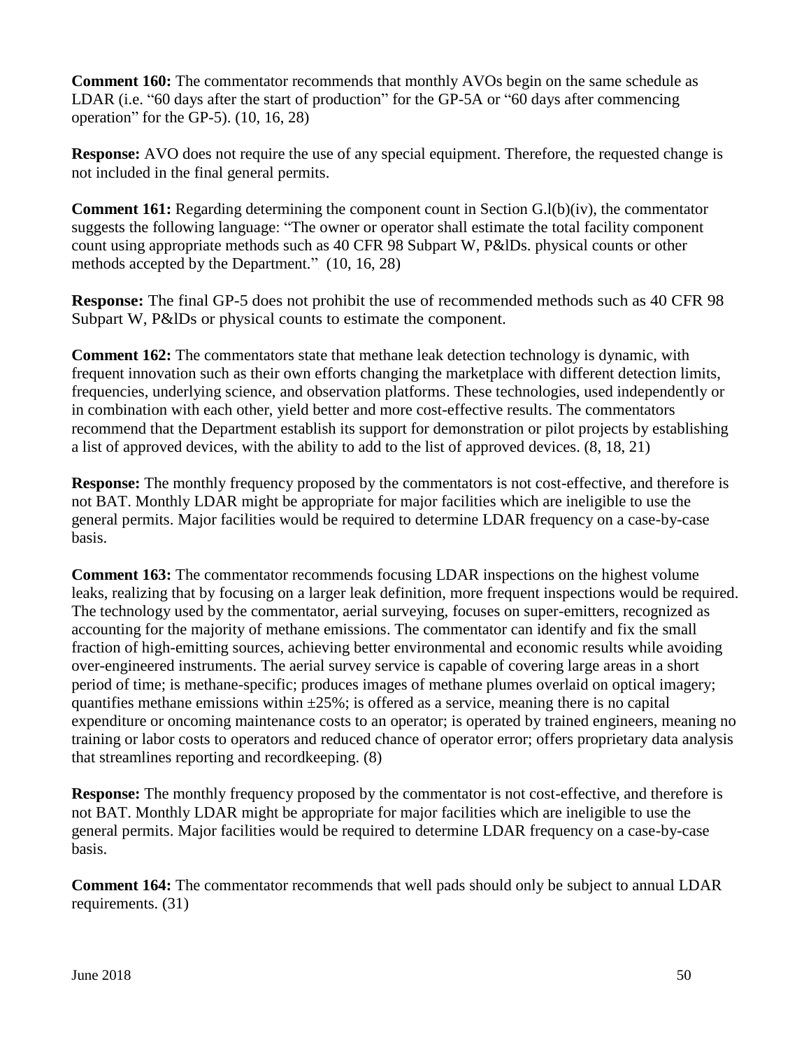**Comment 160:** The commentator recommends that monthly AVOs begin on the same schedule as LDAR (i.e. "60 days after the start of production" for the GP-5A or "60 days after commencing operation" for the GP-5). (10, 16, 28)

**Response:** AVO does not require the use of any special equipment. Therefore, the requested change is not included in the final general permits.

**Comment 161:** Regarding determining the component count in Section G.l(b)(iv), the commentator suggests the following language: "The owner or operator shall estimate the total facility component count using appropriate methods such as 40 CFR 98 Subpart W, P&lDs. physical counts or other methods accepted by the Department.". (10, 16, 28)

**Response:** The final GP-5 does not prohibit the use of recommended methods such as 40 CFR 98 Subpart W, P&lDs or physical counts to estimate the component.

**Comment 162:** The commentators state that methane leak detection technology is dynamic, with frequent innovation such as their own efforts changing the marketplace with different detection limits, frequencies, underlying science, and observation platforms. These technologies, used independently or in combination with each other, yield better and more cost-effective results. The commentators recommend that the Department establish its support for demonstration or pilot projects by establishing a list of approved devices, with the ability to add to the list of approved devices. (8, 18, 21)

**Response:** The monthly frequency proposed by the commentators is not cost-effective, and therefore is not BAT. Monthly LDAR might be appropriate for major facilities which are ineligible to use the general permits. Major facilities would be required to determine LDAR frequency on a case-by-case basis.

**Comment 163:** The commentator recommends focusing LDAR inspections on the highest volume leaks, realizing that by focusing on a larger leak definition, more frequent inspections would be required. The technology used by the commentator, aerial surveying, focuses on super-emitters, recognized as accounting for the majority of methane emissions. The commentator can identify and fix the small fraction of high-emitting sources, achieving better environmental and economic results while avoiding over-engineered instruments. The aerial survey service is capable of covering large areas in a short period of time; is methane-specific; produces images of methane plumes overlaid on optical imagery; quantifies methane emissions within ±25%; is offered as a service, meaning there is no capital expenditure or oncoming maintenance costs to an operator; is operated by trained engineers, meaning no training or labor costs to operators and reduced chance of operator error; offers proprietary data analysis that streamlines reporting and recordkeeping. (8)

**Response:** The monthly frequency proposed by the commentator is not cost-effective, and therefore is not BAT. Monthly LDAR might be appropriate for major facilities which are ineligible to use the general permits. Major facilities would be required to determine LDAR frequency on a case-by-case basis.

**Comment 164:** The commentator recommends that well pads should only be subject to annual LDAR requirements. (31)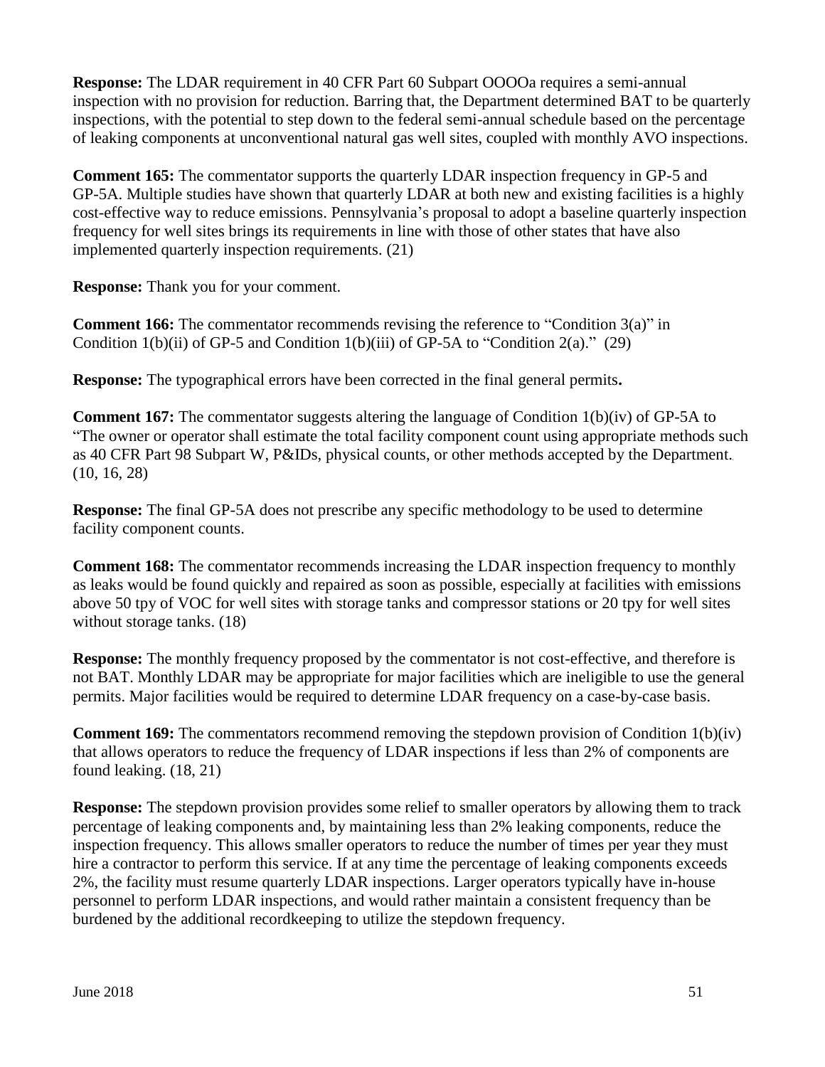**Response:** The LDAR requirement in 40 CFR Part 60 Subpart OOOOa requires a semi-annual inspection with no provision for reduction. Barring that, the Department determined BAT to be quarterly inspections, with the potential to step down to the federal semi-annual schedule based on the percentage of leaking components at unconventional natural gas well sites, coupled with monthly AVO inspections.

**Comment 165:** The commentator supports the quarterly LDAR inspection frequency in GP-5 and GP-5A. Multiple studies have shown that quarterly LDAR at both new and existing facilities is a highly cost-effective way to reduce emissions. Pennsylvania's proposal to adopt a baseline quarterly inspection frequency for well sites brings its requirements in line with those of other states that have also implemented quarterly inspection requirements. (21)

**Response:** Thank you for your comment.

**Comment 166:** The commentator recommends revising the reference to "Condition 3(a)" in Condition 1(b)(ii) of GP-5 and Condition 1(b)(iii) of GP-5A to "Condition 2(a)." (29)

**Response:** The typographical errors have been corrected in the final general permits**.**

**Comment 167:** The commentator suggests altering the language of Condition 1(b)(iv) of GP-5A to "The owner or operator shall estimate the total facility component count using appropriate methods such as 40 CFR Part 98 Subpart W, P&IDs, physical counts, or other methods accepted by the Department. (10, 16, 28)

**Response:** The final GP-5A does not prescribe any specific methodology to be used to determine facility component counts.

**Comment 168:** The commentator recommends increasing the LDAR inspection frequency to monthly as leaks would be found quickly and repaired as soon as possible, especially at facilities with emissions above 50 tpy of VOC for well sites with storage tanks and compressor stations or 20 tpy for well sites without storage tanks. (18)

**Response:** The monthly frequency proposed by the commentator is not cost-effective, and therefore is not BAT. Monthly LDAR may be appropriate for major facilities which are ineligible to use the general permits. Major facilities would be required to determine LDAR frequency on a case-by-case basis.

**Comment 169:** The commentators recommend removing the stepdown provision of Condition 1(b)(iv) that allows operators to reduce the frequency of LDAR inspections if less than 2% of components are found leaking. (18, 21)

**Response:** The stepdown provision provides some relief to smaller operators by allowing them to track percentage of leaking components and, by maintaining less than 2% leaking components, reduce the inspection frequency. This allows smaller operators to reduce the number of times per year they must hire a contractor to perform this service. If at any time the percentage of leaking components exceeds 2%, the facility must resume quarterly LDAR inspections. Larger operators typically have in-house personnel to perform LDAR inspections, and would rather maintain a consistent frequency than be burdened by the additional recordkeeping to utilize the stepdown frequency.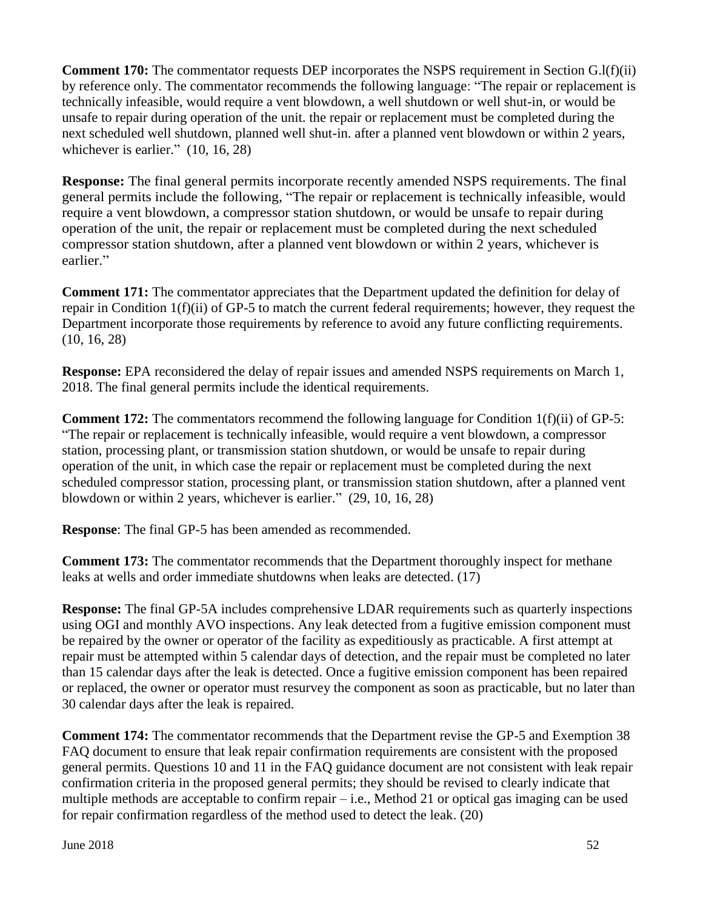**Comment 170:** The commentator requests DEP incorporates the NSPS requirement in Section G.l(f)(ii) by reference only. The commentator recommends the following language: "The repair or replacement is technically infeasible, would require a vent blowdown, a well shutdown or well shut-in, or would be unsafe to repair during operation of the unit. the repair or replacement must be completed during the next scheduled well shutdown, planned well shut-in. after a planned vent blowdown or within 2 years, whichever is earlier." (10, 16, 28)

**Response:** The final general permits incorporate recently amended NSPS requirements. The final general permits include the following, "The repair or replacement is technically infeasible, would require a vent blowdown, a compressor station shutdown, or would be unsafe to repair during operation of the unit, the repair or replacement must be completed during the next scheduled compressor station shutdown, after a planned vent blowdown or within 2 years, whichever is earlier."

**Comment 171:** The commentator appreciates that the Department updated the definition for delay of repair in Condition 1(f)(ii) of GP-5 to match the current federal requirements; however, they request the Department incorporate those requirements by reference to avoid any future conflicting requirements. (10, 16, 28)

**Response:** EPA reconsidered the delay of repair issues and amended NSPS requirements on March 1, 2018. The final general permits include the identical requirements.

**Comment 172:** The commentators recommend the following language for Condition 1(f)(ii) of GP-5: "The repair or replacement is technically infeasible, would require a vent blowdown, a compressor station, processing plant, or transmission station shutdown, or would be unsafe to repair during operation of the unit, in which case the repair or replacement must be completed during the next scheduled compressor station, processing plant, or transmission station shutdown, after a planned vent blowdown or within 2 years, whichever is earlier." (29, 10, 16, 28)

**Response**: The final GP-5 has been amended as recommended.

**Comment 173:** The commentator recommends that the Department thoroughly inspect for methane leaks at wells and order immediate shutdowns when leaks are detected. (17)

**Response:** The final GP-5A includes comprehensive LDAR requirements such as quarterly inspections using OGI and monthly AVO inspections. Any leak detected from a fugitive emission component must be repaired by the owner or operator of the facility as expeditiously as practicable. A first attempt at repair must be attempted within 5 calendar days of detection, and the repair must be completed no later than 15 calendar days after the leak is detected. Once a fugitive emission component has been repaired or replaced, the owner or operator must resurvey the component as soon as practicable, but no later than 30 calendar days after the leak is repaired.

**Comment 174:** The commentator recommends that the Department revise the GP-5 and Exemption 38 FAQ document to ensure that leak repair confirmation requirements are consistent with the proposed general permits. Questions 10 and 11 in the FAQ guidance document are not consistent with leak repair confirmation criteria in the proposed general permits; they should be revised to clearly indicate that multiple methods are acceptable to confirm repair – i.e., Method 21 or optical gas imaging can be used for repair confirmation regardless of the method used to detect the leak. (20)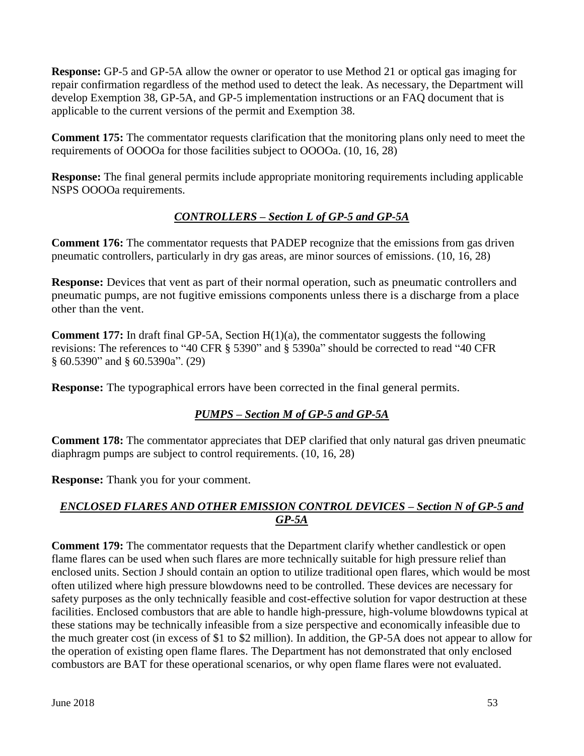**Response:** GP-5 and GP-5A allow the owner or operator to use Method 21 or optical gas imaging for repair confirmation regardless of the method used to detect the leak. As necessary, the Department will develop Exemption 38, GP-5A, and GP-5 implementation instructions or an FAQ document that is applicable to the current versions of the permit and Exemption 38.

**Comment 175:** The commentator requests clarification that the monitoring plans only need to meet the requirements of OOOOa for those facilities subject to OOOOa. (10, 16, 28)

**Response:** The final general permits include appropriate monitoring requirements including applicable NSPS OOOOa requirements.

### *CONTROLLERS – Section L of GP-5 and GP-5A*

**Comment 176:** The commentator requests that PADEP recognize that the emissions from gas driven pneumatic controllers, particularly in dry gas areas, are minor sources of emissions. (10, 16, 28)

**Response:** Devices that vent as part of their normal operation, such as pneumatic controllers and pneumatic pumps, are not fugitive emissions components unless there is a discharge from a place other than the vent.

**Comment 177:** In draft final GP-5A, Section H(1)(a), the commentator suggests the following revisions: The references to "40 CFR § 5390" and § 5390a" should be corrected to read "40 CFR § 60.5390" and § 60.5390a". (29)

**Response:** The typographical errors have been corrected in the final general permits.

### *PUMPS – Section M of GP-5 and GP-5A*

**Comment 178:** The commentator appreciates that DEP clarified that only natural gas driven pneumatic diaphragm pumps are subject to control requirements. (10, 16, 28)

**Response:** Thank you for your comment.

### *ENCLOSED FLARES AND OTHER EMISSION CONTROL DEVICES – Section N of GP-5 and GP-5A*

**Comment 179:** The commentator requests that the Department clarify whether candlestick or open flame flares can be used when such flares are more technically suitable for high pressure relief than enclosed units. Section J should contain an option to utilize traditional open flares, which would be most often utilized where high pressure blowdowns need to be controlled. These devices are necessary for safety purposes as the only technically feasible and cost-effective solution for vapor destruction at these facilities. Enclosed combustors that are able to handle high-pressure, high-volume blowdowns typical at these stations may be technically infeasible from a size perspective and economically infeasible due to the much greater cost (in excess of $1 to $2 million). In addition, the GP-5A does not appear to allow for the operation of existing open flame flares. The Department has not demonstrated that only enclosed combustors are BAT for these operational scenarios, or why open flame flares were not evaluated.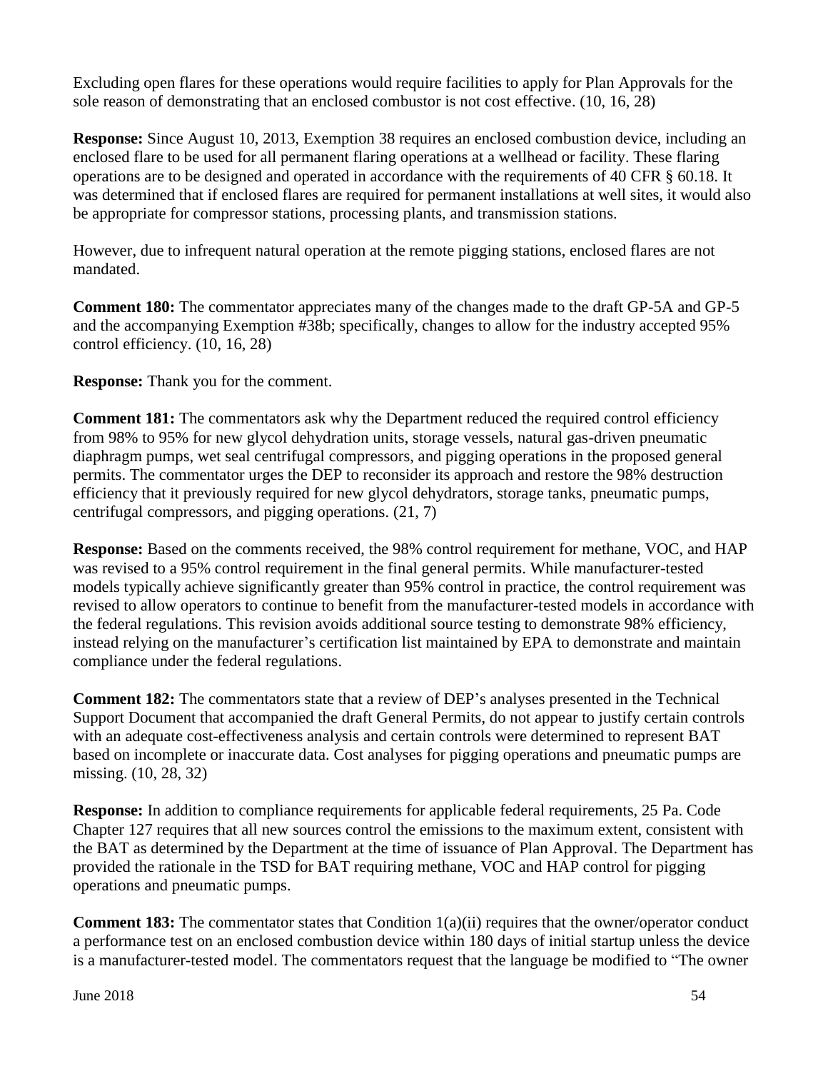Excluding open flares for these operations would require facilities to apply for Plan Approvals for the sole reason of demonstrating that an enclosed combustor is not cost effective. (10, 16, 28)

**Response:** Since August 10, 2013, Exemption 38 requires an enclosed combustion device, including an enclosed flare to be used for all permanent flaring operations at a wellhead or facility. These flaring operations are to be designed and operated in accordance with the requirements of 40 CFR § 60.18. It was determined that if enclosed flares are required for permanent installations at well sites, it would also be appropriate for compressor stations, processing plants, and transmission stations.

However, due to infrequent natural operation at the remote pigging stations, enclosed flares are not mandated.

**Comment 180:** The commentator appreciates many of the changes made to the draft GP-5A and GP-5 and the accompanying Exemption #38b; specifically, changes to allow for the industry accepted 95% control efficiency. (10, 16, 28)

**Response:** Thank you for the comment.

**Comment 181:** The commentators ask why the Department reduced the required control efficiency from 98% to 95% for new glycol dehydration units, storage vessels, natural gas-driven pneumatic diaphragm pumps, wet seal centrifugal compressors, and pigging operations in the proposed general permits. The commentator urges the DEP to reconsider its approach and restore the 98% destruction efficiency that it previously required for new glycol dehydrators, storage tanks, pneumatic pumps, centrifugal compressors, and pigging operations. (21, 7)

**Response:** Based on the comments received, the 98% control requirement for methane, VOC, and HAP was revised to a 95% control requirement in the final general permits. While manufacturer-tested models typically achieve significantly greater than 95% control in practice, the control requirement was revised to allow operators to continue to benefit from the manufacturer-tested models in accordance with the federal regulations. This revision avoids additional source testing to demonstrate 98% efficiency, instead relying on the manufacturer's certification list maintained by EPA to demonstrate and maintain compliance under the federal regulations.

**Comment 182:** The commentators state that a review of DEP's analyses presented in the Technical Support Document that accompanied the draft General Permits, do not appear to justify certain controls with an adequate cost-effectiveness analysis and certain controls were determined to represent BAT based on incomplete or inaccurate data. Cost analyses for pigging operations and pneumatic pumps are missing. (10, 28, 32)

**Response:** In addition to compliance requirements for applicable federal requirements, 25 Pa. Code Chapter 127 requires that all new sources control the emissions to the maximum extent, consistent with the BAT as determined by the Department at the time of issuance of Plan Approval. The Department has provided the rationale in the TSD for BAT requiring methane, VOC and HAP control for pigging operations and pneumatic pumps.

**Comment 183:** The commentator states that Condition 1(a)(ii) requires that the owner/operator conduct a performance test on an enclosed combustion device within 180 days of initial startup unless the device is a manufacturer-tested model. The commentators request that the language be modified to "The owner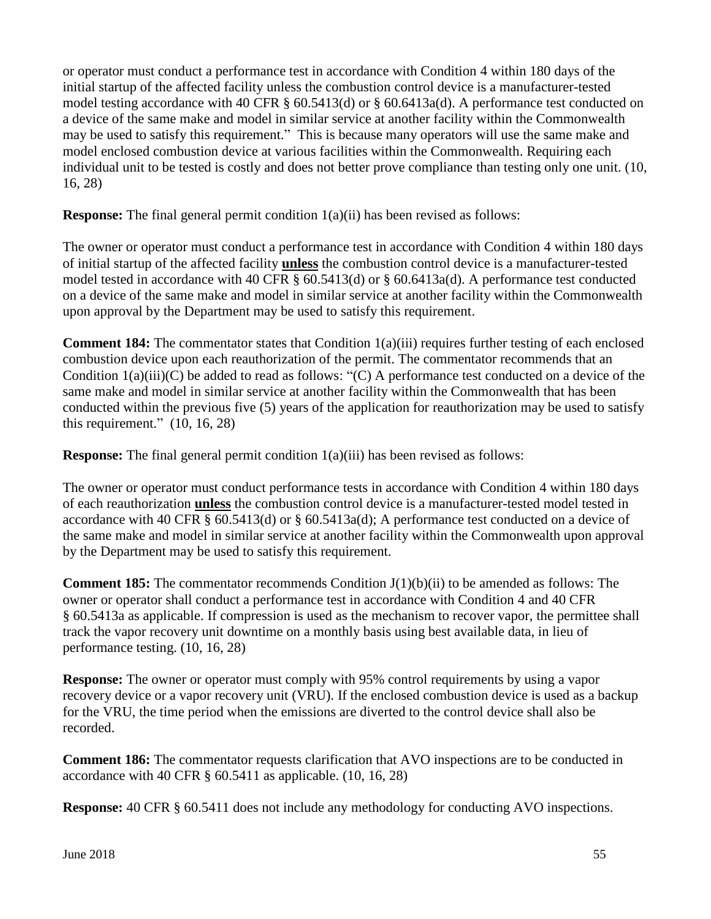or operator must conduct a performance test in accordance with Condition 4 within 180 days of the initial startup of the affected facility unless the combustion control device is a manufacturer-tested model testing accordance with 40 CFR § 60.5413(d) or § 60.6413a(d). A performance test conducted on a device of the same make and model in similar service at another facility within the Commonwealth may be used to satisfy this requirement." This is because many operators will use the same make and model enclosed combustion device at various facilities within the Commonwealth. Requiring each individual unit to be tested is costly and does not better prove compliance than testing only one unit. (10, 16, 28)

**Response:** The final general permit condition 1(a)(ii) has been revised as follows:

The owner or operator must conduct a performance test in accordance with Condition 4 within 180 days of initial startup of the affected facility **unless** the combustion control device is a manufacturer-tested model tested in accordance with 40 CFR § 60.5413(d) or § 60.6413a(d). A performance test conducted on a device of the same make and model in similar service at another facility within the Commonwealth upon approval by the Department may be used to satisfy this requirement.

**Comment 184:** The commentator states that Condition 1(a)(iii) requires further testing of each enclosed combustion device upon each reauthorization of the permit. The commentator recommends that an Condition 1(a)(iii)(C) be added to read as follows: "(C) A performance test conducted on a device of the same make and model in similar service at another facility within the Commonwealth that has been conducted within the previous five (5) years of the application for reauthorization may be used to satisfy this requirement." (10, 16, 28)

**Response:** The final general permit condition 1(a)(iii) has been revised as follows:

The owner or operator must conduct performance tests in accordance with Condition 4 within 180 days of each reauthorization **unless** the combustion control device is a manufacturer-tested model tested in accordance with 40 CFR § 60.5413(d) or § 60.5413a(d); A performance test conducted on a device of the same make and model in similar service at another facility within the Commonwealth upon approval by the Department may be used to satisfy this requirement.

**Comment 185:** The commentator recommends Condition J(1)(b)(ii) to be amended as follows: The owner or operator shall conduct a performance test in accordance with Condition 4 and 40 CFR § 60.5413a as applicable. If compression is used as the mechanism to recover vapor, the permittee shall track the vapor recovery unit downtime on a monthly basis using best available data, in lieu of performance testing. (10, 16, 28)

**Response:** The owner or operator must comply with 95% control requirements by using a vapor recovery device or a vapor recovery unit (VRU). If the enclosed combustion device is used as a backup for the VRU, the time period when the emissions are diverted to the control device shall also be recorded.

**Comment 186:** The commentator requests clarification that AVO inspections are to be conducted in accordance with 40 CFR § 60.5411 as applicable. (10, 16, 28)

**Response:** 40 CFR § 60.5411 does not include any methodology for conducting AVO inspections.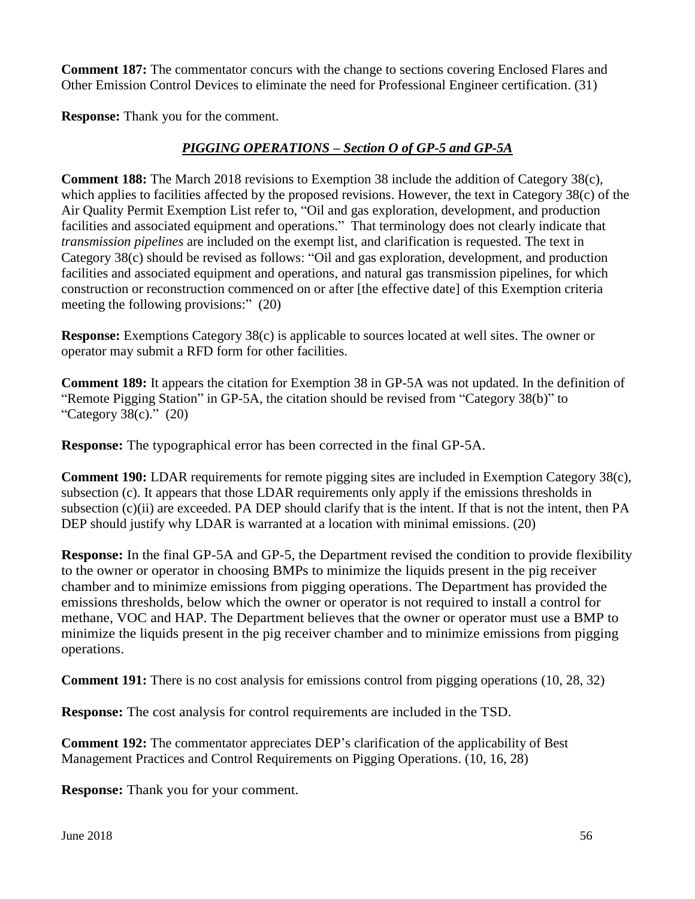**Comment 187:** The commentator concurs with the change to sections covering Enclosed Flares and Other Emission Control Devices to eliminate the need for Professional Engineer certification. (31)

**Response:** Thank you for the comment.

### ***PIGGING OPERATIONS – Section O of GP-5 and GP-5A***

**Comment 188:** The March 2018 revisions to Exemption 38 include the addition of Category 38(c), which applies to facilities affected by the proposed revisions. However, the text in Category 38(c) of the Air Quality Permit Exemption List refer to, "Oil and gas exploration, development, and production facilities and associated equipment and operations." That terminology does not clearly indicate that *transmission pipelines* are included on the exempt list, and clarification is requested. The text in Category 38(c) should be revised as follows: "Oil and gas exploration, development, and production facilities and associated equipment and operations, and natural gas transmission pipelines, for which construction or reconstruction commenced on or after [the effective date] of this Exemption criteria meeting the following provisions:" (20)

**Response:** Exemptions Category 38(c) is applicable to sources located at well sites. The owner or operator may submit a RFD form for other facilities.

**Comment 189:** It appears the citation for Exemption 38 in GP-5A was not updated. In the definition of "Remote Pigging Station" in GP-5A, the citation should be revised from "Category 38(b)" to "Category 38(c)." (20)

**Response:** The typographical error has been corrected in the final GP-5A.

**Comment 190:** LDAR requirements for remote pigging sites are included in Exemption Category 38(c), subsection (c). It appears that those LDAR requirements only apply if the emissions thresholds in subsection (c)(ii) are exceeded. PA DEP should clarify that is the intent. If that is not the intent, then PA DEP should justify why LDAR is warranted at a location with minimal emissions. (20)

**Response:** In the final GP-5A and GP-5, the Department revised the condition to provide flexibility to the owner or operator in choosing BMPs to minimize the liquids present in the pig receiver chamber and to minimize emissions from pigging operations. The Department has provided the emissions thresholds, below which the owner or operator is not required to install a control for methane, VOC and HAP. The Department believes that the owner or operator must use a BMP to minimize the liquids present in the pig receiver chamber and to minimize emissions from pigging operations.

**Comment 191:** There is no cost analysis for emissions control from pigging operations (10, 28, 32)

**Response:** The cost analysis for control requirements are included in the TSD.

**Comment 192:** The commentator appreciates DEP's clarification of the applicability of Best Management Practices and Control Requirements on Pigging Operations. (10, 16, 28)

**Response:** Thank you for your comment.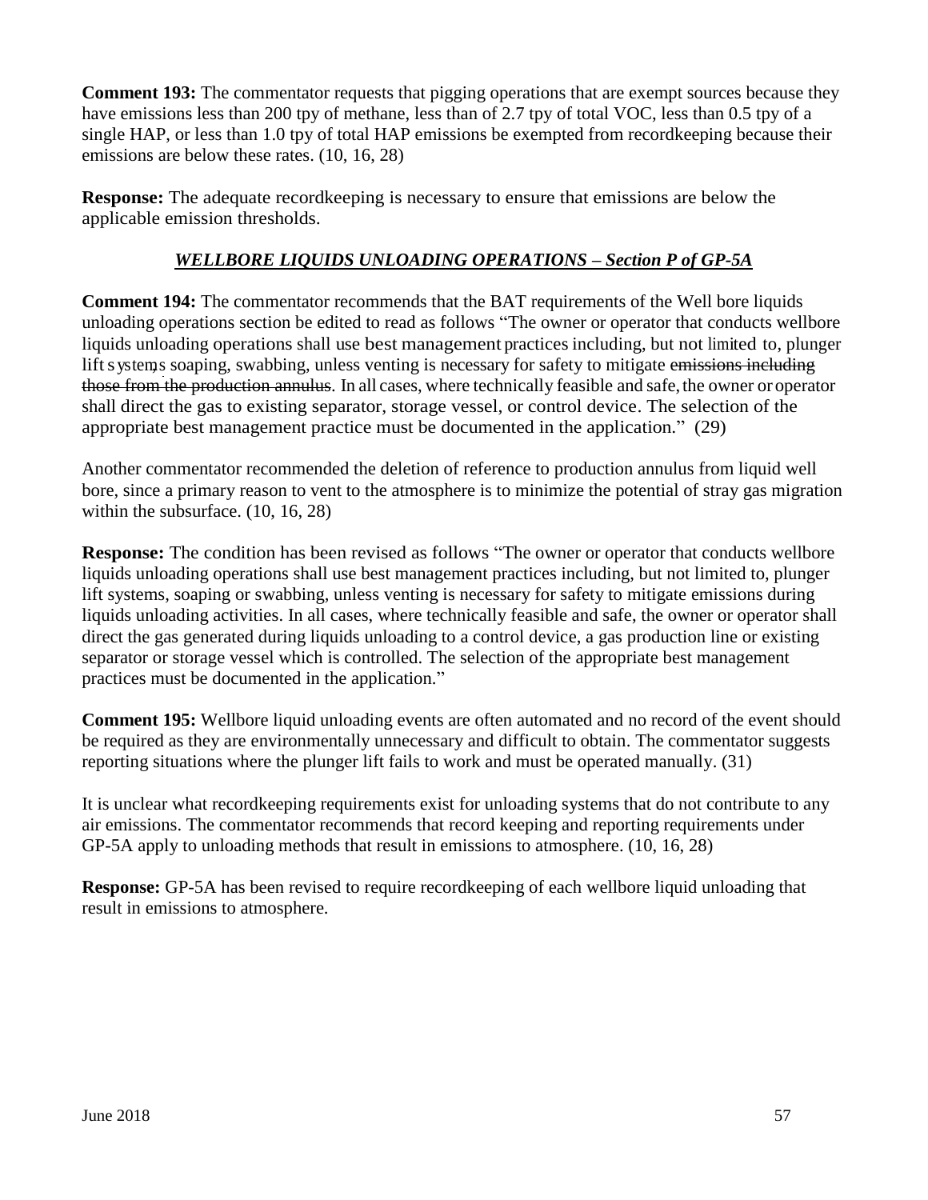**Comment 193:** The commentator requests that pigging operations that are exempt sources because they have emissions less than 200 tpy of methane, less than of 2.7 tpy of total VOC, less than 0.5 tpy of a single HAP, or less than 1.0 tpy of total HAP emissions be exempted from recordkeeping because their emissions are below these rates. (10, 16, 28)

**Response:** The adequate recordkeeping is necessary to ensure that emissions are below the applicable emission thresholds.

## ***WELLBORE LIQUIDS UNLOADING OPERATIONS – Section P of GP-5A***

**Comment 194:** The commentator recommends that the BAT requirements of the Well bore liquids unloading operations section be edited to read as follows "The owner or operator that conducts wellbore liquids unloading operations shall use best management practices including, but not limited to, plunger lift systems, soaping, swabbing, unless venting is necessary for safety to mitigate ~~emissions including those from the production annulus~~. In all cases, where technically feasible and safe, the owner or operator shall direct the gas to existing separator, storage vessel, or control device. The selection of the appropriate best management practice must be documented in the application." (29)

Another commentator recommended the deletion of reference to production annulus from liquid well bore, since a primary reason to vent to the atmosphere is to minimize the potential of stray gas migration within the subsurface. (10, 16, 28)

**Response:** The condition has been revised as follows "The owner or operator that conducts wellbore liquids unloading operations shall use best management practices including, but not limited to, plunger lift systems, soaping or swabbing, unless venting is necessary for safety to mitigate emissions during liquids unloading activities. In all cases, where technically feasible and safe, the owner or operator shall direct the gas generated during liquids unloading to a control device, a gas production line or existing separator or storage vessel which is controlled. The selection of the appropriate best management practices must be documented in the application."

**Comment 195:** Wellbore liquid unloading events are often automated and no record of the event should be required as they are environmentally unnecessary and difficult to obtain. The commentator suggests reporting situations where the plunger lift fails to work and must be operated manually. (31)

It is unclear what recordkeeping requirements exist for unloading systems that do not contribute to any air emissions. The commentator recommends that record keeping and reporting requirements under GP-5A apply to unloading methods that result in emissions to atmosphere. (10, 16, 28)

**Response:** GP-5A has been revised to require recordkeeping of each wellbore liquid unloading that result in emissions to atmosphere.

June 2018